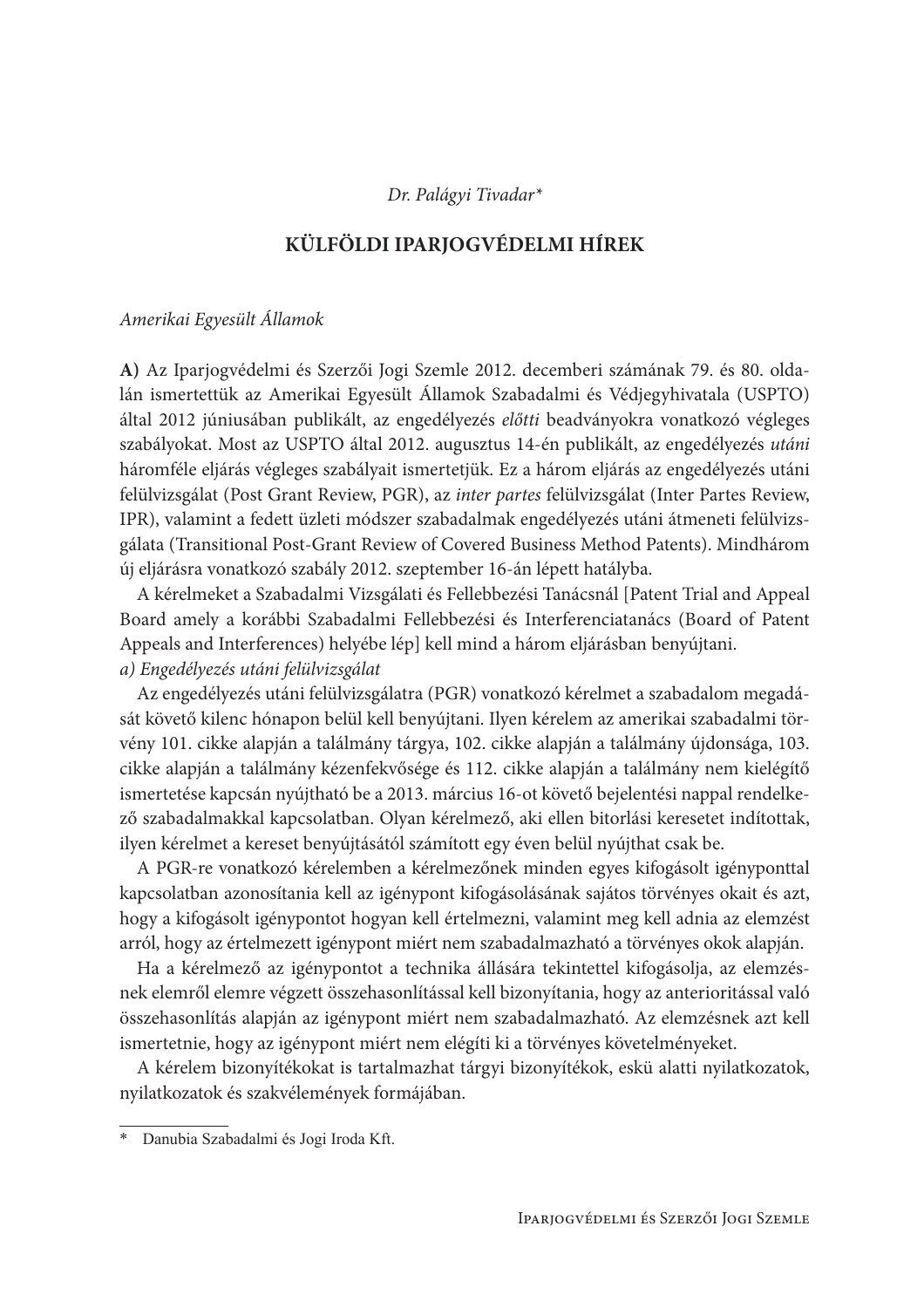*Dr. Palágyi Tivadar[*]*

# KÜLFÖLDI IPARJOGVÉDELMI HÍREK

*Amerikai Egyesült Államok*

**A)** Az Iparjogvédelmi és Szerzői Jogi Szemle 2012. decemberi számának 79. és 80. oldalán ismertettük az Amerikai Egyesült Államok Szabadalmi és Védjegyhivatala (USPTO) által 2012 júniusában publikált, az engedélyezés *előtti* beadványokra vonatkozó végleges szabályokat. Most az USPTO által 2012. augusztus 14-én publikált, az engedélyezés *utáni* háromféle eljárás végleges szabályait ismertetjük. Ez a három eljárás az engedélyezés utáni felülvizsgálat (Post Grant Review, PGR), az *inter partes* felülvizsgálat (Inter Partes Review, IPR), valamint a fedett üzleti módszer szabadalmak engedélyezés utáni átmeneti felülvizsgálata (Transitional Post-Grant Review of Covered Business Method Patents). Mindhárom új eljárásra vonatkozó szabály 2012. szeptember 16-án lépett hatályba.

A kérelmeket a Szabadalmi Vizsgálati és Fellebbezési Tanácsnál [Patent Trial and Appeal Board amely a korábbi Szabadalmi Fellebbezési és Interferenciatanács (Board of Patent Appeals and Interferences) helyébe lép] kell mind a három eljárásban benyújtani.

*a) Engedélyezés utáni felülvizsgálat*

Az engedélyezés utáni felülvizsgálatra (PGR) vonatkozó kérelmet a szabadalom megadását követő kilenc hónapon belül kell benyújtani. Ilyen kérelem az amerikai szabadalmi törvény 101. cikke alapján a találmány tárgya, 102. cikke alapján a találmány újdonsága, 103. cikke alapján a találmány kézenfekvősége és 112. cikke alapján a találmány nem kielégítő ismertetése kapcsán nyújtható be a 2013. március 16-ot követő bejelentési nappal rendelkező szabadalmakkal kapcsolatban. Olyan kérelmező, aki ellen bitorlási keresetet indítottak, ilyen kérelmet a kereset benyújtásától számított egy éven belül nyújthat csak be.

A PGR-re vonatkozó kérelemben a kérelmezőnek minden egyes kifogásolt igényponttal kapcsolatban azonosítania kell az igénypont kifogásolásának sajátos törvényes okait és azt, hogy a kifogásolt igénypontot hogyan kell értelmezni, valamint meg kell adnia az elemzést arról, hogy az értelmezett igénypont miért nem szabadalmazható a törvényes okok alapján.

Ha a kérelmező az igénypontot a technika állására tekintettel kifogásolja, az elemzésnek elemről elemre végzett összehasonlítással kell bizonyítania, hogy az anterioritással való összehasonlítás alapján az igénypont miért nem szabadalmazható. Az elemzésnek azt kell ismertetnie, hogy az igénypont miért nem elégíti ki a törvényes követelményeket.

A kérelem bizonyítékokat is tartalmazhat tárgyi bizonyítékok, eskü alatti nyilatkozatok, nyilatkozatok és szakvélemények formájában.

---

[*] Danubia Szabadalmi és Jogi Iroda Kft.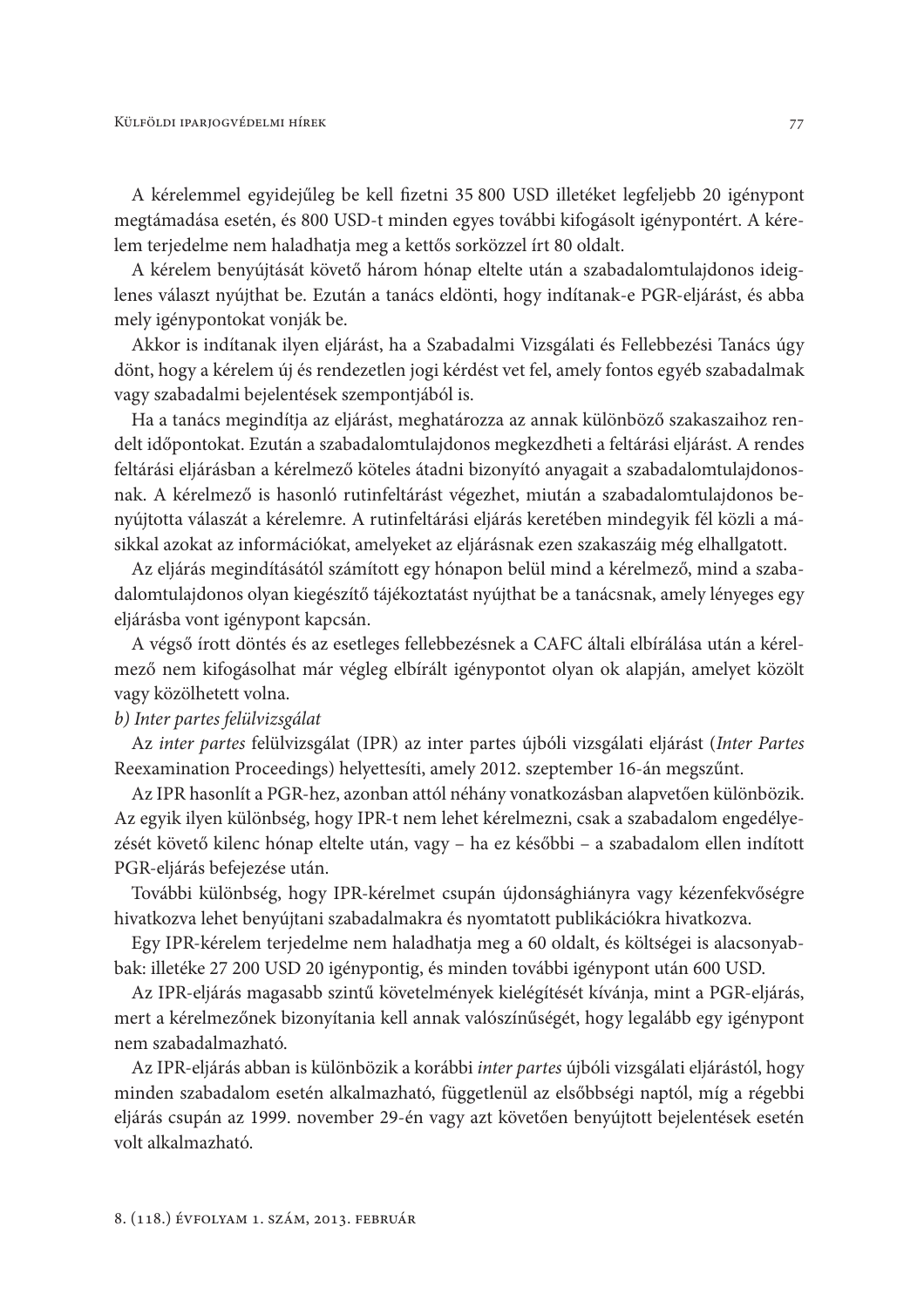A kérelemmel egyidejűleg be kell fizetni 35 800 USD illetéket legfeljebb 20 igénypont megtámadása esetén, és 800 USD-t minden egyes további kifogásolt igénypontért. A kérelem terjedelme nem haladhatja meg a kettős sorközzel írt 80 oldalt.

A kérelem benyújtását követő három hónap eltelte után a szabadalomtulajdonos ideiglenes választ nyújthat be. Ezután a tanács eldönti, hogy indítanak-e PGR-eljárást, és abba mely igénypontokat vonják be.

Akkor is indítanak ilyen eljárást, ha a Szabadalmi Vizsgálati és Fellebbezési Tanács úgy dönt, hogy a kérelem új és rendezetlen jogi kérdést vet fel, amely fontos egyéb szabadalmak vagy szabadalmi bejelentések szempontjából is.

Ha a tanács megindítja az eljárást, meghatározza az annak különböző szakaszaihoz rendelt időpontokat. Ezután a szabadalomtulajdonos megkezdheti a feltárási eljárást. A rendes feltárási eljárásban a kérelmező köteles átadni bizonyító anyagait a szabadalomtulajdonosnak. A kérelmező is hasonló rutinfeltárást végezhet, miután a szabadalomtulajdonos benyújtotta válaszát a kérelemre. A rutinfeltárási eljárás keretében mindegyik fél közli a másikkal azokat az információkat, amelyeket az eljárásnak ezen szakaszáig még elhallgatott.

Az eljárás megindításától számított egy hónapon belül mind a kérelmező, mind a szabadalomtulajdonos olyan kiegészítő tájékoztatást nyújthat be a tanácsnak, amely lényeges egy eljárásba vont igénypont kapcsán.

A végső írott döntés és az esetleges fellebbezésnek a CAFC általi elbírálása után a kérelmező nem kifogásolhat már végleg elbírált igénypontot olyan ok alapján, amelyet közölt vagy közölhetett volna.

*b) Inter partes felülvizsgálat*

Az *inter partes* felülvizsgálat (IPR) az inter partes újbóli vizsgálati eljárást (*Inter Partes* Reexamination Proceedings) helyettesíti, amely 2012. szeptember 16-án megszűnt.

Az IPR hasonlít a PGR-hez, azonban attól néhány vonatkozásban alapvetően különbözik. Az egyik ilyen különbség, hogy IPR-t nem lehet kérelmezni, csak a szabadalom engedélyezését követő kilenc hónap eltelte után, vagy – ha ez későbbi – a szabadalom ellen indított PGR-eljárás befejezése után.

További különbség, hogy IPR-kérelmet csupán újdonsághiányra vagy kézenfekvőségre hivatkozva lehet benyújtani szabadalmakra és nyomtatott publikációkra hivatkozva.

Egy IPR-kérelem terjedelme nem haladhatja meg a 60 oldalt, és költségei is alacsonyabbak: illetéke 27 200 USD 20 igénypontig, és minden további igénypont után 600 USD.

Az IPR-eljárás magasabb szintű követelmények kielégítését kívánja, mint a PGR-eljárás, mert a kérelmezőnek bizonyítania kell annak valószínűségét, hogy legalább egy igénypont nem szabadalmazható.

Az IPR-eljárás abban is különbözik a korábbi *inter partes* újbóli vizsgálati eljárástól, hogy minden szabadalom esetén alkalmazható, függetlenül az elsőbbségi naptól, míg a régebbi eljárás csupán az 1999. november 29-én vagy azt követően benyújtott bejelentések esetén volt alkalmazható.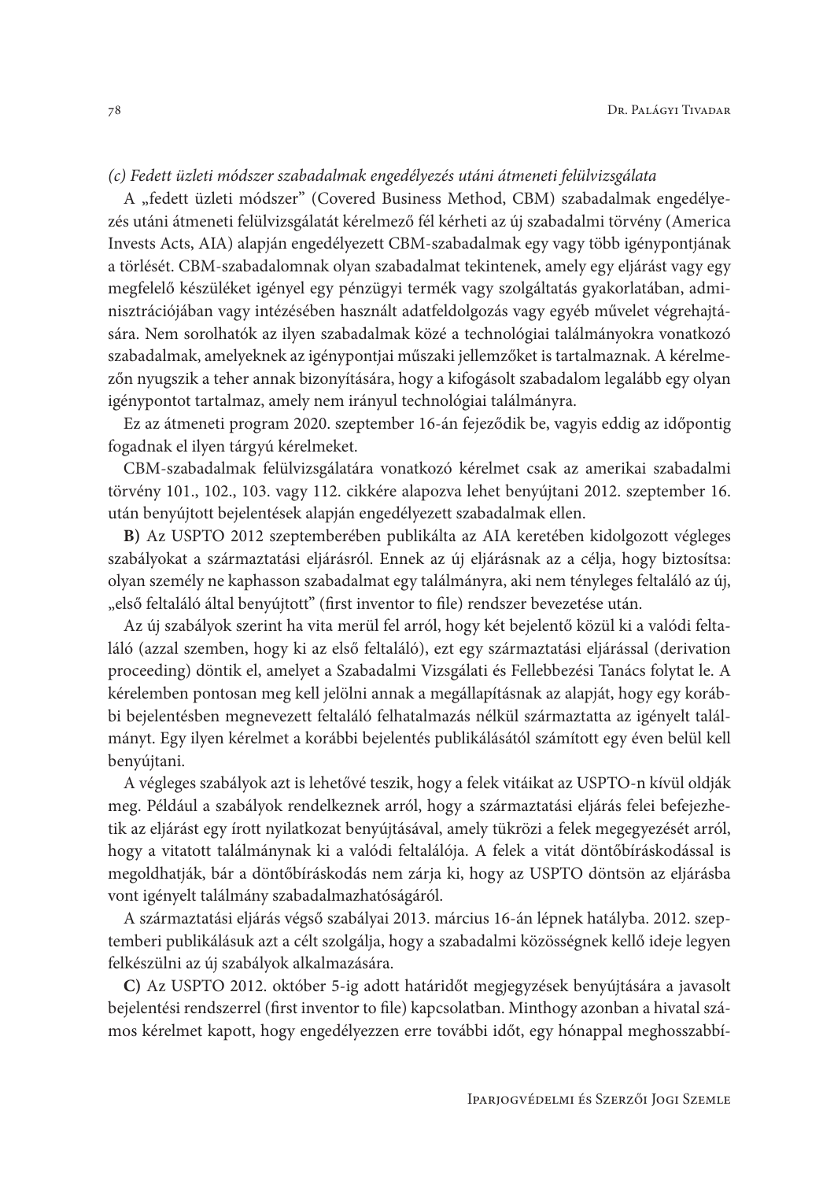*(c) Fedett üzleti módszer szabadalmak engedélyezés utáni átmeneti felülvizsgálata*

A „fedett üzleti módszer" (Covered Business Method, CBM) szabadalmak engedélyezés utáni átmeneti felülvizsgálatát kérelmező fél kérheti az új szabadalmi törvény (America Invests Acts, AIA) alapján engedélyezett CBM-szabadalmak egy vagy több igénypontjának a törlését. CBM-szabadalomnak olyan szabadalmat tekintenek, amely egy eljárást vagy egy megfelelő készüléket igényel egy pénzügyi termék vagy szolgáltatás gyakorlatában, adminisztrációjában vagy intézésében használt adatfeldolgozás vagy egyéb művelet végrehajtására. Nem sorolhatók az ilyen szabadalmak közé a technológiai találmányokra vonatkozó szabadalmak, amelyeknek az igénypontjai műszaki jellemzőket is tartalmaznak. A kérelmezőn nyugszik a teher annak bizonyítására, hogy a kifogásolt szabadalom legalább egy olyan igénypontot tartalmaz, amely nem irányul technológiai találmányra.

Ez az átmeneti program 2020. szeptember 16-án fejeződik be, vagyis eddig az időpontig fogadnak el ilyen tárgyú kérelmeket.

CBM-szabadalmak felülvizsgálatára vonatkozó kérelmet csak az amerikai szabadalmi törvény 101., 102., 103. vagy 112. cikkére alapozva lehet benyújtani 2012. szeptember 16. után benyújtott bejelentések alapján engedélyezett szabadalmak ellen.

**B)** Az USPTO 2012 szeptemberében publikálta az AIA keretében kidolgozott végleges szabályokat a származtatási eljárásról. Ennek az új eljárásnak az a célja, hogy biztosítsa: olyan személy ne kaphasson szabadalmat egy találmányra, aki nem tényleges feltaláló az új, „első feltaláló által benyújtott" (first inventor to file) rendszer bevezetése után.

Az új szabályok szerint ha vita merül fel arról, hogy két bejelentő közül ki a valódi feltaláló (azzal szemben, hogy ki az első feltaláló), ezt egy származtatási eljárással (derivation proceeding) döntik el, amelyet a Szabadalmi Vizsgálati és Fellebbezési Tanács folytat le. A kérelemben pontosan meg kell jelölni annak a megállapításnak az alapját, hogy egy korábbi bejelentésben megnevezett feltaláló felhatalmazás nélkül származtatta az igényelt találmányt. Egy ilyen kérelmet a korábbi bejelentés publikálásától számított egy éven belül kell benyújtani.

A végleges szabályok azt is lehetővé teszik, hogy a felek vitáikat az USPTO-n kívül oldják meg. Például a szabályok rendelkeznek arról, hogy a származtatási eljárás felei befejezhetik az eljárást egy írott nyilatkozat benyújtásával, amely tükrözi a felek megegyezését arról, hogy a vitatott találmánynak ki a valódi feltalálója. A felek a vitát döntőbíráskodással is megoldhatják, bár a döntőbíráskodás nem zárja ki, hogy az USPTO döntsön az eljárásba vont igényelt találmány szabadalmazhatóságáról.

A származtatási eljárás végső szabályai 2013. március 16-án lépnek hatályba. 2012. szeptemberi publikálásuk azt a célt szolgálja, hogy a szabadalmi közösségnek kellő ideje legyen felkészülni az új szabályok alkalmazására.

**C)** Az USPTO 2012. október 5-ig adott határidőt megjegyzések benyújtására a javasolt bejelentési rendszerrel (first inventor to file) kapcsolatban. Minthogy azonban a hivatal számos kérelmet kapott, hogy engedélyezzen erre további időt, egy hónappal meghosszabbí-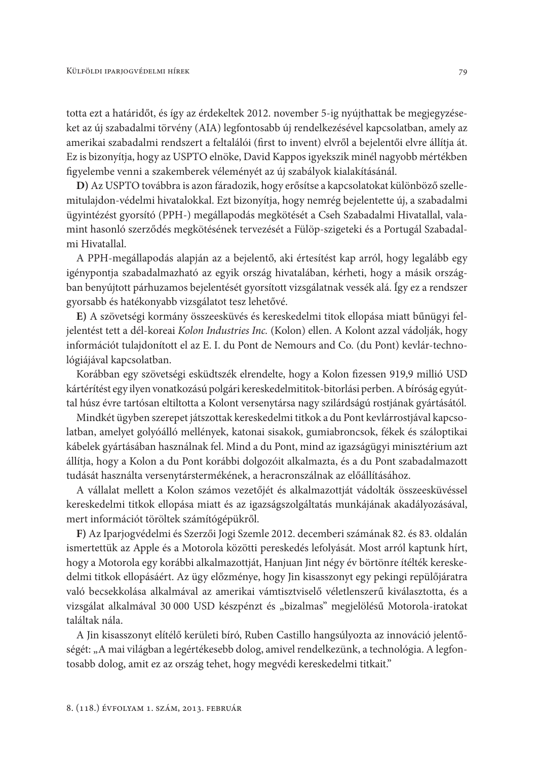totta ezt a határidőt, és így az érdekeltek 2012. november 5-ig nyújthattak be megjegyzéseket az új szabadalmi törvény (AIA) legfontosabb új rendelkezésével kapcsolatban, amely az amerikai szabadalmi rendszert a feltalálói (first to invent) elvről a bejelentői elvre állítja át. Ez is bizonyítja, hogy az USPTO elnöke, David Kappos igyekszik minél nagyobb mértékben figyelembe venni a szakemberek véleményét az új szabályok kialakításánál.

**D)** Az USPTO továbbra is azon fáradozik, hogy erősítse a kapcsolatokat különböző szellemitulajdon-védelmi hivatalokkal. Ezt bizonyítja, hogy nemrég bejelentette új, a szabadalmi ügyintézést gyorsító (PPH-) megállapodás megkötését a Cseh Szabadalmi Hivatallal, valamint hasonló szerződés megkötésének tervezését a Fülöp-szigeteki és a Portugál Szabadalmi Hivatallal.

A PPH-megállapodás alapján az a bejelentő, aki értesítést kap arról, hogy legalább egy igénypontja szabadalmazható az egyik ország hivatalában, kérheti, hogy a másik országban benyújtott párhuzamos bejelentését gyorsított vizsgálatnak vessék alá. Így ez a rendszer gyorsabb és hatékonyabb vizsgálatot tesz lehetővé.

**E)** A szövetségi kormány összeesküvés és kereskedelmi titok ellopása miatt bűnügyi feljelentést tett a dél-koreai *Kolon Industries Inc.* (Kolon) ellen. A Kolont azzal vádolják, hogy információt tulajdonított el az E. I. du Pont de Nemours and Co. (du Pont) kevlár-technológiájával kapcsolatban.

Korábban egy szövetségi esküdtszék elrendelte, hogy a Kolon fizessen 919,9 millió USD kártérítést egy ilyen vonatkozású polgári kereskedelmititok-bitorlási perben. A bíróság egyúttal húsz évre tartósan eltiltotta a Kolont versenytársa nagy szilárdságú rostjának gyártásától.

Mindkét ügyben szerepet játszottak kereskedelmi titkok a du Pont kevlárrostjával kapcsolatban, amelyet golyóálló mellények, katonai sisakok, gumiabroncsok, fékek és száloptikai kábelek gyártásában használnak fel. Mind a du Pont, mind az igazságügyi minisztérium azt állítja, hogy a Kolon a du Pont korábbi dolgozóit alkalmazta, és a du Pont szabadalmazott tudását használta versenytársterméknek, a heracronszálnak az előállításához.

A vállalat mellett a Kolon számos vezetőjét és alkalmazottját vádolták összeesküvéssel kereskedelmi titkok ellopása miatt és az igazságszolgáltatás munkájának akadályozásával, mert információt töröltek számítógépükről.

**F)** Az Iparjogvédelmi és Szerzői Jogi Szemle 2012. decemberi számának 82. és 83. oldalán ismertettük az Apple és a Motorola közötti pereskedés lefolyását. Most arról kaptunk hírt, hogy a Motorola egy korábbi alkalmazottját, Hanjuan Jint négy év börtönre ítélték kereskedelmi titkok ellopásáért. Az ügy előzménye, hogy Jin kisasszonyt egy pekingi repülőjáratra való becsekkolása alkalmával az amerikai vámtisztviselő véletlenszerű kiválasztotta, és a vizsgálat alkalmával 30 000 USD készpénzt és „bizalmas" megjelölésű Motorola-iratokat találtak nála.

A Jin kisasszonyt elítélő kerületi bíró, Ruben Castillo hangsúlyozta az innováció jelentőségét: „A mai világban a legértékesebb dolog, amivel rendelkezünk, a technológia. A legfontosabb dolog, amit ez az ország tehet, hogy megvédi kereskedelmi titkait."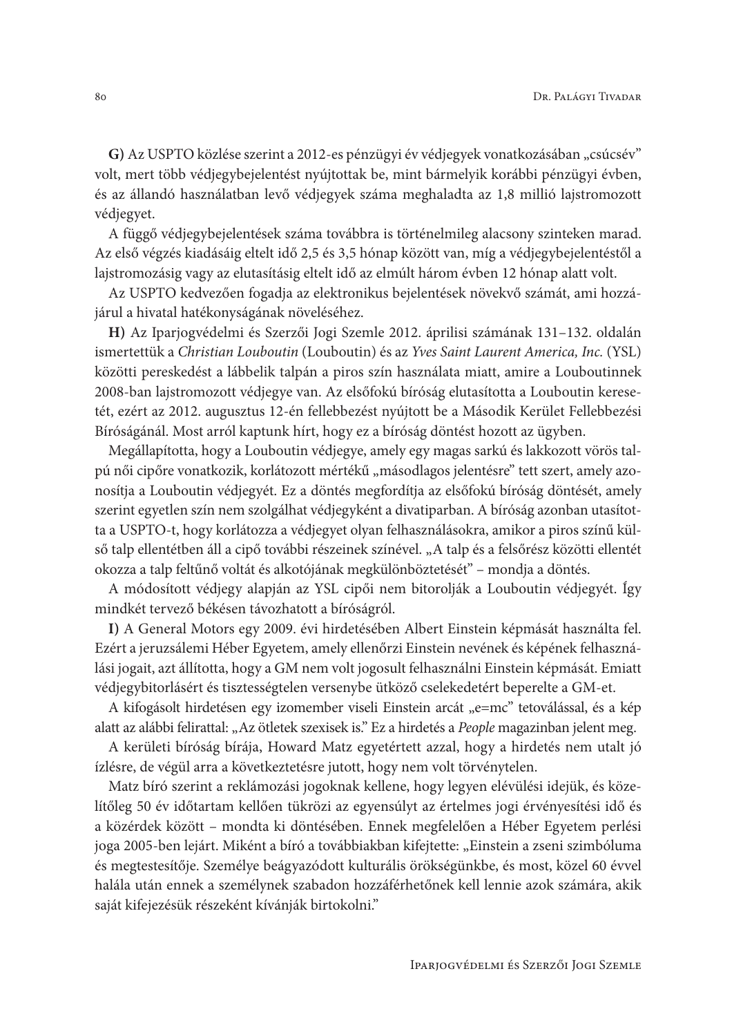**G)** Az USPTO közlése szerint a 2012-es pénzügyi év védjegyek vonatkozásában „csúcsév” volt, mert több védjegybejelentést nyújtottak be, mint bármelyik korábbi pénzügyi évben, és az állandó használatban levő védjegyek száma meghaladta az 1,8 millió lajstromozott védjegyet.

A függő védjegybejelentések száma továbbra is történelmileg alacsony szinteken marad. Az első végzés kiadásáig eltelt idő 2,5 és 3,5 hónap között van, míg a védjegybejelentéstől a lajstromozásig vagy az elutasításig eltelt idő az elmúlt három évben 12 hónap alatt volt.

Az USPTO kedvezően fogadja az elektronikus bejelentések növekvő számát, ami hozzájárul a hivatal hatékonyságának növeléséhez.

**H)** Az Iparjogvédelmi és Szerzői Jogi Szemle 2012. áprilisi számának 131–132. oldalán ismertettük a *Christian Louboutin* (Louboutin) és az *Yves Saint Laurent America, Inc.* (YSL) közötti pereskedést a lábbelik talpán a piros szín használata miatt, amire a Louboutinnek 2008-ban lajstromozott védjegye van. Az elsőfokú bíróság elutasította a Louboutin keresetét, ezért az 2012. augusztus 12-én fellebbezést nyújtott be a Második Kerület Fellebbezési Bíróságánál. Most arról kaptunk hírt, hogy ez a bíróság döntést hozott az ügyben.

Megállapította, hogy a Louboutin védjegye, amely egy magas sarkú és lakkozott vörös talpú női cipőre vonatkozik, korlátozott mértékű „másodlagos jelentésre” tett szert, amely azonosítja a Louboutin védjegyét. Ez a döntés megfordítja az elsőfokú bíróság döntését, amely szerint egyetlen szín nem szolgálhat védjegyként a divatiparban. A bíróság azonban utasította a USPTO-t, hogy korlátozza a védjegyet olyan felhasználásokra, amikor a piros színű külső talp ellentétben áll a cipő további részeinek színével. „A talp és a felsőrész közötti ellentét okozza a talp feltűnő voltát és alkotójának megkülönböztetését” – mondja a döntés.

A módosított védjegy alapján az YSL cipői nem bitorolják a Louboutin védjegyét. Így mindkét tervező békésen távozhatott a bíróságról.

**I)** A General Motors egy 2009. évi hirdetésében Albert Einstein képmását használta fel. Ezért a jeruzsálemi Héber Egyetem, amely ellenőrzi Einstein nevének és képének felhasználási jogait, azt állította, hogy a GM nem volt jogosult felhasználni Einstein képmását. Emiatt védjegybitorlásért és tisztességtelen versenybe ütköző cselekedetért beperelte a GM-et.

A kifogásolt hirdetésen egy izomember viseli Einstein arcát „e=mc” tetoválással, és a kép alatt az alábbi felirattal: „Az ötletek szexisek is.” Ez a hirdetés a *People* magazinban jelent meg.

A kerületi bíróság bírája, Howard Matz egyetértett azzal, hogy a hirdetés nem utalt jó ízlésre, de végül arra a következtetésre jutott, hogy nem volt törvénytelen.

Matz bíró szerint a reklámozási jogoknak kellene, hogy legyen elévülési idejük, és közelítőleg 50 év időtartam kellően tükrözi az egyensúlyt az értelmes jogi érvényesítési idő és a közérdek között – mondta ki döntésében. Ennek megfelelően a Héber Egyetem perlési joga 2005-ben lejárt. Miként a bíró a továbbiakban kifejtette: „Einstein a zseni szimbóluma és megtestesítője. Személye beágyazódott kulturális örökségünkbe, és most, közel 60 évvel halála után ennek a személynek szabadon hozzáférhetőnek kell lennie azok számára, akik saját kifejezésük részeként kívánják birtokolni.”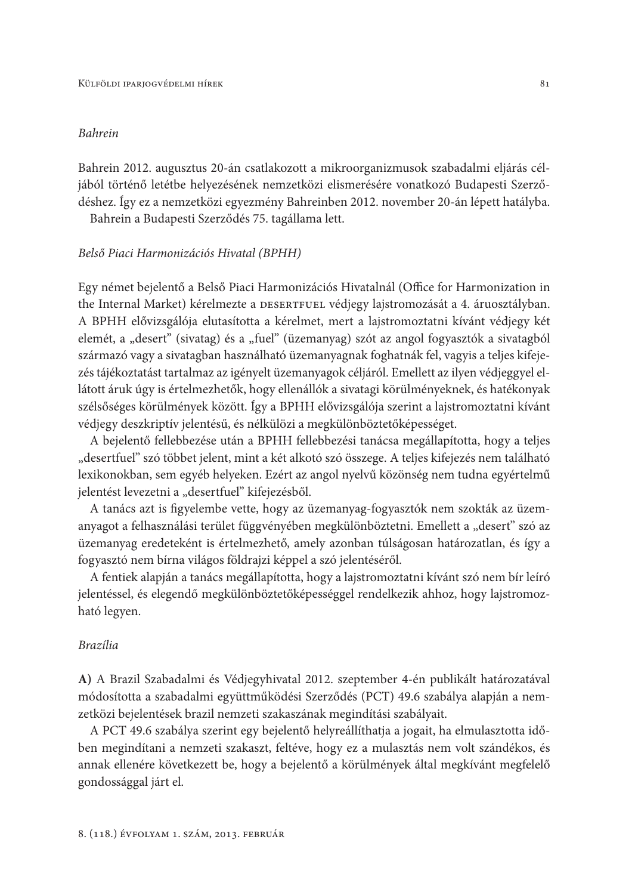*Bahrein*

Bahrein 2012. augusztus 20-án csatlakozott a mikroorganizmusok szabadalmi eljárás céljából történő letétbe helyezésének nemzetközi elismerésére vonatkozó Budapesti Szerződéshez. Így ez a nemzetközi egyezmény Bahreinben 2012. november 20-án lépett hatályba.

Bahrein a Budapesti Szerződés 75. tagállama lett.

*Belső Piaci Harmonizációs Hivatal (BPHH)*

Egy német bejelentő a Belső Piaci Harmonizációs Hivatalnál (Office for Harmonization in the Internal Market) kérelmezte a DESERTFUEL védjegy lajstromozását a 4. áruosztályban. A BPHH elővizsgálója elutasította a kérelmet, mert a lajstromoztatni kívánt védjegy két elemét, a „desert" (sivatag) és a „fuel" (üzemanyag) szót az angol fogyasztók a sivatagból származó vagy a sivatagban használható üzemanyagnak foghatnák fel, vagyis a teljes kifejezés tájékoztatást tartalmaz az igényelt üzemanyagok céljáról. Emellett az ilyen védjeggyel ellátott áruk úgy is értelmezhetők, hogy ellenállók a sivatagi körülményeknek, és hatékonyak szélsőséges körülmények között. Így a BPHH elővizsgálója szerint a lajstromoztatni kívánt védjegy deszkriptív jelentésű, és nélkülözi a megkülönböztetőképességet.

A bejelentő fellebbezése után a BPHH fellebbezési tanácsa megállapította, hogy a teljes „desertfuel" szó többet jelent, mint a két alkotó szó összege. A teljes kifejezés nem található lexikonokban, sem egyéb helyeken. Ezért az angol nyelvű közönség nem tudna egyértelmű jelentést levezetni a „desertfuel" kifejezésből.

A tanács azt is figyelembe vette, hogy az üzemanyag-fogyasztók nem szokták az üzemanyagot a felhasználási terület függvényében megkülönböztetni. Emellett a „desert" szó az üzemanyag eredeteként is értelmezhető, amely azonban túlságosan határozatlan, és így a fogyasztó nem bírna világos földrajzi képpel a szó jelentéséről.

A fentiek alapján a tanács megállapította, hogy a lajstromoztatni kívánt szó nem bír leíró jelentéssel, és elegendő megkülönböztetőképességgel rendelkezik ahhoz, hogy lajstromozható legyen.

*Brazília*

**A)** A Brazil Szabadalmi és Védjegyhivatal 2012. szeptember 4-én publikált határozatával módosította a szabadalmi együttműködési Szerződés (PCT) 49.6 szabálya alapján a nemzetközi bejelentések brazil nemzeti szakaszának megindítási szabályait.

A PCT 49.6 szabálya szerint egy bejelentő helyreállíthatja a jogait, ha elmulasztotta időben megindítani a nemzeti szakaszt, feltéve, hogy ez a mulasztás nem volt szándékos, és annak ellenére következett be, hogy a bejelentő a körülmények által megkívánt megfelelő gondossággal járt el.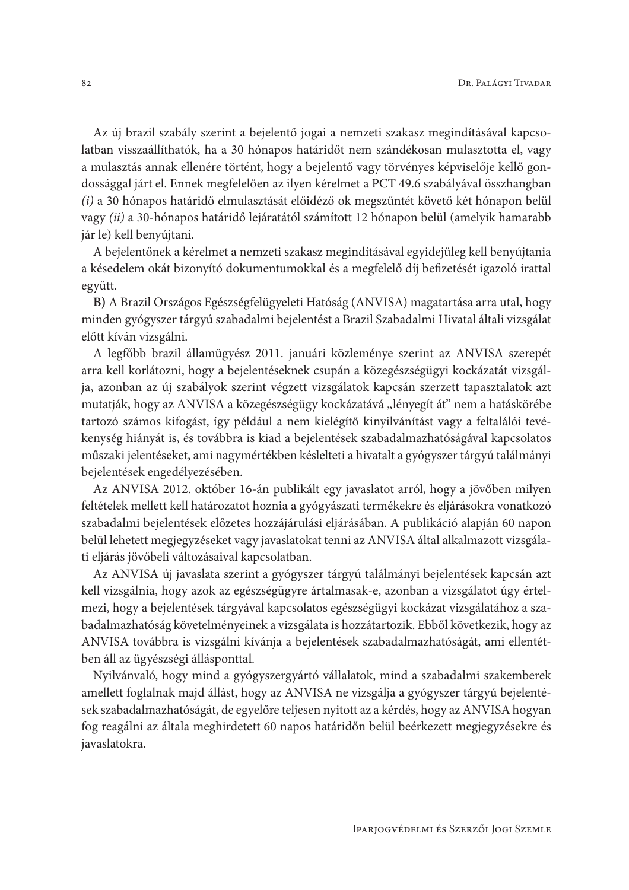Az új brazil szabály szerint a bejelentő jogai a nemzeti szakasz megindításával kapcsolatban visszaállíthatók, ha a 30 hónapos határidőt nem szándékosan mulasztotta el, vagy a mulasztás annak ellenére történt, hogy a bejelentő vagy törvényes képviselője kellő gondossággal járt el. Ennek megfelelően az ilyen kérelmet a PCT 49.6 szabályával összhangban *(i)* a 30 hónapos határidő elmulasztását előidéző ok megszűntét követő két hónapon belül vagy *(ii)* a 30-hónapos határidő lejáratától számított 12 hónapon belül (amelyik hamarabb jár le) kell benyújtani.

A bejelentőnek a kérelmet a nemzeti szakasz megindításával egyidejűleg kell benyújtania a késedelem okát bizonyító dokumentumokkal és a megfelelő díj befizetését igazoló irattal együtt.

**B)** A Brazil Országos Egészségfelügyeleti Hatóság (ANVISA) magatartása arra utal, hogy minden gyógyszer tárgyú szabadalmi bejelentést a Brazil Szabadalmi Hivatal általi vizsgálat előtt kíván vizsgálni.

A legfőbb brazil államügyész 2011. januári közleménye szerint az ANVISA szerepét arra kell korlátozni, hogy a bejelentéseknek csupán a közegészségügyi kockázatát vizsgálja, azonban az új szabályok szerint végzett vizsgálatok kapcsán szerzett tapasztalatok azt mutatják, hogy az ANVISA a közegészségügy kockázatává „lényegít át" nem a hatáskörébe tartozó számos kifogást, így például a nem kielégítő kinyilvánítást vagy a feltalálói tevékenység hiányát is, és továbbra is kiad a bejelentések szabadalmazhatóságával kapcsolatos műszaki jelentéseket, ami nagymértékben késlelteti a hivatalt a gyógyszer tárgyú találmányi bejelentések engedélyezésében.

Az ANVISA 2012. október 16-án publikált egy javaslatot arról, hogy a jövőben milyen feltételek mellett kell határozatot hoznia a gyógyászati termékekre és eljárásokra vonatkozó szabadalmi bejelentések előzetes hozzájárulási eljárásában. A publikáció alapján 60 napon belül lehetett megjegyzéseket vagy javaslatokat tenni az ANVISA által alkalmazott vizsgálati eljárás jövőbeli változásaival kapcsolatban.

Az ANVISA új javaslata szerint a gyógyszer tárgyú találmányi bejelentések kapcsán azt kell vizsgálnia, hogy azok az egészségügyre ártalmasak-e, azonban a vizsgálatot úgy értelmezi, hogy a bejelentések tárgyával kapcsolatos egészségügyi kockázat vizsgálatához a szabadalmazhatóság követelményeinek a vizsgálata is hozzátartozik. Ebből következik, hogy az ANVISA továbbra is vizsgálni kívánja a bejelentések szabadalmazhatóságát, ami ellentétben áll az ügyészségi állásponttal.

Nyilvánvaló, hogy mind a gyógyszergyártó vállalatok, mind a szabadalmi szakemberek amellett foglalnak majd állást, hogy az ANVISA ne vizsgálja a gyógyszer tárgyú bejelentések szabadalmazhatóságát, de egyelőre teljesen nyitott az a kérdés, hogy az ANVISA hogyan fog reagálni az általa meghirdetett 60 napos határidőn belül beérkezett megjegyzésekre és javaslatokra.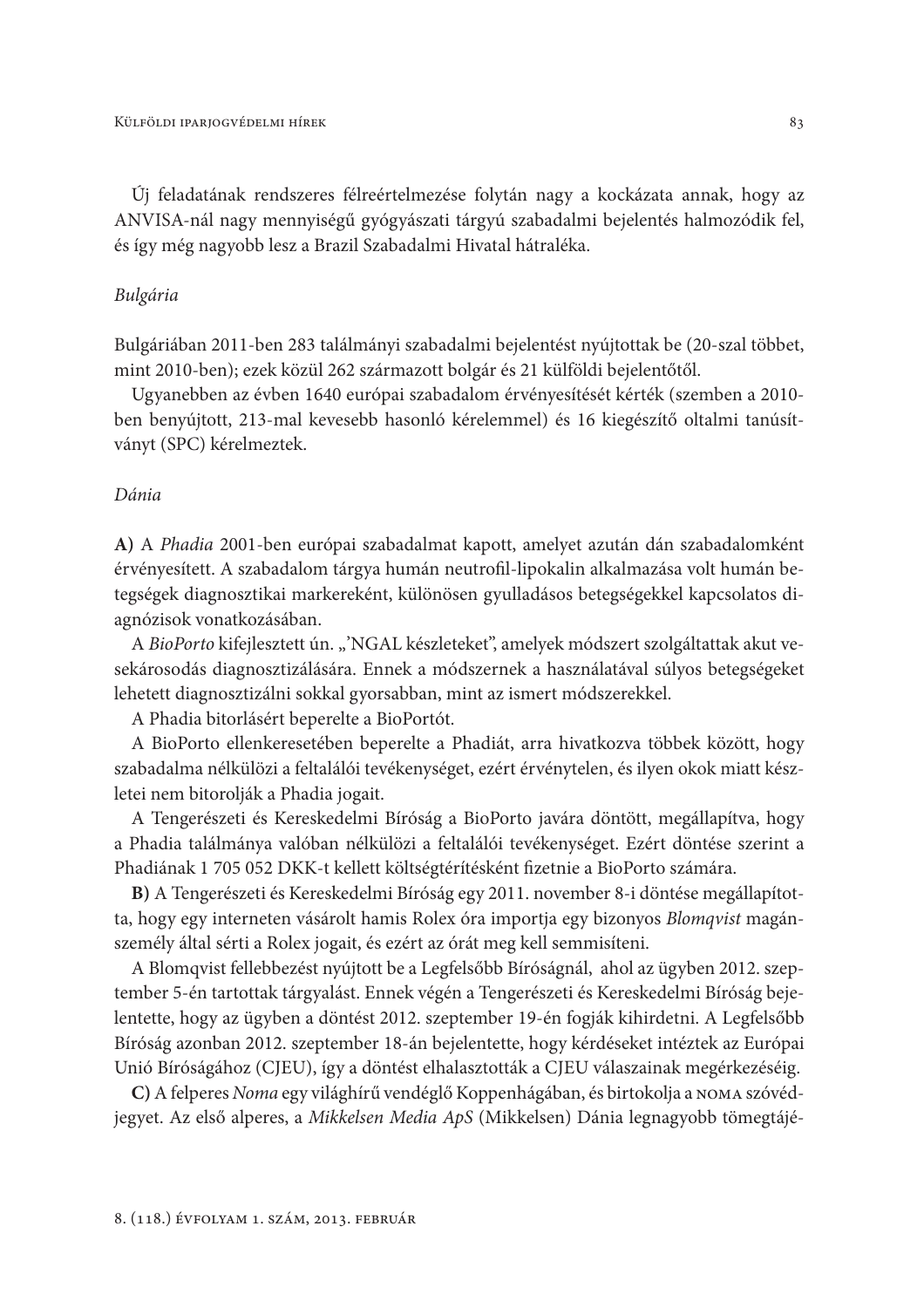Új feladatának rendszeres félreértelmezése folytán nagy a kockázata annak, hogy az ANVISA-nál nagy mennyiségű gyógyászati tárgyú szabadalmi bejelentés halmozódik fel, és így még nagyobb lesz a Brazil Szabadalmi Hivatal hátraléka.

*Bulgária*

Bulgáriában 2011-ben 283 találmányi szabadalmi bejelentést nyújtottak be (20-szal többet, mint 2010-ben); ezek közül 262 származott bolgár és 21 külföldi bejelentőtől.

Ugyanebben az évben 1640 európai szabadalom érvényesítését kérték (szemben a 2010-ben benyújtott, 213-mal kevesebb hasonló kérelemmel) és 16 kiegészítő oltalmi tanúsítványt (SPC) kérelmeztek.

*Dánia*

**A)** A *Phadia* 2001-ben európai szabadalmat kapott, amelyet azután dán szabadalomként érvényesített. A szabadalom tárgya humán neutrofil-lipokalin alkalmazása volt humán betegségek diagnosztikai markereként, különösen gyulladásos betegségekkel kapcsolatos diagnózisok vonatkozásában.

A *BioPorto* kifejlesztett ún. „'NGAL készleteket", amelyek módszert szolgáltattak akut vesekárosodás diagnosztizálására. Ennek a módszernek a használatával súlyos betegségeket lehetett diagnosztizálni sokkal gyorsabban, mint az ismert módszerekkel.

A Phadia bitorlásért beperelte a BioPortót.

A BioPorto ellenkeresetében beperelte a Phadiát, arra hivatkozva többek között, hogy szabadalma nélkülözi a feltalálói tevékenységet, ezért érvénytelen, és ilyen okok miatt készletei nem bitorolják a Phadia jogait.

A Tengerészeti és Kereskedelmi Bíróság a BioPorto javára döntött, megállapítva, hogy a Phadia találmánya valóban nélkülözi a feltalálói tevékenységet. Ezért döntése szerint a Phadiának 1 705 052 DKK-t kellett költségtérítésként fizetnie a BioPorto számára.

**B)** A Tengerészeti és Kereskedelmi Bíróság egy 2011. november 8-i döntése megállapította, hogy egy interneten vásárolt hamis Rolex óra importja egy bizonyos *Blomqvist* magánszemély által sérti a Rolex jogait, és ezért az órát meg kell semmisíteni.

A Blomqvist fellebbezést nyújtott be a Legfelsőbb Bíróságnál, ahol az ügyben 2012. szeptember 5-én tartottak tárgyalást. Ennek végén a Tengerészeti és Kereskedelmi Bíróság bejelentette, hogy az ügyben a döntést 2012. szeptember 19-én fogják kihirdetni. A Legfelsőbb Bíróság azonban 2012. szeptember 18-án bejelentette, hogy kérdéseket intéztek az Európai Unió Bíróságához (CJEU), így a döntést elhalasztották a CJEU válaszainak megérkezéséig.

**C)** A felperes *Noma* egy világhírű vendéglő Koppenhágában, és birtokolja a NOMA szóvédjegyet. Az első alperes, a *Mikkelsen Media ApS* (Mikkelsen) Dánia legnagyobb tömegtájé-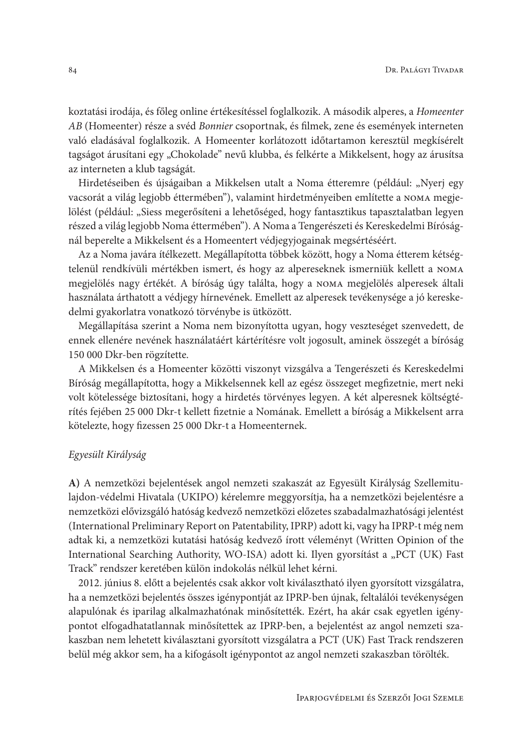koztatási irodája, és főleg online értékesítéssel foglalkozik. A második alperes, a *Homeenter AB* (Homeenter) része a svéd *Bonnier* csoportnak, és filmek, zene és események interneten való eladásával foglalkozik. A Homeenter korlátozott időtartamon keresztül megkísérelt tagságot árusítani egy „Chokolade" nevű klubba, és felkérte a Mikkelsent, hogy az árusítsa az interneten a klub tagságát.

Hirdetéseiben és újságaiban a Mikkelsen utalt a Noma étteremre (például: „Nyerj egy vacsorát a világ legjobb éttermében"), valamint hirdetményeiben említette a NOMA megjelölést (például: „Siess megerősíteni a lehetőséged, hogy fantasztikus tapasztalatban legyen részed a világ legjobb Noma éttermében"). A Noma a Tengerészeti és Kereskedelmi Bíróságnál beperelte a Mikkelsent és a Homeentert védjegyjogainak megsértéséért.

Az a Noma javára ítélkezett. Megállapította többek között, hogy a Noma étterem kétségtelenül rendkívüli mértékben ismert, és hogy az alpereseknek ismerniük kellett a NOMA megjelölés nagy értékét. A bíróság úgy találta, hogy a NOMA megjelölés alperesek általi használata árthatott a védjegy hírnevének. Emellett az alperesek tevékenysége a jó kereskedelmi gyakorlatra vonatkozó törvénybe is ütközött.

Megállapítása szerint a Noma nem bizonyította ugyan, hogy veszteséget szenvedett, de ennek ellenére nevének használatáért kártérítésre volt jogosult, aminek összegét a bíróság 150 000 Dkr-ben rögzítette.

A Mikkelsen és a Homeenter közötti viszonyt vizsgálva a Tengerészeti és Kereskedelmi Bíróság megállapította, hogy a Mikkelsennek kell az egész összeget megfizetnie, mert neki volt kötelessége biztosítani, hogy a hirdetés törvényes legyen. A két alperesnek költségtérítés fejében 25 000 Dkr-t kellett fizetnie a Nomának. Emellett a bíróság a Mikkelsent arra kötelezte, hogy fizessen 25 000 Dkr-t a Homeenternek.

*Egyesült Királyság*

**A)** A nemzetközi bejelentések angol nemzeti szakaszát az Egyesült Királyság Szellemitulajdon-védelmi Hivatala (UKIPO) kérelemre meggyorsítja, ha a nemzetközi bejelentésre a nemzetközi elővizsgáló hatóság kedvező nemzetközi előzetes szabadalmazhatósági jelentést (International Preliminary Report on Patentability, IPRP) adott ki, vagy ha IPRP-t még nem adtak ki, a nemzetközi kutatási hatóság kedvező írott véleményt (Written Opinion of the International Searching Authority, WO-ISA) adott ki. Ilyen gyorsítást a „PCT (UK) Fast Track" rendszer keretében külön indokolás nélkül lehet kérni.

2012. június 8. előtt a bejelentés csak akkor volt kiválasztható ilyen gyorsított vizsgálatra, ha a nemzetközi bejelentés összes igénypontját az IPRP-ben újnak, feltalálói tevékenységen alapulónak és iparilag alkalmazhatónak minősítették. Ezért, ha akár csak egyetlen igénypontot elfogadhatatlannak minősítettek az IPRP-ben, a bejelentést az angol nemzeti szakaszban nem lehetett kiválasztani gyorsított vizsgálatra a PCT (UK) Fast Track rendszeren belül még akkor sem, ha a kifogásolt igénypontot az angol nemzeti szakaszban törölték.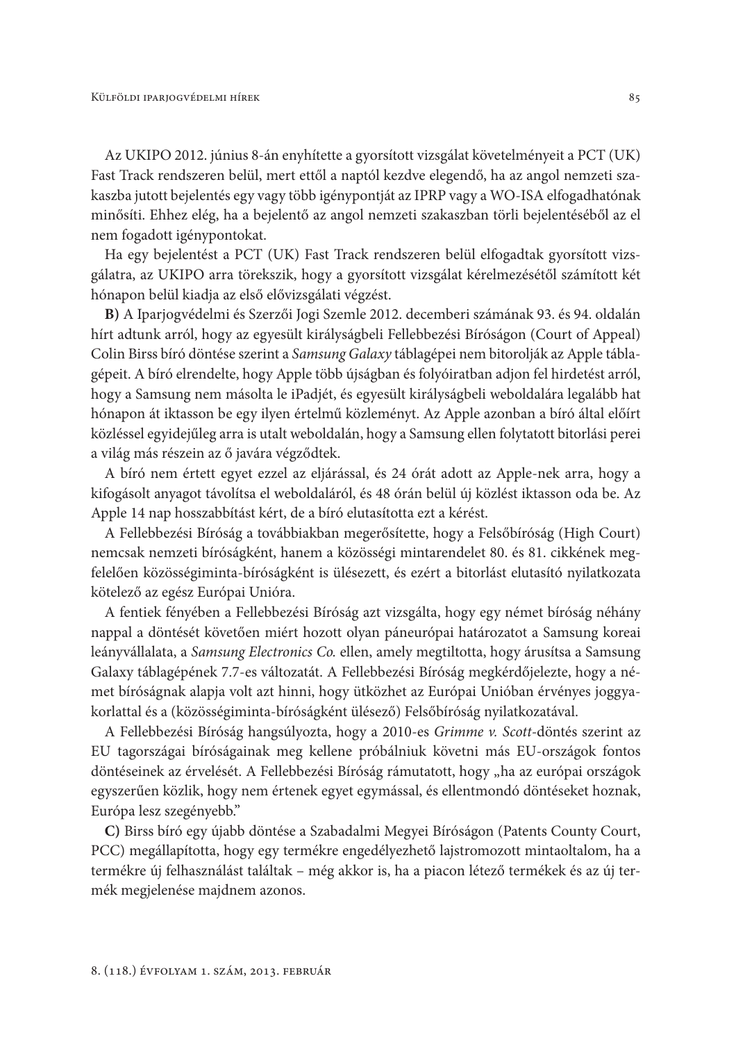Az UKIPO 2012. június 8-án enyhítette a gyorsított vizsgálat követelményeit a PCT (UK) Fast Track rendszeren belül, mert ettől a naptól kezdve elegendő, ha az angol nemzeti szakaszba jutott bejelentés egy vagy több igénypontját az IPRP vagy a WO-ISA elfogadhatónak minősíti. Ehhez elég, ha a bejelentő az angol nemzeti szakaszban törli bejelentéséből az el nem fogadott igénypontokat.

Ha egy bejelentést a PCT (UK) Fast Track rendszeren belül elfogadtak gyorsított vizsgálatra, az UKIPO arra törekszik, hogy a gyorsított vizsgálat kérelmezésétől számított két hónapon belül kiadja az első elővizsgálati végzést.

**B)** A Iparjogvédelmi és Szerzői Jogi Szemle 2012. decemberi számának 93. és 94. oldalán hírt adtunk arról, hogy az egyesült királyságbeli Fellebbezési Bíróságon (Court of Appeal) Colin Birss bíró döntése szerint a *Samsung Galaxy* táblagépei nem bitorolják az Apple táblagépeit. A bíró elrendelte, hogy Apple több újságban és folyóiratban adjon fel hirdetést arról, hogy a Samsung nem másolta le iPadjét, és egyesült királyságbeli weboldalára legalább hat hónapon át iktasson be egy ilyen értelmű közleményt. Az Apple azonban a bíró által előírt közléssel egyidejűleg arra is utalt weboldalán, hogy a Samsung ellen folytatott bitorlási perei a világ más részein az ő javára végződtek.

A bíró nem értett egyet ezzel az eljárással, és 24 órát adott az Apple-nek arra, hogy a kifogásolt anyagot távolítsa el weboldaláról, és 48 órán belül új közlést iktasson oda be. Az Apple 14 nap hosszabbítást kért, de a bíró elutasította ezt a kérést.

A Fellebbezési Bíróság a továbbiakban megerősítette, hogy a Felsőbíróság (High Court) nemcsak nemzeti bíróságként, hanem a közösségi mintarendelet 80. és 81. cikkének megfelelően közösségiminta-bíróságként is ülésezett, és ezért a bitorlást elutasító nyilatkozata kötelező az egész Európai Unióra.

A fentiek fényében a Fellebbezési Bíróság azt vizsgálta, hogy egy német bíróság néhány nappal a döntését követően miért hozott olyan páneurópai határozatot a Samsung koreai leányvállalata, a *Samsung Electronics Co.* ellen, amely megtiltotta, hogy árusítsa a Samsung Galaxy táblagépének 7.7-es változatát. A Fellebbezési Bíróság megkérdőjelezte, hogy a német bíróságnak alapja volt azt hinni, hogy ütközhet az Európai Unióban érvényes joggyakorlattal és a (közösségiminta-bíróságként ülésező) Felsőbíróság nyilatkozatával.

A Fellebbezési Bíróság hangsúlyozta, hogy a 2010-es *Grimme v. Scott*-döntés szerint az EU tagországai bíróságainak meg kellene próbálniuk követni más EU-országok fontos döntéseinek az érvelését. A Fellebbezési Bíróság rámutatott, hogy „ha az európai országok egyszerűen közlik, hogy nem értenek egyet egymással, és ellentmondó döntéseket hoznak, Európa lesz szegényebb."

**C)** Birss bíró egy újabb döntése a Szabadalmi Megyei Bíróságon (Patents County Court, PCC) megállapította, hogy egy termékre engedélyezhető lajstromozott mintaoltalom, ha a termékre új felhasználást találtak – még akkor is, ha a piacon létező termékek és az új termék megjelenése majdnem azonos.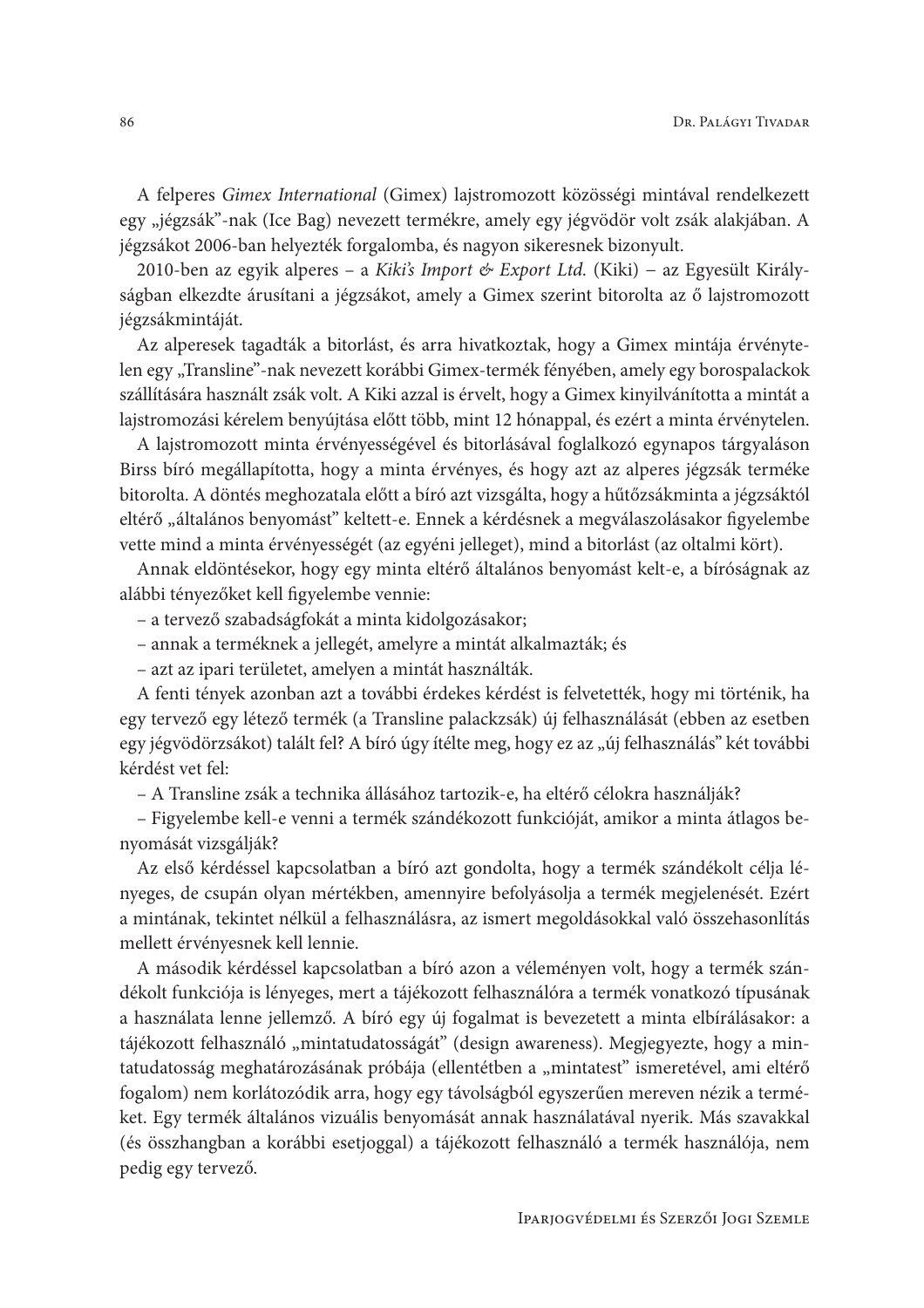A felperes *Gimex International* (Gimex) lajstromozott közösségi mintával rendelkezett egy „jégzsák”-nak (Ice Bag) nevezett termékre, amely egy jégvödör volt zsák alakjában. A jégzsákot 2006-ban helyezték forgalomba, és nagyon sikeresnek bizonyult.

2010-ben az egyik alperes – a *Kiki's Import & Export Ltd.* (Kiki) – az Egyesült Királyságban elkezdte árusítani a jégzsákot, amely a Gimex szerint bitorolta az ő lajstromozott jégzsákmintáját.

Az alperesek tagadták a bitorlást, és arra hivatkoztak, hogy a Gimex mintája érvénytelen egy „Transline”-nak nevezett korábbi Gimex-termék fényében, amely egy borospalackok szállítására használt zsák volt. A Kiki azzal is érvelt, hogy a Gimex kinyilvánította a mintát a lajstromozási kérelem benyújtása előtt több, mint 12 hónappal, és ezért a minta érvénytelen.

A lajstromozott minta érvényességével és bitorlásával foglalkozó egynapos tárgyaláson Birss bíró megállapította, hogy a minta érvényes, és hogy azt az alperes jégzsák terméke bitorolta. A döntés meghozatala előtt a bíró azt vizsgálta, hogy a hűtőzsákminta a jégzsáktól eltérő „általános benyomást” keltett-e. Ennek a kérdésnek a megválaszolásakor figyelembe vette mind a minta érvényességét (az egyéni jelleget), mind a bitorlást (az oltalmi kört).

Annak eldöntésekor, hogy egy minta eltérő általános benyomást kelt-e, a bíróságnak az alábbi tényezőket kell figyelembe vennie:

– a tervező szabadságfokát a minta kidolgozásakor;

– annak a terméknek a jellegét, amelyre a mintát alkalmazták; és

– azt az ipari területet, amelyen a mintát használták.

A fenti tények azonban azt a további érdekes kérdést is felvetették, hogy mi történik, ha egy tervező egy létező termék (a Transline palackzsák) új felhasználását (ebben az esetben egy jégvödörzsákot) találta fel? A bíró úgy ítélte meg, hogy ez az „új felhasználás” két további kérdést vet fel:

– A Transline zsák a technika állásához tartozik-e, ha eltérő célokra használják?

– Figyelembe kell-e venni a termék szándékozott funkcióját, amikor a minta átlagos benyomását vizsgálják?

Az első kérdéssel kapcsolatban a bíró azt gondolta, hogy a termék szándékolt célja lényeges, de csupán olyan mértékben, amennyire befolyásolja a termék megjelenését. Ezért a mintának, tekintet nélkül a felhasználásra, az ismert megoldásokkal való összehasonlítás mellett érvényesnek kell lennie.

A második kérdéssel kapcsolatban a bíró azon a véleményen volt, hogy a termék szándékolt funkciója is lényeges, mert a tájékozott felhasználóra a termék vonatkozó típusának a használata lenne jellemző. A bíró egy új fogalmat is bevezetett a minta elbírálásakor: a tájékozott felhasználó „mintatudatosságát” (design awareness). Megjegyezte, hogy a mintatudatosság meghatározásának próbája (ellentétben a „mintatest” ismeretével, ami eltérő fogalom) nem korlátozódik arra, hogy egy távolságból egyszerűen mereven nézik a terméket. Egy termék általános vizuális benyomását annak használatával nyerik. Más szavakkal (és összhangban a korábbi esetjoggal) a tájékozott felhasználó a termék használója, nem pedig egy tervező.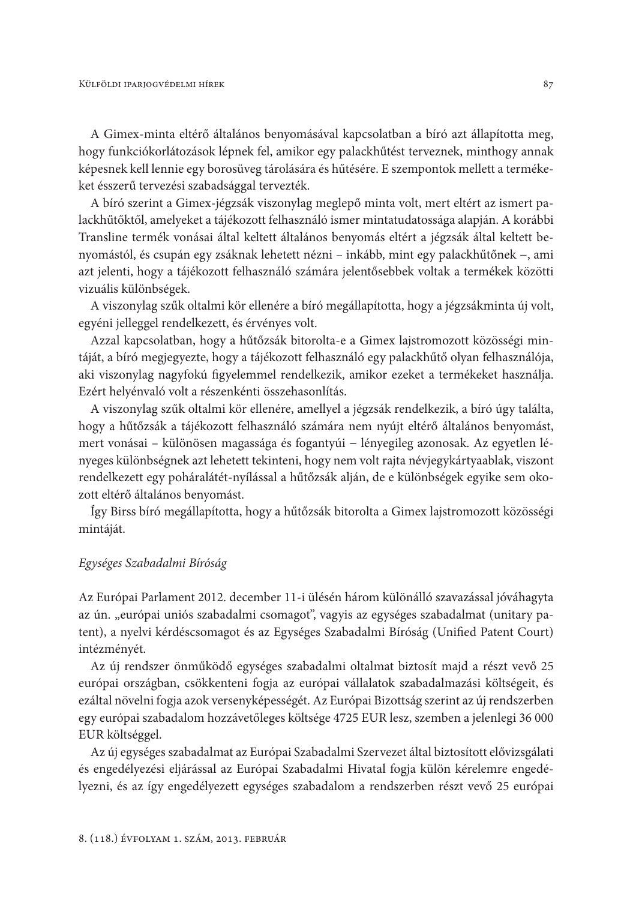A Gimex-minta eltérő általános benyomásával kapcsolatban a bíró azt állapította meg, hogy funkciókorlátozások lépnek fel, amikor egy palackhűtést terveznek, minthogy annak képesnek kell lennie egy borosüveg tárolására és hűtésére. E szempontok mellett a termékeket ésszerű tervezési szabadsággal tervezték.

A bíró szerint a Gimex-jégzsák viszonylag meglepő minta volt, mert eltért az ismert palackhűtőktől, amelyeket a tájékozott felhasználó ismer mintatudatossága alapján. A korábbi Transline termék vonásai által keltett általános benyomás eltért a jégzsák által keltett benyomástól, és csupán egy zsáknak lehetett nézni – inkább, mint egy palackhűtőnek –, ami azt jelenti, hogy a tájékozott felhasználó számára jelentősebbek voltak a termékek közötti vizuális különbségek.

A viszonylag szűk oltalmi kör ellenére a bíró megállapította, hogy a jégzsákminta új volt, egyéni jelleggel rendelkezett, és érvényes volt.

Azzal kapcsolatban, hogy a hűtőzsák bitorolta-e a Gimex lajstromozott közösségi mintáját, a bíró megjegyezte, hogy a tájékozott felhasználó egy palackhűtő olyan felhasználója, aki viszonylag nagyfokú figyelemmel rendelkezik, amikor ezeket a termékeket használja. Ezért helyénvaló volt a részenkénti összehasonlítás.

A viszonylag szűk oltalmi kör ellenére, amellyel a jégzsák rendelkezik, a bíró úgy találta, hogy a hűtőzsák a tájékozott felhasználó számára nem nyújt eltérő általános benyomást, mert vonásai – különösen magassága és fogantyúi – lényegileg azonosak. Az egyetlen lényeges különbségnek azt lehetett tekinteni, hogy nem volt rajta névjegykártyaablak, viszont rendelkezett egy poháralátét-nyílással a hűtőzsák alján, de e különbségek egyike sem okozott eltérő általános benyomást.

Így Birss bíró megállapította, hogy a hűtőzsák bitorolta a Gimex lajstromozott közösségi mintáját.

*Egységes Szabadalmi Bíróság*

Az Európai Parlament 2012. december 11-i ülésén három különálló szavazással jóváhagyta az ún. „európai uniós szabadalmi csomagot", vagyis az egységes szabadalmat (unitary patent), a nyelvi kérdéscsomagot és az Egységes Szabadalmi Bíróság (Unified Patent Court) intézményét.

Az új rendszer önműködő egységes szabadalmi oltalmat biztosít majd a részt vevő 25 európai országban, csökkenteni fogja az európai vállalatok szabadalmazási költségeit, és ezáltal növelni fogja azok versenyképességét. Az Európai Bizottság szerint az új rendszerben egy európai szabadalom hozzávetőleges költsége 4725 EUR lesz, szemben a jelenlegi 36 000 EUR költséggel.

Az új egységes szabadalmat az Európai Szabadalmi Szervezet által biztosított elővizsgálati és engedélyezési eljárással az Európai Szabadalmi Hivatal fogja külön kérelemre engedélyezni, és az így engedélyezett egységes szabadalom a rendszerben részt vevő 25 európai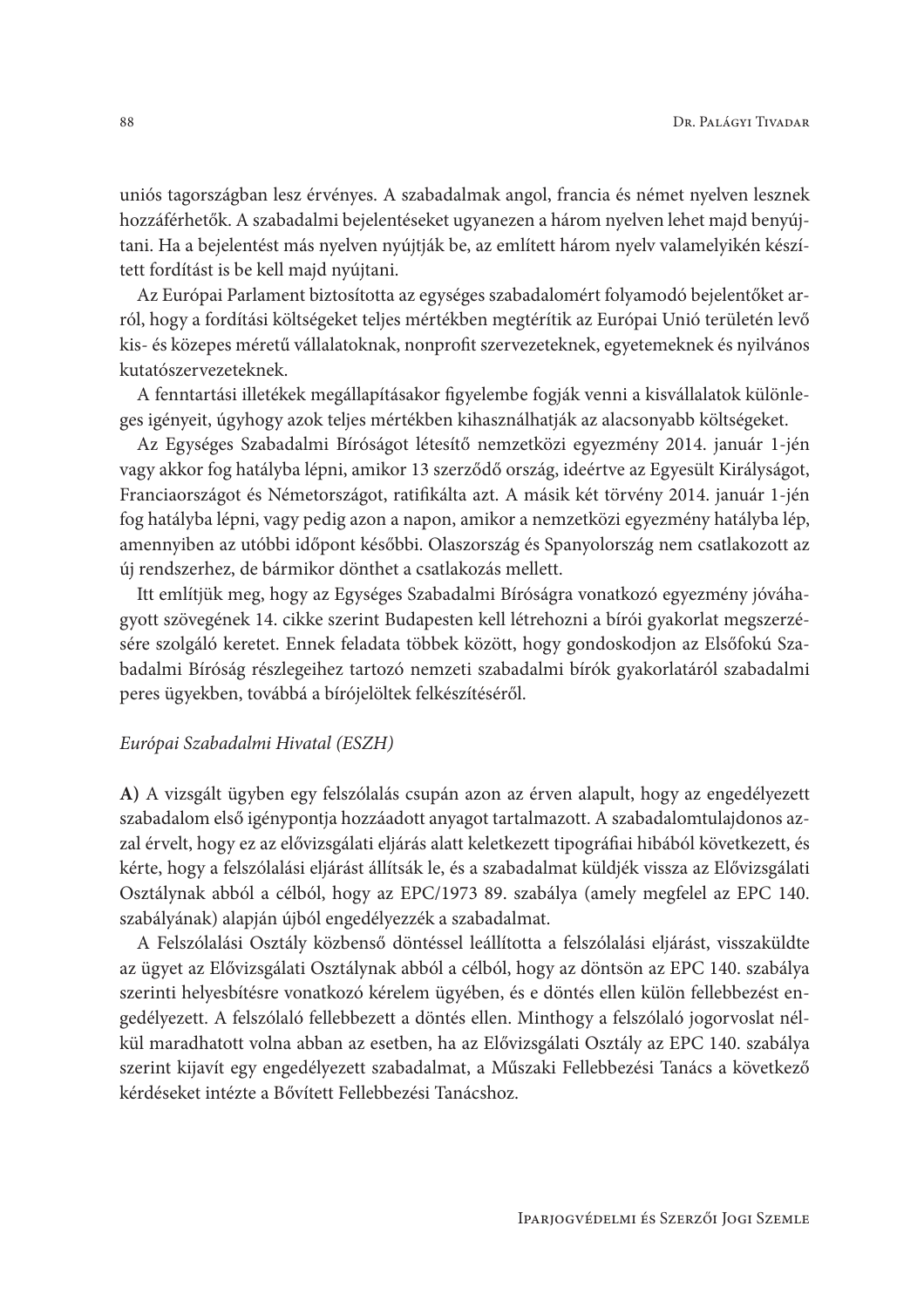uniós tagországban lesz érvényes. A szabadalmak angol, francia és német nyelven lesznek hozzáférhetők. A szabadalmi bejelentéseket ugyanezen a három nyelven lehet majd benyújtani. Ha a bejelentést más nyelven nyújtják be, az említett három nyelv valamelyikén készített fordítást is be kell majd nyújtani.

Az Európai Parlament biztosította az egységes szabadalomért folyamodó bejelentőket arról, hogy a fordítási költségeket teljes mértékben megtérítik az Európai Unió területén levő kis- és közepes méretű vállalatoknak, nonprofit szervezeteknek, egyetemeknek és nyilvános kutatószervezeteknek.

A fenntartási illetékek megállapításakor figyelembe fogják venni a kisvállalatok különleges igényeit, úgyhogy azok teljes mértékben kihasználhatják az alacsonyabb költségeket.

Az Egységes Szabadalmi Bíróságot létesítő nemzetközi egyezmény 2014. január 1-jén vagy akkor fog hatályba lépni, amikor 13 szerződő ország, ideértve az Egyesült Királyságot, Franciaországot és Németországot, ratifikálta azt. A másik két törvény 2014. január 1-jén fog hatályba lépni, vagy pedig azon a napon, amikor a nemzetközi egyezmény hatályba lép, amennyiben az utóbbi időpont későbbi. Olaszország és Spanyolország nem csatlakozott az új rendszerhez, de bármikor dönthet a csatlakozás mellett.

Itt említjük meg, hogy az Egységes Szabadalmi Bíróságra vonatkozó egyezmény jóváhagyott szövegének 14. cikke szerint Budapesten kell létrehozni a bírói gyakorlat megszerzésére szolgáló keretet. Ennek feladata többek között, hogy gondoskodjon az Elsőfokú Szabadalmi Bíróság részlegeihez tartozó nemzeti szabadalmi bírók gyakorlatáról szabadalmi peres ügyekben, továbbá a bírójelöltek felkészítéséről.

*Európai Szabadalmi Hivatal (ESZH)*

**A)** A vizsgált ügyben egy felszólalás csupán azon az érven alapult, hogy az engedélyezett szabadalom első igénypontja hozzáadott anyagot tartalmazott. A szabadalomtulajdonos azzal érvelt, hogy ez az elővizsgálati eljárás alatt keletkezett tipográfiai hibából következett, és kérte, hogy a felszólalási eljárást állítsák le, és a szabadalmat küldjék vissza az Elővizsgálati Osztálynak abból a célból, hogy az EPC/1973 89. szabálya (amely megfelel az EPC 140. szabályának) alapján újból engedélyezzék a szabadalmat.

A Felszólalási Osztály közbenső döntéssel leállította a felszólalási eljárást, visszaküldte az ügyet az Elővizsgálati Osztálynak abból a célból, hogy az döntsön az EPC 140. szabálya szerinti helyesbítésre vonatkozó kérelem ügyében, és e döntés ellen külön fellebbezést engedélyezett. A felszólaló fellebbezett a döntés ellen. Minthogy a felszólaló jogorvoslat nélkül maradhatott volna abban az esetben, ha az Elővizsgálati Osztály az EPC 140. szabálya szerint kijavít egy engedélyezett szabadalmat, a Műszaki Fellebbezési Tanács a következő kérdéseket intézte a Bővített Fellebbezési Tanácshoz.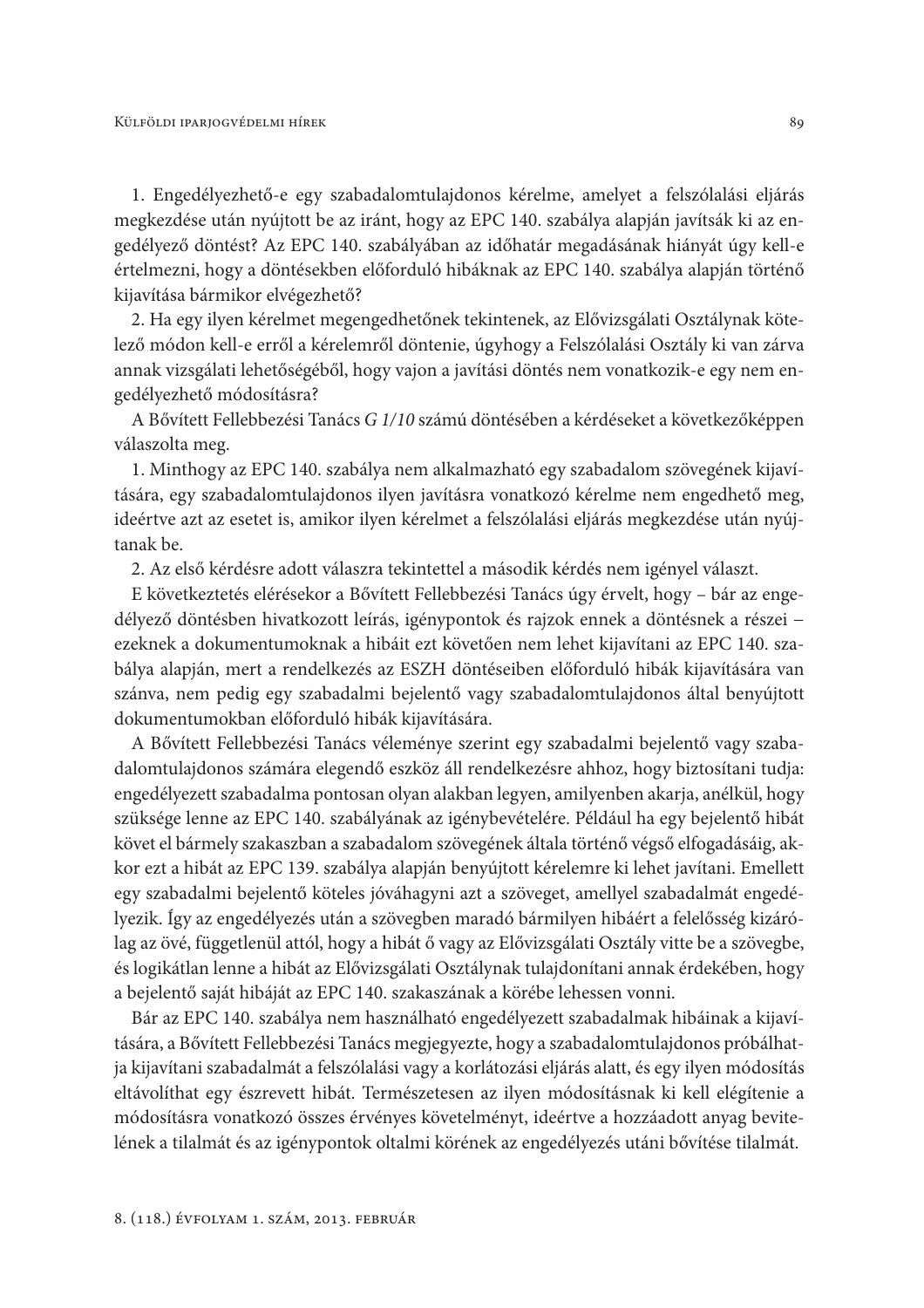1. Engedélyezhető-e egy szabadalomtulajdonos kérelme, amelyet a felszólalási eljárás megkezdése után nyújtott be az iránt, hogy az EPC 140. szabálya alapján javítsák ki az engedélyező döntést? Az EPC 140. szabályában az időhatár megadásának hiányát úgy kell-e értelmezni, hogy a döntésekben előforduló hibáknak az EPC 140. szabálya alapján történő kijavítása bármikor elvégezhető?

2. Ha egy ilyen kérelmet megengedhetőnek tekintenek, az Elővizsgálati Osztálynak kötelező módon kell-e erről a kérelemről döntenie, úgyhogy a Felszólalási Osztály ki van zárva annak vizsgálati lehetőségéből, hogy vajon a javítási döntés nem vonatkozik-e egy nem engedélyezhető módosításra?

A Bővített Fellebbezési Tanács *G 1/10* számú döntésében a kérdéseket a következőképpen válaszolta meg.

1. Minthogy az EPC 140. szabálya nem alkalmazható egy szabadalom szövegének kijavítására, egy szabadalomtulajdonos ilyen javításra vonatkozó kérelme nem engedhető meg, ideértve azt az esetet is, amikor ilyen kérelmet a felszólalási eljárás megkezdése után nyújtanak be.

2. Az első kérdésre adott válaszra tekintettel a második kérdés nem igényel választ.

E következtetés elérésekor a Bővített Fellebbezési Tanács úgy érvelt, hogy – bár az engedélyező döntésben hivatkozott leírás, igénypontok és rajzok ennek a döntésnek a részei – ezeknek a dokumentumoknak a hibáit ezt követően nem lehet kijavítani az EPC 140. szabálya alapján, mert a rendelkezés az ESZH döntéseiben előforduló hibák kijavítására van szánva, nem pedig egy szabadalmi bejelentő vagy szabadalomtulajdonos által benyújtott dokumentumokban előforduló hibák kijavítására.

A Bővített Fellebbezési Tanács véleménye szerint egy szabadalmi bejelentő vagy szabadalomtulajdonos számára elegendő eszköz áll rendelkezésre ahhoz, hogy biztosítani tudja: engedélyezett szabadalma pontosan olyan alakban legyen, amilyenben akarja, anélkül, hogy szüksége lenne az EPC 140. szabályának az igénybevételére. Például ha egy bejelentő hibát követ el bármely szakaszban a szabadalom szövegének általa történő végső elfogadásáig, akkor ezt a hibát az EPC 139. szabálya alapján benyújtott kérelemre ki lehet javítani. Emellett egy szabadalmi bejelentő köteles jóváhagyni azt a szöveget, amellyel szabadalmát engedélyezik. Így az engedélyezés után a szövegben maradó bármilyen hibáért a felelősség kizárólag az övé, függetlenül attól, hogy a hibát ő vagy az Elővizsgálati Osztály vitte be a szövegbe, és logikátlan lenne a hibát az Elővizsgálati Osztálynak tulajdonítani annak érdekében, hogy a bejelentő saját hibáját az EPC 140. szakaszának a körébe lehessen vonni.

Bár az EPC 140. szabálya nem használható engedélyezett szabadalmak hibáinak a kijavítására, a Bővített Fellebbezési Tanács megjegyezte, hogy a szabadalomtulajdonos próbálhatja kijavítani szabadalmát a felszólalási vagy a korlátozási eljárás alatt, és egy ilyen módosítás eltávolíthat egy észrevett hibát. Természetesen az ilyen módosításnak ki kell elégítenie a módosításra vonatkozó összes érvényes követelményt, ideértve a hozzáadott anyag bevitelének a tilalmát és az igénypontok oltalmi körének az engedélyezés utáni bővítése tilalmát.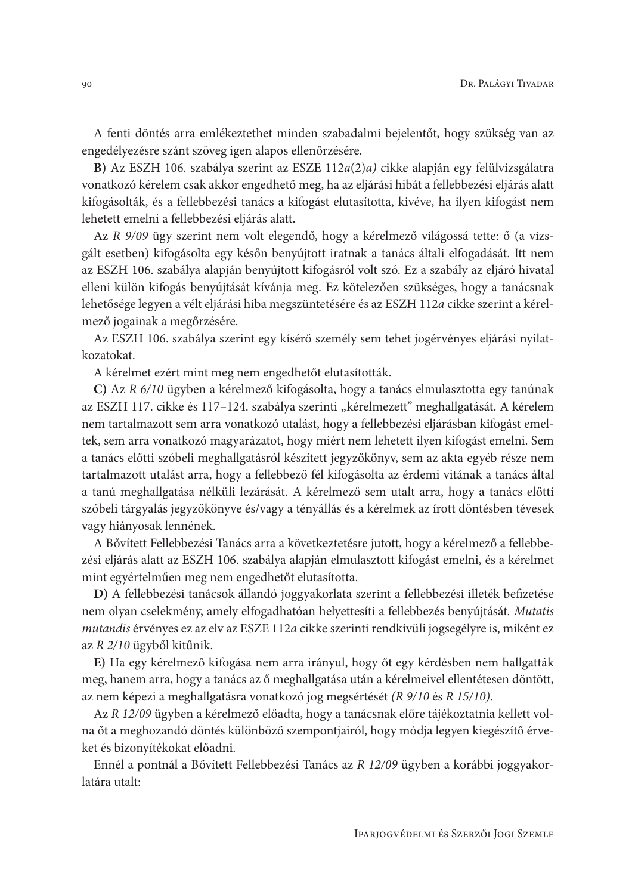A fenti döntés arra emlékeztethet minden szabadalmi bejelentőt, hogy szükség van az engedélyezésre szánt szöveg igen alapos ellenőrzésére.

**B)** Az ESZH 106. szabálya szerint az ESZE 112*a*(2)*a)* cikke alapján egy felülvizsgálatra vonatkozó kérelem csak akkor engedhető meg, ha az eljárási hibát a fellebbezési eljárás alatt kifogásolták, és a fellebbezési tanács a kifogást elutasította, kivéve, ha ilyen kifogást nem lehetett emelni a fellebbezési eljárás alatt.

Az *R 9/09* ügy szerint nem volt elegendő, hogy a kérelmező világossá tette: ő (a vizsgált esetben) kifogásolta egy későn benyújtott iratnak a tanács általi elfogadását. Itt nem az ESZH 106. szabálya alapján benyújtott kifogásról volt szó. Ez a szabály az eljáró hivatal elleni külön kifogás benyújtását kívánja meg. Ez kötelezően szükséges, hogy a tanácsnak lehetősége legyen a vélt eljárási hiba megszüntetésére és az ESZH 112*a* cikke szerint a kérelmező jogainak a megőrzésére.

Az ESZH 106. szabálya szerint egy kísérő személy sem tehet jogérvényes eljárási nyilatkozatokat.

A kérelmet ezért mint meg nem engedhetőt elutasították.

**C)** Az *R 6/10* ügyben a kérelmező kifogásolta, hogy a tanács elmulasztotta egy tanúnak az ESZH 117. cikke és 117–124. szabálya szerinti „kérelmezett" meghallgatását. A kérelem nem tartalmazott sem arra vonatkozó utalást, hogy a fellebbezési eljárásban kifogást emeltek, sem arra vonatkozó magyarázatot, hogy miért nem lehetett ilyen kifogást emelni. Sem a tanács előtti szóbeli meghallgatásról készített jegyzőkönyv, sem az akta egyéb része nem tartalmazott utalást arra, hogy a fellebbező fél kifogásolta az érdemi vitának a tanács által a tanú meghallgatása nélküli lezárását. A kérelmező sem utalt arra, hogy a tanács előtti szóbeli tárgyalás jegyzőkönyve és/vagy a tényállás és a kérelmek az írott döntésben tévesek vagy hiányosak lennének.

A Bővített Fellebbezési Tanács arra a következtetésre jutott, hogy a kérelmező a fellebbezési eljárás alatt az ESZH 106. szabálya alapján elmulasztott kifogást emelni, és a kérelmet mint egyértelműen meg nem engedhetőt elutasította.

**D)** A fellebbezési tanácsok állandó joggyakorlata szerint a fellebbezési illeték befizetése nem olyan cselekmény, amely elfogadhatóan helyettesíti a fellebbezés benyújtását. *Mutatis mutandis* érvényes ez az elv az ESZE 112*a* cikke szerinti rendkívüli jogsegélyre is, miként ez az *R 2/10* ügyből kitűnik.

**E)** Ha egy kérelmező kifogása nem arra irányul, hogy őt egy kérdésben nem hallgatták meg, hanem arra, hogy a tanács az ő meghallgatása után a kérelmeivel ellentétesen döntött, az nem képezi a meghallgatásra vonatkozó jog megsértését *(R 9/10* és *R 15/10)*.

Az *R 12/09* ügyben a kérelmező előadta, hogy a tanácsnak előre tájékoztatnia kellett volna őt a meghozandó döntés különböző szempontjairól, hogy módja legyen kiegészítő érveket és bizonyítékokat előadni.

Ennél a pontnál a Bővített Fellebbezési Tanács az *R 12/09* ügyben a korábbi joggyakorlatára utalt: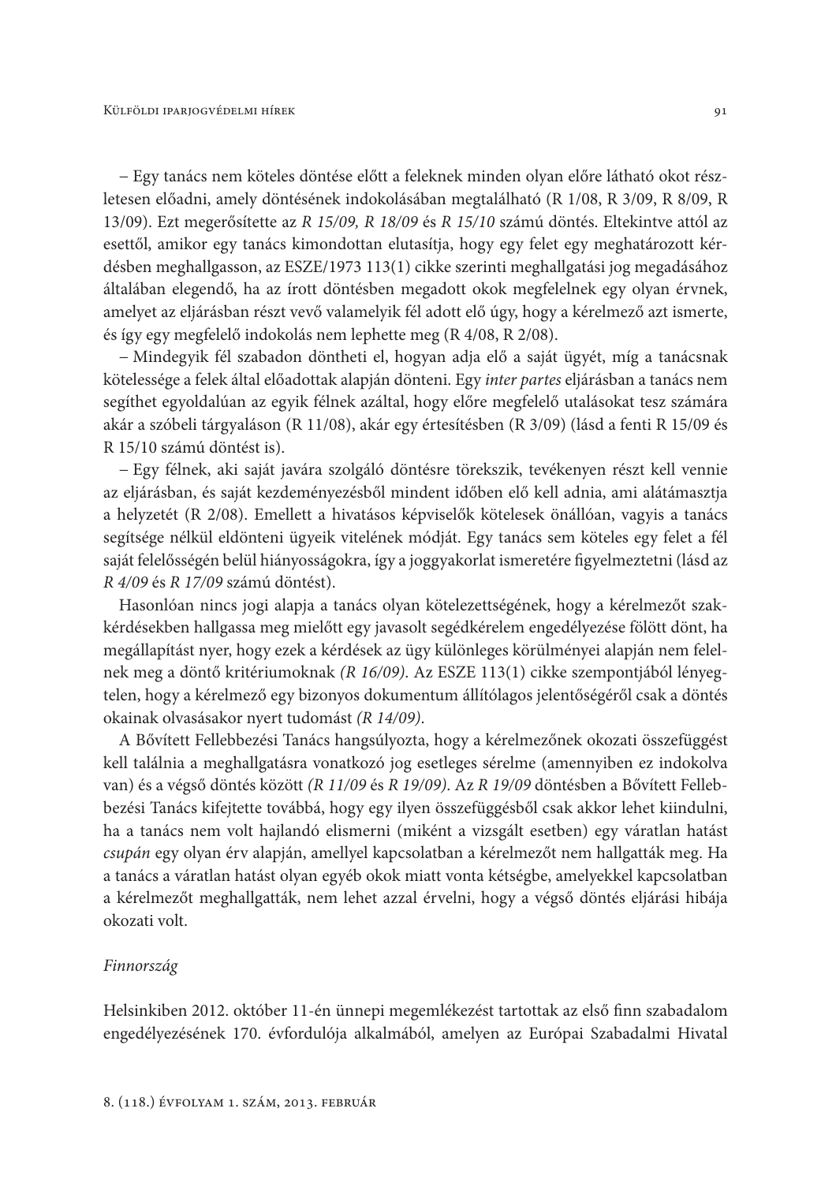– Egy tanács nem köteles döntése előtt a feleknek minden olyan előre látható okot részletesen előadni, amely döntésének indokolásában megtalálható (R 1/08, R 3/09, R 8/09, R 13/09). Ezt megerősítette az *R 15/09, R 18/09* és *R 15/10* számú döntés. Eltekintve attól az esettől, amikor egy tanács kimondottan elutasítja, hogy egy felet egy meghatározott kérdésben meghallgasson, az ESZE/1973 113(1) cikke szerinti meghallgatási jog megadásához általában elegendő, ha az írott döntésben megadott okok megfelelnek egy olyan érvnek, amelyet az eljárásban részt vevő valamelyik fél adott elő úgy, hogy a kérelmező azt ismerte, és így egy megfelelő indokolás nem lephette meg (R 4/08, R 2/08).

– Mindegyik fél szabadon döntheti el, hogyan adja elő a saját ügyét, míg a tanácsnak kötelessége a felek által előadottak alapján dönteni. Egy *inter partes* eljárásban a tanács nem segíthet egyoldalúan az egyik félnek azáltal, hogy előre megfelelő utalásokat tesz számára akár a szóbeli tárgyaláson (R 11/08), akár egy értesítésben (R 3/09) (lásd a fenti R 15/09 és R 15/10 számú döntést is).

– Egy félnek, aki saját javára szolgáló döntésre törekszik, tevékenyen részt kell vennie az eljárásban, és saját kezdeményezésből mindent időben elő kell adnia, ami alátámasztja a helyzetét (R 2/08). Emellett a hivatásos képviselők kötelesek önállóan, vagyis a tanács segítsége nélkül eldönteni ügyeik vitelének módját. Egy tanács sem köteles egy felet a fél saját felelősségén belül hiányosságokra, így a joggyakorlat ismeretére figyelmeztetni (lásd az *R 4/09* és *R 17/09* számú döntést).

Hasonlóan nincs jogi alapja a tanács olyan kötelezettségének, hogy a kérelmezőt szakkérdésekben hallgassa meg mielőtt egy javasolt segédkérelem engedélyezése fölött dönt, ha megállapítást nyer, hogy ezek a kérdések az ügy különleges körülményei alapján nem felelnek meg a döntő kritériumoknak *(R 16/09)*. Az ESZE 113(1) cikke szempontjából lényegtelen, hogy a kérelmező egy bizonyos dokumentum állítólagos jelentőségéről csak a döntés okainak olvasásakor nyert tudomást *(R 14/09)*.

A Bővített Fellebbezési Tanács hangsúlyozta, hogy a kérelmezőnek okozati összefüggést kell találnia a meghallgatásra vonatkozó jog esetleges sérelme (amennyiben ez indokolva van) és a végső döntés között *(R 11/09* és *R 19/09)*. Az *R 19/09* döntésben a Bővített Fellebbezési Tanács kifejtette továbbá, hogy egy ilyen összefüggésből csak akkor lehet kiindulni, ha a tanács nem volt hajlandó elismerni (miként a vizsgált esetben) egy váratlan hatást *csupán* egy olyan érv alapján, amellyel kapcsolatban a kérelmezőt nem hallgatták meg. Ha a tanács a váratlan hatást olyan egyéb okok miatt vonta kétségbe, amelyekkel kapcsolatban a kérelmezőt meghallgatták, nem lehet azzal érvelni, hogy a végső döntés eljárási hibája okozati volt.

*Finnország*

Helsinkiben 2012. október 11-én ünnepi megemlékezést tartottak az első finn szabadalom engedélyezésének 170. évfordulója alkalmából, amelyen az Európai Szabadalmi Hivatal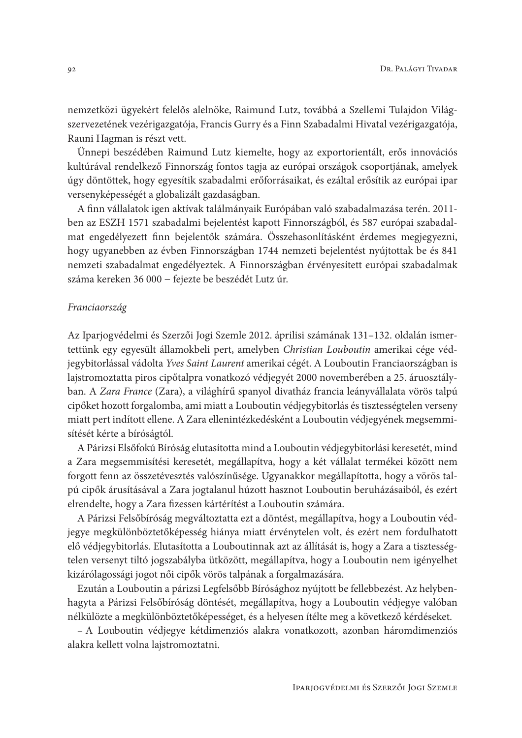nemzetközi ügyekért felelős alelnöke, Raimund Lutz, továbbá a Szellemi Tulajdon Világszervezetének vezérigazgatója, Francis Gurry és a Finn Szabadalmi Hivatal vezérigazgatója, Rauni Hagman is részt vett.

Ünnepi beszédében Raimund Lutz kiemelte, hogy az exportorientált, erős innovációs kultúrával rendelkező Finnország fontos tagja az európai országok csoportjának, amelyek úgy döntöttek, hogy egyesítik szabadalmi erőforrásaikat, és ezáltal erősítik az európai ipar versenyképességét a globalizált gazdaságban.

A finn vállalatok igen aktívak találmányaik Európában való szabadalmazása terén. 2011-ben az ESZH 1571 szabadalmi bejelentést kapott Finnországból, és 587 európai szabadalmat engedélyezett finn bejelentők számára. Összehasonlításként érdemes megjegyezni, hogy ugyanebben az évben Finnországban 1744 nemzeti bejelentést nyújtottak be és 841 nemzeti szabadalmat engedélyeztek. A Finnországban érvényesített európai szabadalmak száma kereken 36 000 – fejezte be beszédét Lutz úr.

*Franciaország*

Az Iparjogvédelmi és Szerzői Jogi Szemle 2012. áprilisi számának 131–132. oldalán ismertettünk egy egyesült államokbeli pert, amelyben *Christian Louboutin* amerikai cége védjegybitorlással vádolta *Yves Saint Laurent* amerikai cégét. A Louboutin Franciaországban is lajstromoztatta piros cipőtalpra vonatkozó védjegyét 2000 novemberében a 25. áruosztályban. A *Zara France* (Zara), a világhírű spanyol divatház francia leányvállalata vörös talpú cipőket hozott forgalomba, ami miatt a Louboutin védjegybitorlás és tisztességtelen verseny miatt pert indított ellene. A Zara ellenintézkedésként a Louboutin védjegyének megsemmisítését kérte a bíróságtól.

A Párizsi Elsőfokú Bíróság elutasította mind a Louboutin védjegybitorlási keresetét, mind a Zara megsemmisítési keresetét, megállapítva, hogy a két vállalat termékei között nem forgott fenn az összetévesztés valószínűsége. Ugyanakkor megállapította, hogy a vörös talpú cipők árusításával a Zara jogtalanul húzott hasznot Louboutin beruházásaiból, és ezért elrendelte, hogy a Zara fizessen kártérítést a Louboutin számára.

A Párizsi Felsőbíróság megváltoztatta ezt a döntést, megállapítva, hogy a Louboutin védjegye megkülönböztetőképesség hiánya miatt érvénytelen volt, és ezért nem fordulhatott elő védjegybitorlás. Elutasította a Louboutinnak azt az állítását is, hogy a Zara a tisztességtelen versenyt tiltó jogszabályba ütközött, megállapítva, hogy a Louboutin nem igényelhet kizárólagossági jogot női cipők vörös talpának a forgalmazására.

Ezután a Louboutin a párizsi Legfelsőbb Bírósághoz nyújtott be fellebbezést. Az helybenhagyta a Párizsi Felsőbíróság döntését, megállapítva, hogy a Louboutin védjegye valóban nélkülözte a megkülönböztetőképességet, és a helyesen ítélte meg a következő kérdéseket.

– A Louboutin védjegye kétdimenziós alakra vonatkozott, azonban háromdimenziós alakra kellett volna lajstromoztatni.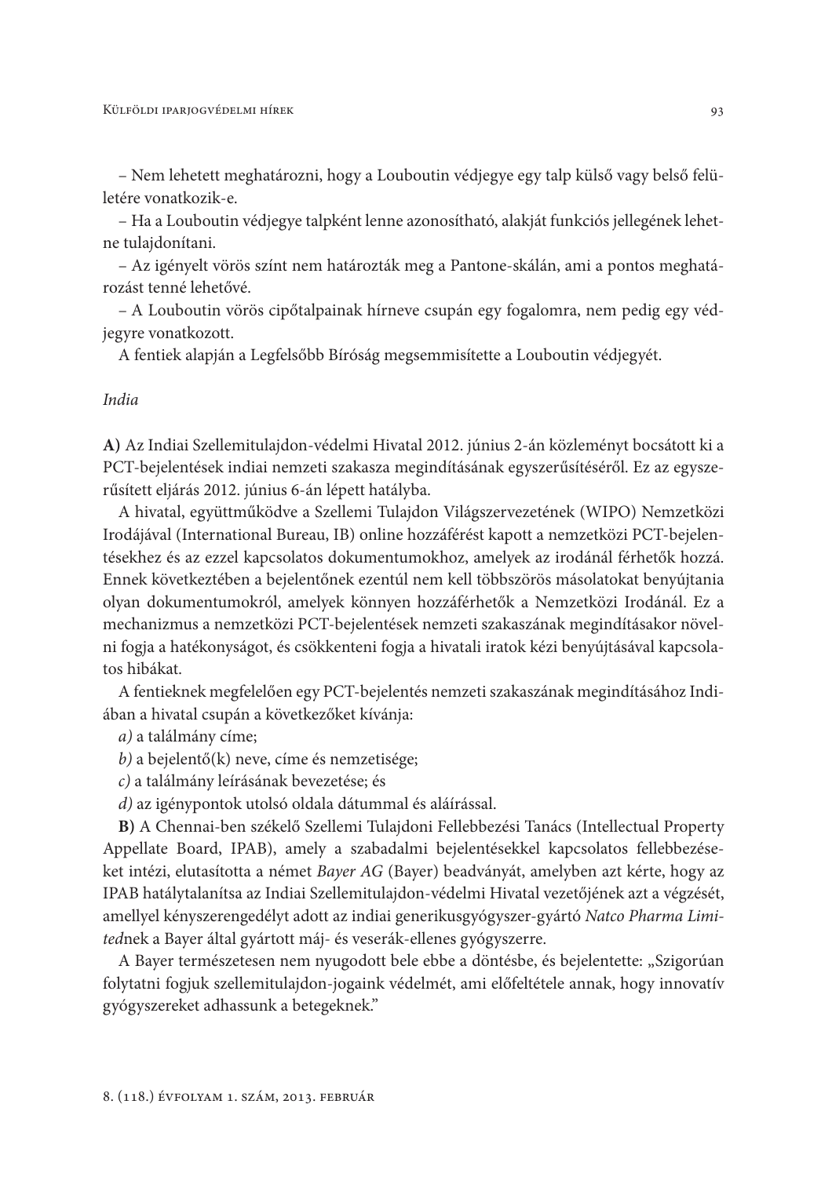– Nem lehetett meghatározni, hogy a Louboutin védjegye egy talp külső vagy belső felületére vonatkozik-e.

– Ha a Louboutin védjegye talpként lenne azonosítható, alakját funkciós jellegének lehetne tulajdonítani.

– Az igényelt vörös színt nem határozták meg a Pantone-skálán, ami a pontos meghatározást tenné lehetővé.

– A Louboutin vörös cipőtalpainak hírneve csupán egy fogalomra, nem pedig egy védjegyre vonatkozott.

A fentiek alapján a Legfelsőbb Bíróság megsemmisítette a Louboutin védjegyét.

*India*

**A)** Az Indiai Szellemitulajdon-védelmi Hivatal 2012. június 2-án közleményt bocsátott ki a PCT-bejelentések indiai nemzeti szakasza megindításának egyszerűsítéséről. Ez az egyszerűsített eljárás 2012. június 6-án lépett hatályba.

A hivatal, együttműködve a Szellemi Tulajdon Világszervezetének (WIPO) Nemzetközi Irodájával (International Bureau, IB) online hozzáférést kapott a nemzetközi PCT-bejelentésekhez és az ezzel kapcsolatos dokumentumokhoz, amelyek az irodánál férhetők hozzá. Ennek következtében a bejelentőnek ezentúl nem kell többszörös másolatokat benyújtania olyan dokumentumokról, amelyek könnyen hozzáférhetők a Nemzetközi Irodánál. Ez a mechanizmus a nemzetközi PCT-bejelentések nemzeti szakaszának megindításakor növelni fogja a hatékonyságot, és csökkenteni fogja a hivatali iratok kézi benyújtásával kapcsolatos hibákat.

A fentieknek megfelelően egy PCT-bejelentés nemzeti szakaszának megindításához Indiában a hivatal csupán a következőket kívánja:

*a)* a találmány címe;

*b)* a bejelentő(k) neve, címe és nemzetisége;

*c)* a találmány leírásának bevezetése; és

*d)* az igénypontok utolsó oldala dátummal és aláírással.

**B)** A Chennai-ben székelő Szellemi Tulajdoni Fellebbezési Tanács (Intellectual Property Appellate Board, IPAB), amely a szabadalmi bejelentésekkel kapcsolatos fellebbezéseket intézi, elutasította a német *Bayer AG* (Bayer) beadványát, amelyben azt kérte, hogy az IPAB hatálytalanítsa az Indiai Szellemitulajdon-védelmi Hivatal vezetőjének azt a végzését, amellyel kényszerengedélyt adott az indiai generikusgyógyszer-gyártó *Natco Pharma Limited*nek a Bayer által gyártott máj- és veserák-ellenes gyógyszerre.

A Bayer természetesen nem nyugodott bele ebbe a döntésbe, és bejelentette: „Szigorúan folytatni fogjuk szellemitulajdon-jogaink védelmét, ami előfeltétele annak, hogy innovatív gyógyszereket adhassunk a betegeknek."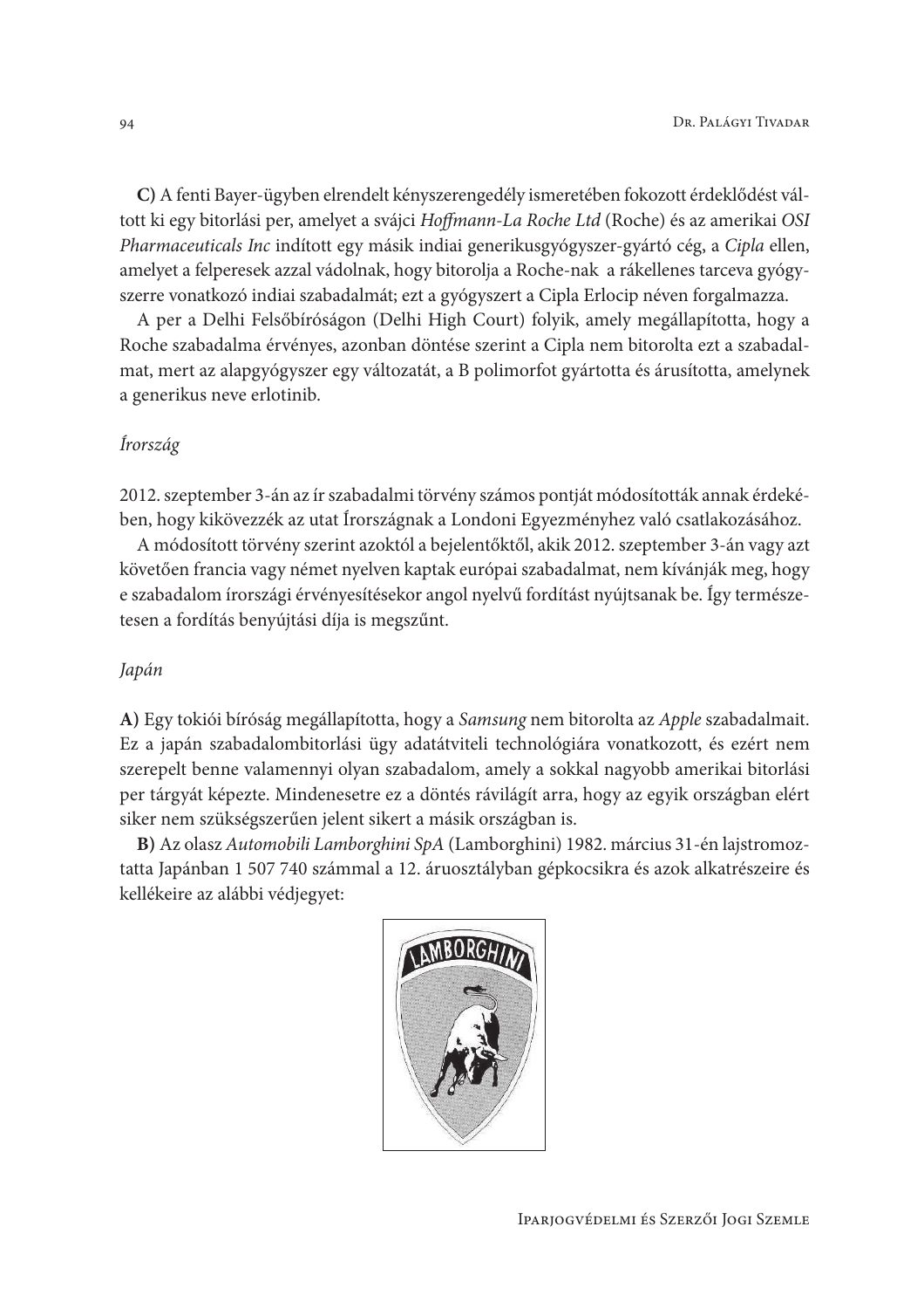**C)** A fenti Bayer-ügyben elrendelt kényszerengedély ismeretében fokozott érdeklődést váltott ki egy bitorlási per, amelyet a svájci *Hoffmann-La Roche Ltd* (Roche) és az amerikai *OSI Pharmaceuticals Inc* indított egy másik indiai generikusgyógyszer-gyártó cég, a *Cipla* ellen, amelyet a felperesek azzal vádolnak, hogy bitorolja a Roche-nak a rákellenes tarceva gyógyszerre vonatkozó indiai szabadalmát; ezt a gyógyszert a Cipla Erlocip néven forgalmazza.

A per a Delhi Felsőbíróságon (Delhi High Court) folyik, amely megállapította, hogy a Roche szabadalma érvényes, azonban döntése szerint a Cipla nem bitorolta ezt a szabadalmat, mert az alapgyógyszer egy változatát, a B polimorfot gyártotta és árusította, amelynek a generikus neve erlotinib.

*Írország*

2012. szeptember 3-án az ír szabadalmi törvény számos pontját módosították annak érdekében, hogy kikövezzék az utat Írországnak a Londoni Egyezményhez való csatlakozásához.

A módosított törvény szerint azoktól a bejelentőktől, akik 2012. szeptember 3-án vagy azt követően francia vagy német nyelven kaptak európai szabadalmat, nem kívánják meg, hogy e szabadalom írországi érvényesítésekor angol nyelvű fordítást nyújtsanak be. Így természetesen a fordítás benyújtási díja is megszűnt.

*Japán*

**A)** Egy tokiói bíróság megállapította, hogy a *Samsung* nem bitorolta az *Apple* szabadalmait. Ez a japán szabadalombitorlási ügy adatátviteli technológiára vonatkozott, és ezért nem szerepelt benne valamennyi olyan szabadalom, amely a sokkal nagyobb amerikai bitorlási per tárgyát képezte. Mindenesetre ez a döntés rávilágít arra, hogy az egyik országban elért siker nem szükségszerűen jelent sikert a másik országban is.

**B)** Az olasz *Automobili Lamborghini SpA* (Lamborghini) 1982. március 31-én lajstromoztatta Japánban 1 507 740 számmal a 12. áruosztályban gépkocsikra és azok alkatrészeire és kellékeire az alábbi védjegyet: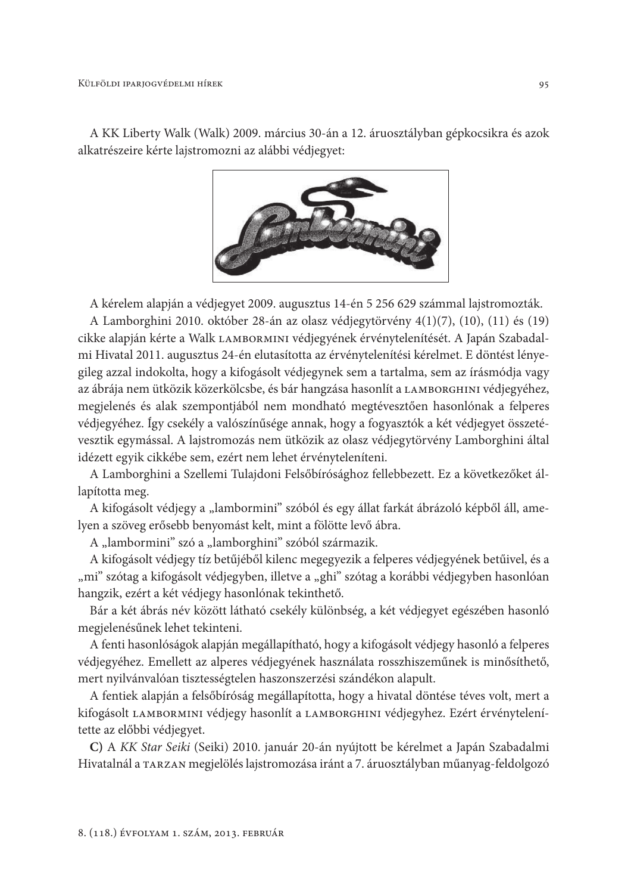A KK Liberty Walk (Walk) 2009. március 30-án a 12. áruosztályban gépkocsikra és azok alkatrészeire kérte lajstromozni az alábbi védjegyet:

A kérelem alapján a védjegyet 2009. augusztus 14-én 5 256 629 számmal lajstromozták.

A Lamborghini 2010. október 28-án az olasz védjegytörvény 4(1)(7), (10), (11) és (19) cikke alapján kérte a Walk LAMBORMINI védjegyének érvénytelenítését. A Japán Szabadalmi Hivatal 2011. augusztus 24-én elutasította az érvénytelenítési kérelmet. E döntést lényegileg azzal indokolta, hogy a kifogásolt védjegynek sem a tartalma, sem az írásmódja vagy az ábrája nem ütközik közerkölcsbe, és bár hangzása hasonlít a LAMBORGHINI védjegyéhez, megjelenés és alak szempontjából nem mondható megtévesztően hasonlónak a felperes védjegyéhez. Így csekély a valószínűsége annak, hogy a fogyasztók a két védjegyet összetévesztik egymással. A lajstromozás nem ütközik az olasz védjegytörvény Lamborghini által idézett egyik cikkébe sem, ezért nem lehet érvényteleníteni.

A Lamborghini a Szellemi Tulajdoni Felsőbírósághoz fellebbezett. Ez a következőket állapította meg.

A kifogásolt védjegy a „lambormini" szóból és egy állat farkát ábrázoló képből áll, amelyen a szöveg erősebb benyomást kelt, mint a fölötte levő ábra.

A „lambormini" szó a „lamborghini" szóból származik.

A kifogásolt védjegy tíz betűjéből kilenc megegyezik a felperes védjegyének betűivel, és a „mi" szótag a kifogásolt védjegyben, illetve a „ghi" szótag a korábbi védjegyben hasonlóan hangzik, ezért a két védjegy hasonlónak tekinthető.

Bár a két ábrás név között látható csekély különbség, a két védjegyet egészében hasonló megjelenésűnek lehet tekinteni.

A fenti hasonlóságok alapján megállapítható, hogy a kifogásolt védjegy hasonló a felperes védjegyéhez. Emellett az alperes védjegyének használata rosszhiszeműnek is minősíthető, mert nyilvánvalóan tisztességtelen haszonszerzési szándékon alapult.

A fentiek alapján a felsőbíróság megállapította, hogy a hivatal döntése téves volt, mert a kifogásolt LAMBORMINI védjegy hasonlít a LAMBORGHINI védjegyhez. Ezért érvénytelenítette az előbbi védjegyet.

**C)** A *KK Star Seiki* (Seiki) 2010. január 20-án nyújtott be kérelmet a Japán Szabadalmi Hivatalnál a TARZAN megjelölés lajstromozása iránt a 7. áruosztályban műanyag-feldolgozó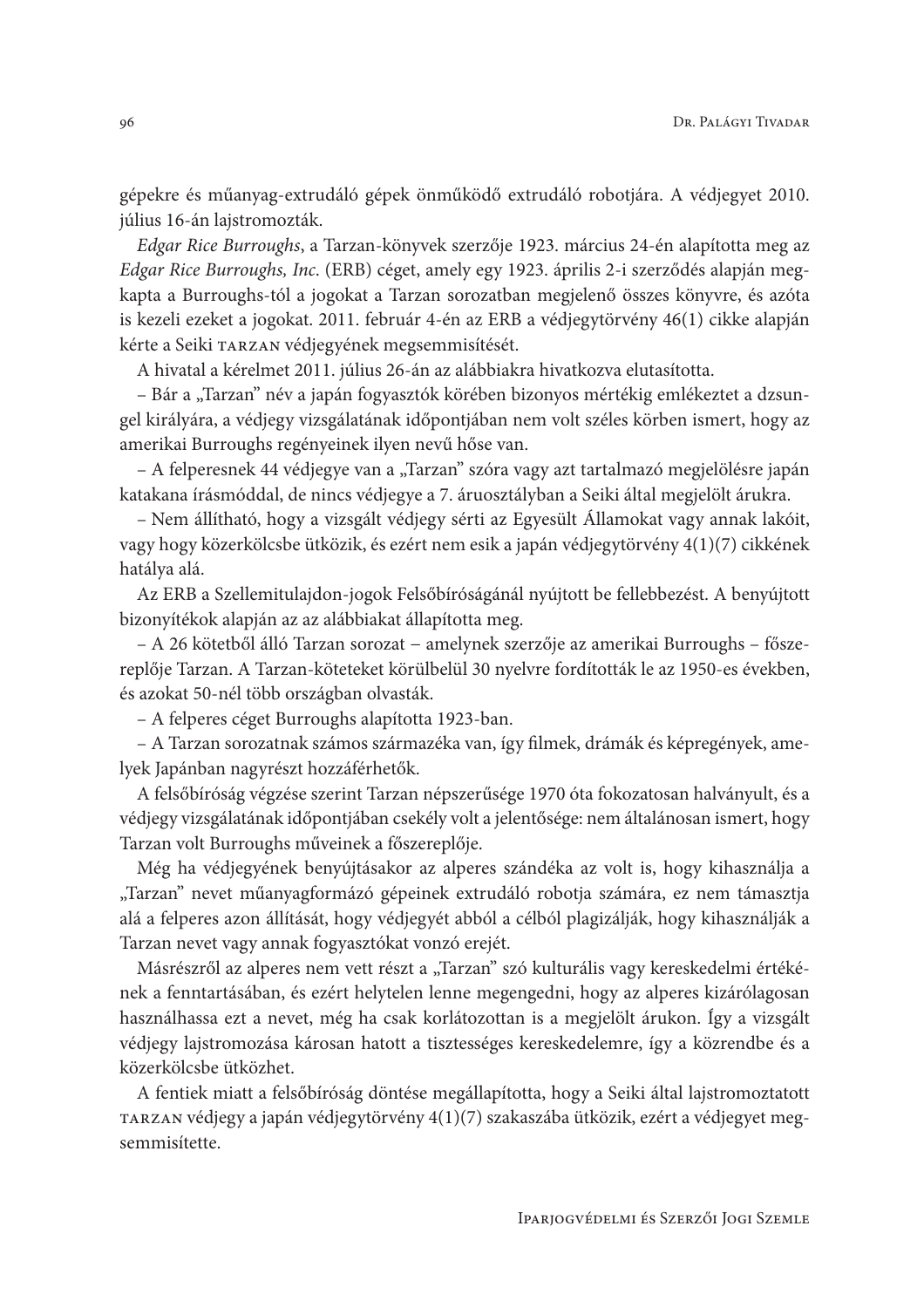gépekre és műanyag-extrudáló gépek önműködő extrudáló robotjára. A védjegyet 2010. július 16-án lajstromozták.

*Edgar Rice Burroughs*, a Tarzan-könyvek szerzője 1923. március 24-én alapította meg az *Edgar Rice Burroughs, Inc.* (ERB) céget, amely egy 1923. április 2-i szerződés alapján megkapta a Burroughs-tól a jogokat a Tarzan sorozatban megjelenő összes könyvre, és azóta is kezeli ezeket a jogokat. 2011. február 4-én az ERB a védjegytörvény 46(1) cikke alapján kérte a Seiki TARZAN védjegyének megsemmisítését.

A hivatal a kérelmet 2011. július 26-án az alábbiakra hivatkozva elutasította.

– Bár a „Tarzan" név a japán fogyasztók körében bizonyos mértékig emlékeztet a dzsungel királyára, a védjegy vizsgálatának időpontjában nem volt széles körben ismert, hogy az amerikai Burroughs regényeinek ilyen nevű hőse van.

– A felperesnek 44 védjegye van a „Tarzan" szóra vagy azt tartalmazó megjelölésre japán katakana írásmóddal, de nincs védjegye a 7. áruosztályban a Seiki által megjelölt árukra.

– Nem állítható, hogy a vizsgált védjegy sérti az Egyesült Államokat vagy annak lakóit, vagy hogy közerkölcsbe ütközik, és ezért nem esik a japán védjegytörvény 4(1)(7) cikkének hatálya alá.

Az ERB a Szellemitulajdon-jogok Felsőbíróságánál nyújtott be fellebbezést. A benyújtott bizonyítékok alapján az az alábbiakat állapította meg.

– A 26 kötetből álló Tarzan sorozat – amelynek szerzője az amerikai Burroughs – főszereplője Tarzan. A Tarzan-köteteket körülbelül 30 nyelvre fordították le az 1950-es években, és azokat 50-nél több országban olvasták.

– A felperes céget Burroughs alapította 1923-ban.

– A Tarzan sorozatnak számos származéka van, így filmek, drámák és képregények, amelyek Japánban nagyrészt hozzáférhetők.

A felsőbíróság végzése szerint Tarzan népszerűsége 1970 óta fokozatosan halványult, és a védjegy vizsgálatának időpontjában csekély volt a jelentősége: nem általánosan ismert, hogy Tarzan volt Burroughs műveinek a főszereplője.

Még ha védjegyének benyújtásakor az alperes szándéka az volt is, hogy kihasználja a „Tarzan" nevet műanyagformázó gépeinek extrudáló robotja számára, ez nem támasztja alá a felperes azon állítását, hogy védjegyét abból a célból plagizálják, hogy kihasználják a Tarzan nevet vagy annak fogyasztókat vonzó erejét.

Másrészről az alperes nem vett részt a „Tarzan" szó kulturális vagy kereskedelmi értékének a fenntartásában, és ezért helytelen lenne megengedni, hogy az alperes kizárólagosan használhassa ezt a nevet, még ha csak korlátozottan is a megjelölt árukon. Így a vizsgált védjegy lajstromozása károsan hatott a tisztességes kereskedelemre, így a közrendbe és a közerkölcsbe ütközhet.

A fentiek miatt a felsőbíróság döntése megállapította, hogy a Seiki által lajstromoztatott TARZAN védjegy a japán védjegytörvény 4(1)(7) szakaszába ütközik, ezért a védjegyet megsemmisítette.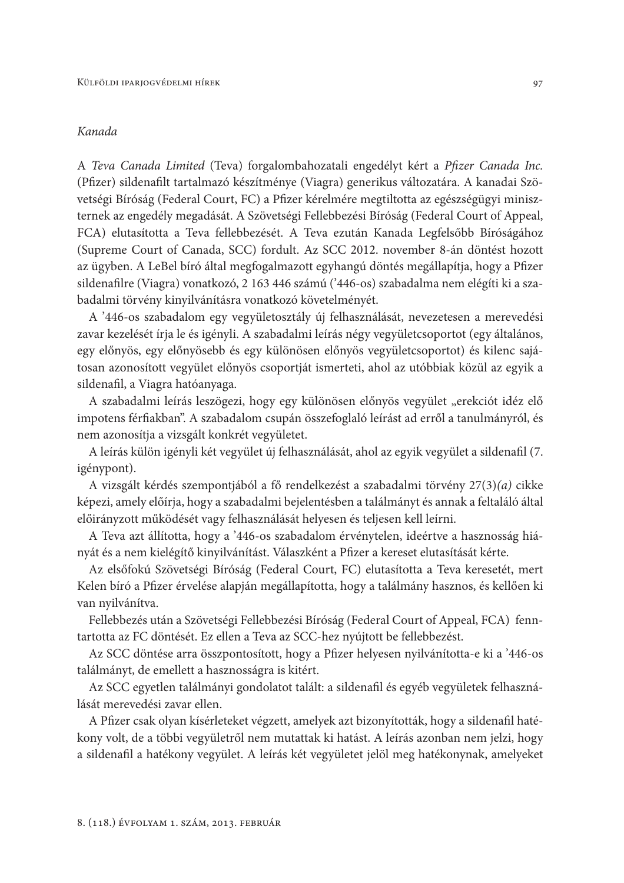*Kanada*

A *Teva Canada Limited* (Teva) forgalombahozatali engedélyt kért a *Pfizer Canada Inc.* (Pfizer) sildenafilt tartalmazó készítménye (Viagra) generikus változatára. A kanadai Szövetségi Bíróság (Federal Court, FC) a Pfizer kérelmére megtiltotta az egészségügyi miniszternek az engedély megadását. A Szövetségi Fellebbezési Bíróság (Federal Court of Appeal, FCA) elutasította a Teva fellebbezését. A Teva ezután Kanada Legfelsőbb Bíróságához (Supreme Court of Canada, SCC) fordult. Az SCC 2012. november 8-án döntést hozott az ügyben. A LeBel bíró által megfogalmazott egyhangú döntés megállapítja, hogy a Pfizer sildenafilre (Viagra) vonatkozó, 2 163 446 számú ('446-os) szabadalma nem elégíti ki a szabadalmi törvény kinyilvánításra vonatkozó követelményét.

A '446-os szabadalom egy vegyületosztály új felhasználását, nevezetesen a merevedési zavar kezelését írja le és igényli. A szabadalmi leírás négy vegyületcsoportot (egy általános, egy előnyös, egy előnyösebb és egy különösen előnyös vegyületcsoportot) és kilenc sajátosan azonosított vegyület előnyös csoportját ismerteti, ahol az utóbbiak közül az egyik a sildenafil, a Viagra hatóanyaga.

A szabadalmi leírás leszögezi, hogy egy különösen előnyös vegyület „erekciót idéz elő impotens férfiakban". A szabadalom csupán összefoglaló leírást ad erről a tanulmányról, és nem azonosítja a vizsgált konkrét vegyületet.

A leírás külön igényli két vegyület új felhasználását, ahol az egyik vegyület a sildenafil (7. igénypont).

A vizsgált kérdés szempontjából a fő rendelkezést a szabadalmi törvény 27(3)*(a)* cikke képezi, amely előírja, hogy a szabadalmi bejelentésben a találmányt és annak a feltaláló által előirányzott működését vagy felhasználását helyesen és teljesen kell leírni.

A Teva azt állította, hogy a '446-os szabadalom érvénytelen, ideértve a hasznosság hiányát és a nem kielégítő kinyilvánítást. Válaszként a Pfizer a kereset elutasítását kérte.

Az elsőfokú Szövetségi Bíróság (Federal Court, FC) elutasította a Teva keresetét, mert Kelen bíró a Pfizer érvelése alapján megállapította, hogy a találmány hasznos, és kellően ki van nyilvánítva.

Fellebbezés után a Szövetségi Fellebbezési Bíróság (Federal Court of Appeal, FCA) fenntartotta az FC döntését. Ez ellen a Teva az SCC-hez nyújtott be fellebbezést.

Az SCC döntése arra összpontosított, hogy a Pfizer helyesen nyilvánította-e ki a '446-os találmányt, de emellett a hasznosságra is kitért.

Az SCC egyetlen találmányi gondolatot talált: a sildenafil és egyéb vegyületek felhasználását merevedési zavar ellen.

A Pfizer csak olyan kísérleteket végzett, amelyek azt bizonyították, hogy a sildenafil hatékony volt, de a többi vegyületről nem mutattak ki hatást. A leírás azonban nem jelzi, hogy a sildenafil a hatékony vegyület. A leírás két vegyületet jelöl meg hatékonynak, amelyeket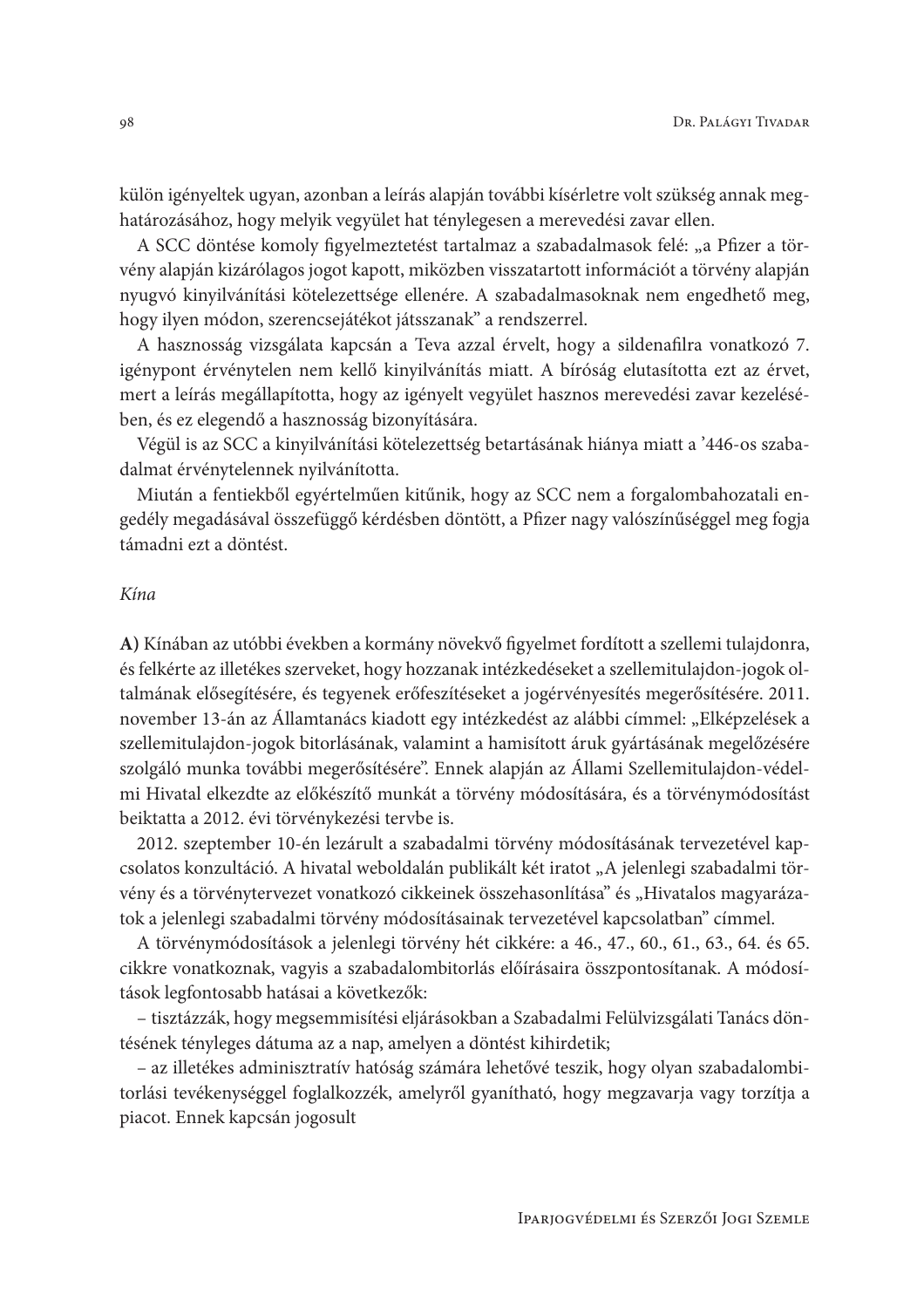külön igényeltek ugyan, azonban a leírás alapján további kísérletre volt szükség annak meghatározásához, hogy melyik vegyület hat ténylegesen a merevedési zavar ellen.

A SCC döntése komoly figyelmeztetést tartalmaz a szabadalmasok felé: „a Pfizer a törvény alapján kizárólagos jogot kapott, miközben visszatartott információt a törvény alapján nyugvó kinyilvánítási kötelezettsége ellenére. A szabadalmasoknak nem engedhető meg, hogy ilyen módon, szerencsejátékot játsszanak" a rendszerrel.

A hasznosság vizsgálata kapcsán a Teva azzal érvelt, hogy a sildenafilra vonatkozó 7. igénypont érvénytelen nem kellő kinyilvánítás miatt. A bíróság elutasította ezt az érvet, mert a leírás megállapította, hogy az igényelt vegyület hasznos merevedési zavar kezelésében, és ez elegendő a hasznosság bizonyítására.

Végül is az SCC a kinyilvánítási kötelezettség betartásának hiánya miatt a '446-os szabadalmat érvénytelennek nyilvánította.

Miután a fentiekből egyértelműen kitűnik, hogy az SCC nem a forgalombahozatali engedély megadásával összefüggő kérdésben döntött, a Pfizer nagy valószínűséggel meg fogja támadni ezt a döntést.

*Kína*

**A)** Kínában az utóbbi években a kormány növekvő figyelmet fordított a szellemi tulajdonra, és felkérte az illetékes szerveket, hogy hozzanak intézkedéseket a szellemitulajdon-jogok oltalmának elősegítésére, és tegyenek erőfeszítéseket a jogérvényesítés megerősítésére. 2011. november 13-án az Államtanács kiadott egy intézkedést az alábbi címmel: „Elképzelések a szellemitulajdon-jogok bitorlásának, valamint a hamisított áruk gyártásának megelőzésére szolgáló munka további megerősítésére". Ennek alapján az Állami Szellemitulajdon-védelmi Hivatal elkezdte az előkészítő munkát a törvény módosítására, és a törvénymódosítást beiktatta a 2012. évi törvénykezési tervbe is.

2012. szeptember 10-én lezárult a szabadalmi törvény módosításának tervezetével kapcsolatos konzultáció. A hivatal weboldalán publikált két iratot „A jelenlegi szabadalmi törvény és a törvénytervezet vonatkozó cikkeinek összehasonlítása" és „Hivatalos magyarázatok a jelenlegi szabadalmi törvény módosításainak tervezetével kapcsolatban" címmel.

A törvénymódosítások a jelenlegi törvény hét cikkére: a 46., 47., 60., 61., 63., 64. és 65. cikkre vonatkoznak, vagyis a szabadalombitorlás előírásaira összpontosítanak. A módosítások legfontosabb hatásai a következők:

– tisztázzák, hogy megsemmisítési eljárásokban a Szabadalmi Felülvizsgálati Tanács döntésének tényleges dátuma az a nap, amelyen a döntést kihirdetik;

– az illetékes adminisztratív hatóság számára lehetővé teszik, hogy olyan szabadalombitorlási tevékenységgel foglalkozzék, amelyről gyanítható, hogy megzavarja vagy torzítja a piacot. Ennek kapcsán jogosult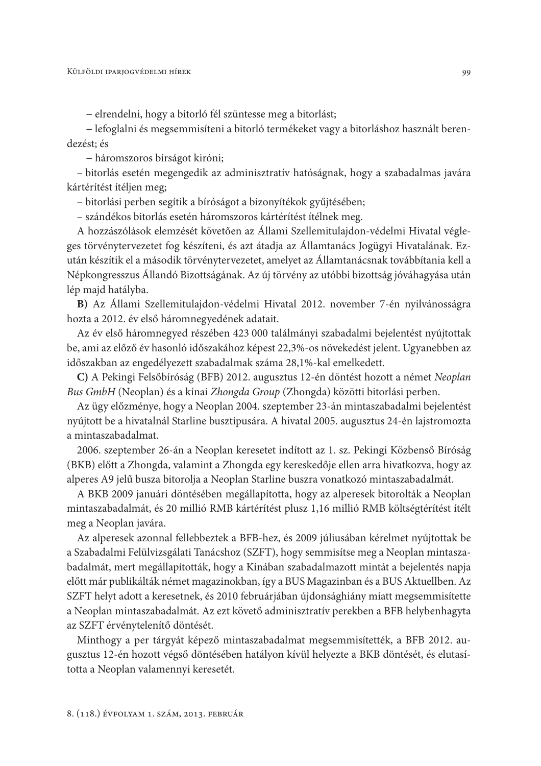– elrendelni, hogy a bitorló fél szüntesse meg a bitorlást;

– lefoglalni és megsemmisíteni a bitorló termékeket vagy a bitorláshoz használt berendezést; és

– háromszoros bírságot kiróni;

– bitorlás esetén megengedik az adminisztratív hatóságnak, hogy a szabadalmas javára kártérítést ítéljen meg;

– bitorlási perben segítik a bíróságot a bizonyítékok gyűjtésében;

– szándékos bitorlás esetén háromszoros kártérítést ítélnek meg.

A hozzászólások elemzését követően az Állami Szellemitulajdon-védelmi Hivatal végleges törvénytervezetet fog készíteni, és azt átadja az Államtanács Jogügyi Hivatalának. Ezután készítik el a második törvénytervezetet, amelyet az Államtanácsnak továbbítania kell a Népkongresszus Állandó Bizottságának. Az új törvény az utóbbi bizottság jóváhagyása után lép majd hatályba.

**B)** Az Állami Szellemitulajdon-védelmi Hivatal 2012. november 7-én nyilvánosságra hozta a 2012. év első háromnegyedének adatait.

Az év első háromnegyed részében 423 000 találmányi szabadalmi bejelentést nyújtottak be, ami az előző év hasonló időszakához képest 22,3%-os növekedést jelent. Ugyanebben az időszakban az engedélyezett szabadalmak száma 28,1%-kal emelkedett.

**C)** A Pekingi Felsőbíróság (BFB) 2012. augusztus 12-én döntést hozott a német *Neoplan Bus GmbH* (Neoplan) és a kínai *Zhongda Group* (Zhongda) közötti bitorlási perben.

Az ügy előzménye, hogy a Neoplan 2004. szeptember 23-án mintaszabadalmi bejelentést nyújtott be a hivatalnál Starline busztípusára. A hivatal 2005. augusztus 24-én lajstromozta a mintaszabadalmat.

2006. szeptember 26-án a Neoplan keresetet indított az 1. sz. Pekingi Közbenső Bíróság (BKB) előtt a Zhongda, valamint a Zhongda egy kereskedője ellen arra hivatkozva, hogy az alperes A9 jelű busza bitorolja a Neoplan Starline buszra vonatkozó mintaszabadalmát.

A BKB 2009 januári döntésében megállapította, hogy az alperesek bitorolták a Neoplan mintaszabadalmát, és 20 millió RMB kártérítést plusz 1,16 millió RMB költségtérítést ítélt meg a Neoplan javára.

Az alperesek azonnal fellebbeztek a BFB-hez, és 2009 júliusában kérelmet nyújtottak be a Szabadalmi Felülvizsgálati Tanácshoz (SZFT), hogy semmisítse meg a Neoplan mintaszabadalmát, mert megállapították, hogy a Kínában szabadalmazott mintát a bejelentés napja előtt már publikálták német magazinokban, így a BUS Magazinban és a BUS Aktuellben. Az SZFT helyt adott a keresetnek, és 2010 februárjában újdonsághiány miatt megsemmisítette a Neoplan mintaszabadalmát. Az ezt követő adminisztratív perekben a BFB helybenhagyta az SZFT érvénytelenítő döntését.

Minthogy a per tárgyát képező mintaszabadalmat megsemmisítették, a BFB 2012. augusztus 12-én hozott végső döntésében hatályon kívül helyezte a BKB döntését, és elutasította a Neoplan valamennyi keresetét.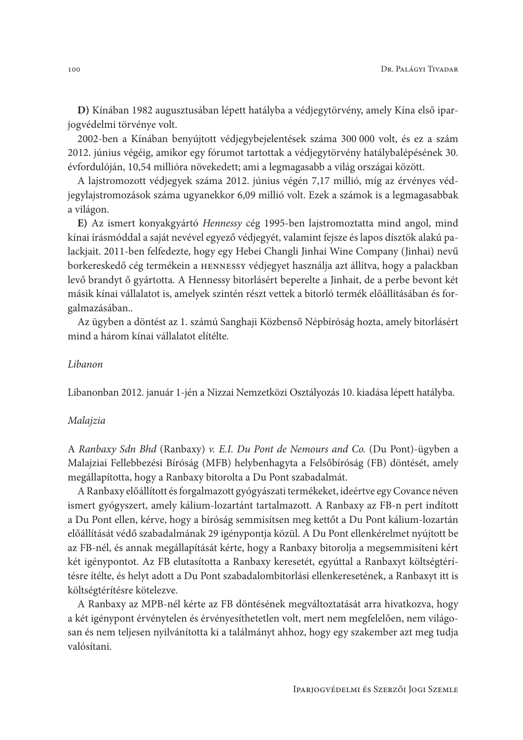**D)** Kínában 1982 augusztusában lépett hatályba a védjegytörvény, amely Kína első iparjogvédelmi törvénye volt.

2002-ben a Kínában benyújtott védjegybejelentések száma 300 000 volt, és ez a szám 2012. június végéig, amikor egy fórumot tartottak a védjegytörvény hatálybalépésének 30. évfordulóján, 10,54 millióra növekedett; ami a legmagasabb a világ országai között.

A lajstromozott védjegyek száma 2012. június végén 7,17 millió, míg az érvényes védjegylajstromozások száma ugyanekkor 6,09 millió volt. Ezek a számok is a legmagasabbak a világon.

**E)** Az ismert konyakgyártó *Hennessy* cég 1995-ben lajstromoztatta mind angol, mind kínai írásmóddal a saját nevével egyező védjegyét, valamint fejsze és lapos dísztök alakú palackjait. 2011-ben felfedezte, hogy egy Hebei Changli Jinhai Wine Company (Jinhai) nevű borkereskedő cég termékein a HENNESSY védjegyet használja azt állítva, hogy a palackban levő brandyt ő gyártotta. A Hennessy bitorlásért beperelte a Jinhait, de a perbe bevont két másik kínai vállalatot is, amelyek szintén részt vettek a bitorló termék előállításában és forgalmazásában..

Az ügyben a döntést az 1. számú Sanghaji Közbenső Népbíróság hozta, amely bitorlásért mind a három kínai vállalatot elítélte.

*Libanon*

Libanonban 2012. január 1-jén a Nizzai Nemzetközi Osztályozás 10. kiadása lépett hatályba.

*Malajzia*

A *Ranbaxy Sdn Bhd* (Ranbaxy) *v. E.I. Du Pont de Nemours and Co.* (Du Pont)-ügyben a Malajziai Fellebbezési Bíróság (MFB) helybenhagyta a Felsőbíróság (FB) döntését, amely megállapította, hogy a Ranbaxy bitorolta a Du Pont szabadalmát.

A Ranbaxy előállított és forgalmazott gyógyászati termékeket, ideértve egy Covance néven ismert gyógyszert, amely kálium-lozartánt tartalmazott. A Ranbaxy az FB-n pert indított a Du Pont ellen, kérve, hogy a bíróság semmisítsen meg kettőt a Du Pont kálium-lozartán előállítását védő szabadalmának 29 igénypontja közül. A Du Pont ellenkérelmet nyújtott be az FB-nél, és annak megállapítását kérte, hogy a Ranbaxy bitorolja a megsemmisíteni kért két igénypontot. Az FB elutasította a Ranbaxy keresetét, egyúttal a Ranbaxyt költségtérítésre ítélte, és helyt adott a Du Pont szabadalombitorlási ellenkeresetének, a Ranbaxyt itt is költségtérítésre kötelezve.

A Ranbaxy az MPB-nél kérte az FB döntésének megváltoztatását arra hivatkozva, hogy a két igénypont érvénytelen és érvényesíthetetlen volt, mert nem megfelelően, nem világosan és nem teljesen nyilvánította ki a találmányt ahhoz, hogy egy szakember azt meg tudja valósítani.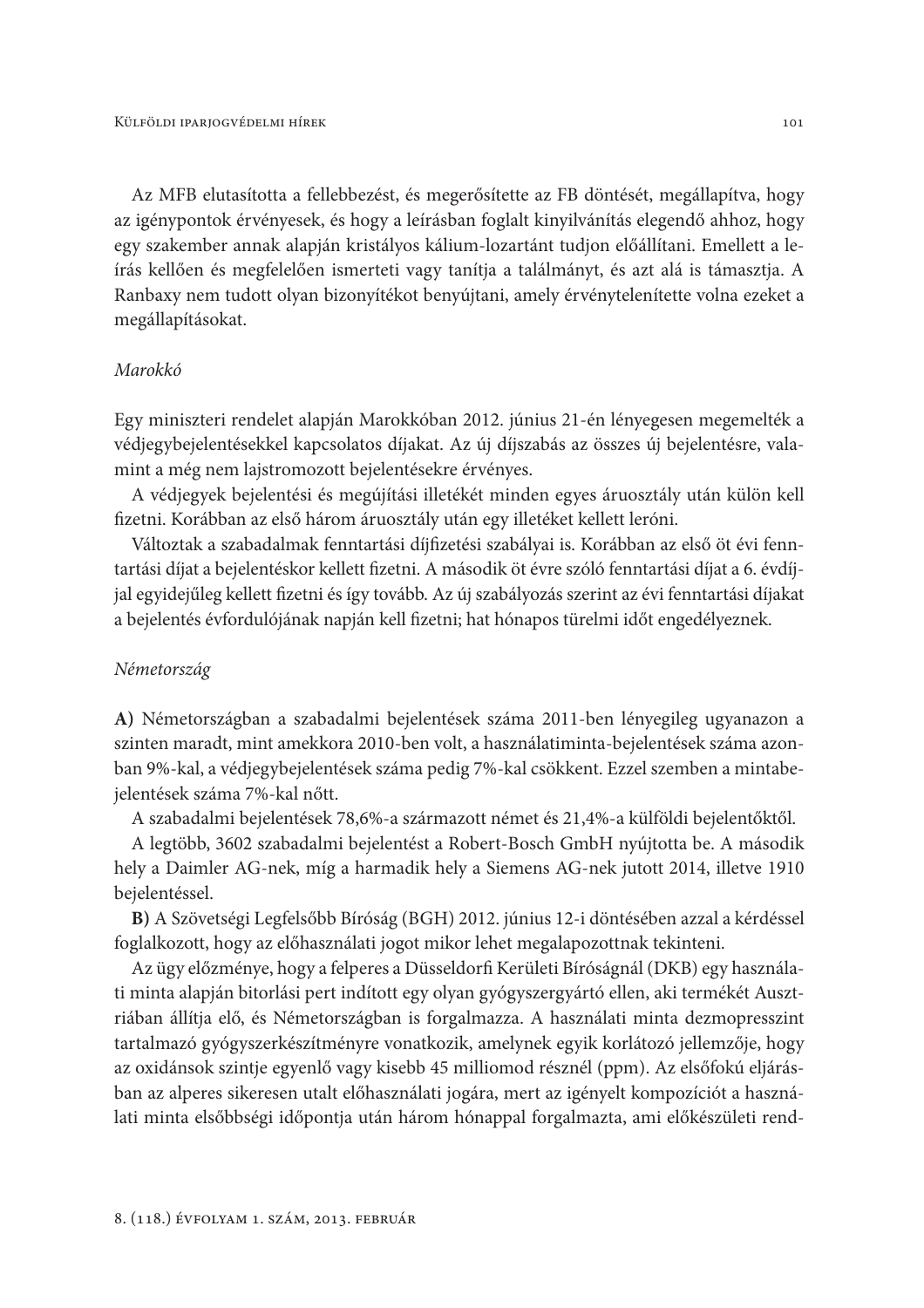Az MFB elutasította a fellebbezést, és megerősítette az FB döntését, megállapítva, hogy az igénypontok érvényesek, és hogy a leírásban foglalt kinyilvánítás elegendő ahhoz, hogy egy szakember annak alapján kristályos kálium-lozartánt tudjon előállítani. Emellett a leírás kellően és megfelelően ismerteti vagy tanítja a találmányt, és azt alá is támasztja. A Ranbaxy nem tudott olyan bizonyítékot benyújtani, amely érvénytelenítette volna ezeket a megállapításokat.

*Marokkó*

Egy miniszteri rendelet alapján Marokkóban 2012. június 21-én lényegesen megemelték a védjegybejelentésekkel kapcsolatos díjakat. Az új díjszabás az összes új bejelentésre, valamint a még nem lajstromozott bejelentésekre érvényes.

A védjegyek bejelentési és megújítási illetékét minden egyes áruosztály után külön kell fizetni. Korábban az első három áruosztály után egy illetéket kellett leróni.

Változtak a szabadalmak fenntartási díjfizetési szabályai is. Korábban az első öt évi fenntartási díjat a bejelentéskor kellett fizetni. A második öt évre szóló fenntartási díjat a 6. évdíjjal egyidejűleg kellett fizetni és így tovább. Az új szabályozás szerint az évi fenntartási díjakat a bejelentés évfordulójának napján kell fizetni; hat hónapos türelmi időt engedélyeznek.

*Németország*

**A)** Németországban a szabadalmi bejelentések száma 2011-ben lényegileg ugyanazon a szinten maradt, mint amekkora 2010-ben volt, a használatiminta-bejelentések száma azonban 9%-kal, a védjegybejelentések száma pedig 7%-kal csökkent. Ezzel szemben a mintabejelentések száma 7%-kal nőtt.

A szabadalmi bejelentések 78,6%-a származott német és 21,4%-a külföldi bejelentőktől.

A legtöbb, 3602 szabadalmi bejelentést a Robert-Bosch GmbH nyújtotta be. A második hely a Daimler AG-nek, míg a harmadik hely a Siemens AG-nek jutott 2014, illetve 1910 bejelentéssel.

**B)** A Szövetségi Legfelsőbb Bíróság (BGH) 2012. június 12-i döntésében azzal a kérdéssel foglalkozott, hogy az előhasználati jogot mikor lehet megalapozottnak tekinteni.

Az ügy előzménye, hogy a felperes a Düsseldorfi Kerületi Bíróságnál (DKB) egy használati minta alapján bitorlási pert indított egy olyan gyógyszergyártó ellen, aki termékét Ausztriában állítja elő, és Németországban is forgalmazza. A használati minta dezmopresszint tartalmazó gyógyszerkészítményre vonatkozik, amelynek egyik korlátozó jellemzője, hogy az oxidánsok szintje egyenlő vagy kisebb 45 milliomod résznél (ppm). Az elsőfokú eljárásban az alperes sikeresen utalt előhasználati jogára, mert az igényelt kompozíciót a használati minta elsőbbségi időpontja után három hónappal forgalmazta, ami előkészületi rend-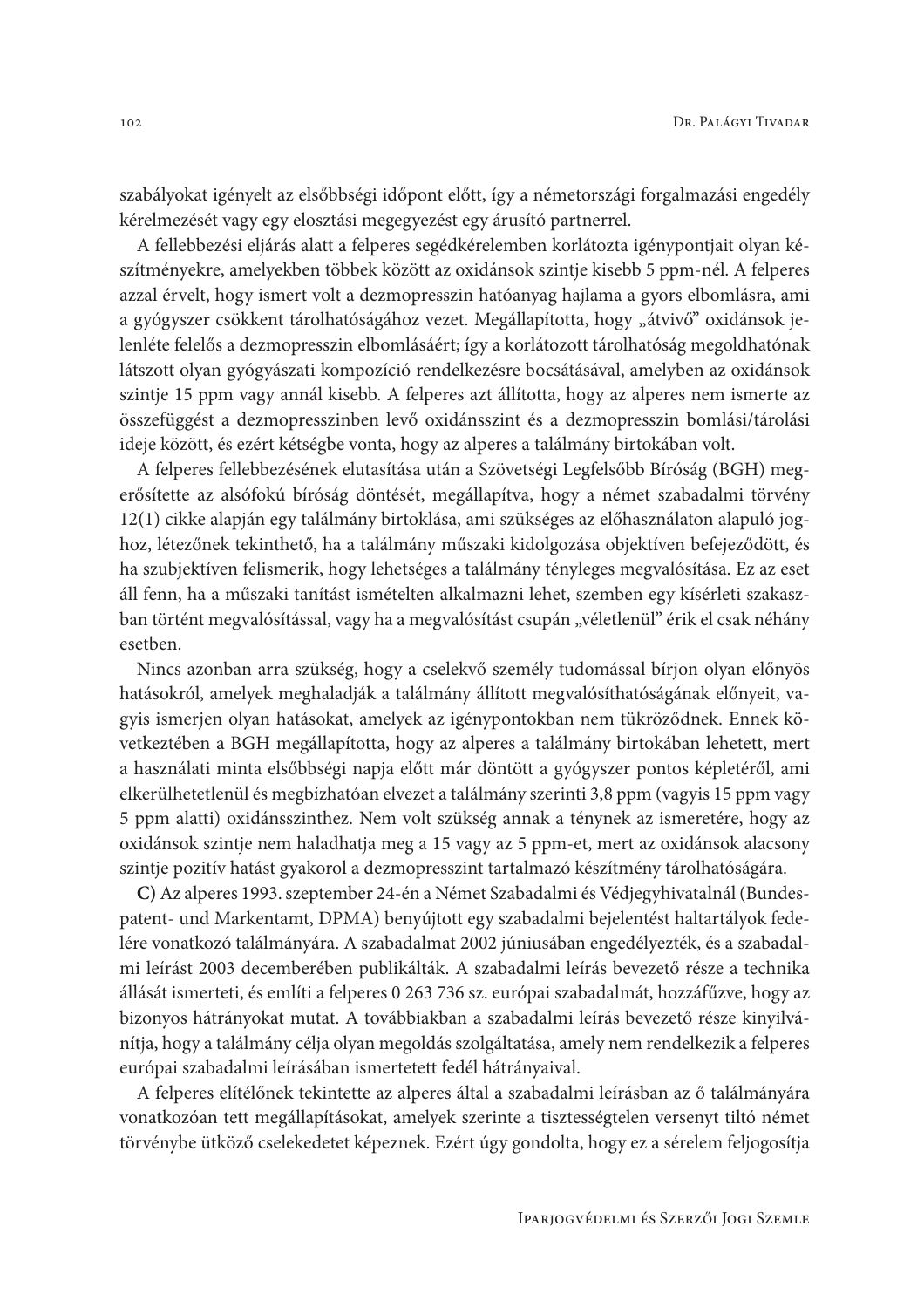szabályokat igényelt az elsőbbségi időpont előtt, így a németországi forgalmazási engedély kérelmezését vagy egy elosztási megegyezést egy árusító partnerrel.

A fellebbezési eljárás alatt a felperes segédkérelemben korlátozta igénypontjait olyan készítményekre, amelyekben többek között az oxidánsok szintje kisebb 5 ppm-nél. A felperes azzal érvelt, hogy ismert volt a dezmopresszin hatóanyag hajlama a gyors elbomlásra, ami a gyógyszer csökkent tárolhatóságához vezet. Megállapította, hogy „átvivő" oxidánsok jelenléte felelős a dezmopresszin elbomlásáért; így a korlátozott tárolhatóság megoldhatónak látszott olyan gyógyászati kompozíció rendelkezésre bocsátásával, amelyben az oxidánsok szintje 15 ppm vagy annál kisebb. A felperes azt állította, hogy az alperes nem ismerte az összefüggést a dezmopresszinben levő oxidánsszint és a dezmopresszin bomlási/tárolási ideje között, és ezért kétségbe vonta, hogy az alperes a találmány birtokában volt.

A felperes fellebbezésének elutasítása után a Szövetségi Legfelsőbb Bíróság (BGH) megerősítette az alsófokú bíróság döntését, megállapítva, hogy a német szabadalmi törvény 12(1) cikke alapján egy találmány birtoklása, ami szükséges az előhasználaton alapuló joghoz, létezőnek tekinthető, ha a találmány műszaki kidolgozása objektíven befejeződött, és ha szubjektíven felismerik, hogy lehetséges a találmány tényleges megvalósítása. Ez az eset áll fenn, ha a műszaki tanítást ismételten alkalmazni lehet, szemben egy kísérleti szakaszban történt megvalósítással, vagy ha a megvalósítást csupán „véletlenül" érik el csak néhány esetben.

Nincs azonban arra szükség, hogy a cselekvő személy tudomással bírjon olyan előnyös hatásokról, amelyek meghaladják a találmány állított megvalósíthatóságának előnyeit, vagyis ismerjen olyan hatásokat, amelyek az igénypontokban nem tükröződnek. Ennek következtében a BGH megállapította, hogy az alperes a találmány birtokában lehetett, mert a használati minta elsőbbségi napja előtt már döntött a gyógyszer pontos képletéről, ami elkerülhetetlenül és megbízhatóan elvezet a találmány szerinti 3,8 ppm (vagyis 15 ppm vagy 5 ppm alatti) oxidánsszinthez. Nem volt szükség annak a ténynek az ismeretére, hogy az oxidánsok szintje nem haladhatja meg a 15 vagy az 5 ppm-et, mert az oxidánsok alacsony szintje pozitív hatást gyakorol a dezmopresszint tartalmazó készítmény tárolhatóságára.

**C)** Az alperes 1993. szeptember 24-én a Német Szabadalmi és Védjegyhivatalnál (Bundespatent- und Markentamt, DPMA) benyújtott egy szabadalmi bejelentést haltartályok fedelére vonatkozó találmányára. A szabadalmat 2002 júniusában engedélyezték, és a szabadalmi leírást 2003 decemberében publikálták. A szabadalmi leírás bevezető része a technika állását ismerteti, és említi a felperes 0 263 736 sz. európai szabadalmát, hozzáfűzve, hogy az bizonyos hátrányokat mutat. A továbbiakban a szabadalmi leírás bevezető része kinyilvánítja, hogy a találmány célja olyan megoldás szolgáltatása, amely nem rendelkezik a felperes európai szabadalmi leírásában ismertetett fedél hátrányaival.

A felperes elítélőnek tekintette az alperes által a szabadalmi leírásban az ő találmányára vonatkozóan tett megállapításokat, amelyek szerinte a tisztességtelen versenyt tiltó német törvénybe ütköző cselekedetet képeznek. Ezért úgy gondolta, hogy ez a sérelem feljogosítja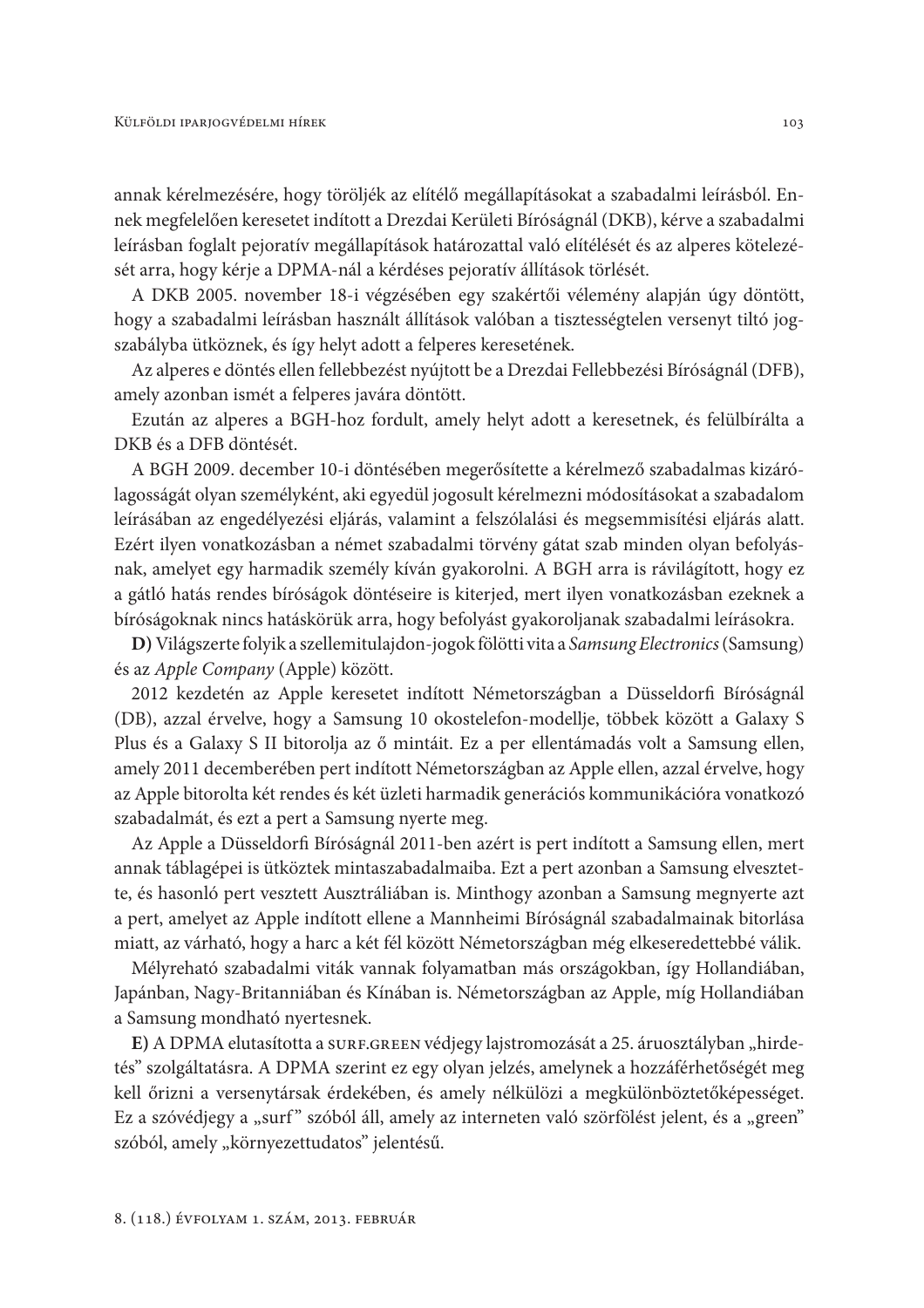annak kérelmezésére, hogy töröljék az elítélő megállapításokat a szabadalmi leírásból. Ennek megfelelően keresetet indított a Drezdai Kerületi Bíróságnál (DKB), kérve a szabadalmi leírásban foglalt pejoratív megállapítások határozattal való elítélését és az alperes kötelezését arra, hogy kérje a DPMA-nál a kérdéses pejoratív állítások törlését.

A DKB 2005. november 18-i végzésében egy szakértői vélemény alapján úgy döntött, hogy a szabadalmi leírásban használt állítások valóban a tisztességtelen versenyt tiltó jogszabályba ütköznek, és így helyt adott a felperes keresetének.

Az alperes e döntés ellen fellebbezést nyújtott be a Drezdai Fellebbezési Bíróságnál (DFB), amely azonban ismét a felperes javára döntött.

Ezután az alperes a BGH-hoz fordult, amely helyt adott a keresetnek, és felülbírálta a DKB és a DFB döntését.

A BGH 2009. december 10-i döntésében megerősítette a kérelmező szabadalmas kizárólagosságát olyan személyként, aki egyedül jogosult kérelmezni módosításokat a szabadalom leírásában az engedélyezési eljárás, valamint a felszólalási és megsemmisítési eljárás alatt. Ezért ilyen vonatkozásban a német szabadalmi törvény gátat szab minden olyan befolyásnak, amelyet egy harmadik személy kíván gyakorolni. A BGH arra is rávilágított, hogy ez a gátló hatás rendes bíróságok döntéseire is kiterjed, mert ilyen vonatkozásban ezeknek a bíróságoknak nincs hatáskörük arra, hogy befolyást gyakoroljanak szabadalmi leírásokra.

**D)** Világszerte folyik a szellemitulajdon-jogok fölötti vita a *Samsung Electronics* (Samsung) és az *Apple Company* (Apple) között.

2012 kezdetén az Apple keresetet indított Németországban a Düsseldorfi Bíróságnál (DB), azzal érvelve, hogy a Samsung 10 okostelefon-modellje, többek között a Galaxy S Plus és a Galaxy S II bitorolja az ő mintáit. Ez a per ellentámadás volt a Samsung ellen, amely 2011 decemberében pert indított Németországban az Apple ellen, azzal érvelve, hogy az Apple bitorolta két rendes és két üzleti harmadik generációs kommunikációra vonatkozó szabadalmát, és ezt a pert a Samsung nyerte meg.

Az Apple a Düsseldorfi Bíróságnál 2011-ben azért is pert indított a Samsung ellen, mert annak táblagépei is ütköztek mintaszabadalmaiba. Ezt a pert azonban a Samsung elvesztette, és hasonló pert vesztett Ausztráliában is. Minthogy azonban a Samsung megnyerte azt a pert, amelyet az Apple indított ellene a Mannheimi Bíróságnál szabadalmainak bitorlása miatt, az várható, hogy a harc a két fél között Németországban még elkeseredettebbé válik.

Mélyreható szabadalmi viták vannak folyamatban más országokban, így Hollandiában, Japánban, Nagy-Britanniában és Kínában is. Németországban az Apple, míg Hollandiában a Samsung mondható nyertesnek.

**E)** A DPMA elutasította a SURF.GREEN védjegy lajstromozását a 25. áruosztályban „hirdetés” szolgáltatásra. A DPMA szerint ez egy olyan jelzés, amelynek a hozzáférhetőségét meg kell őrizni a versenytársak érdekében, és amely nélkülözi a megkülönböztetőképességet. Ez a szóvédjegy a „surf” szóból áll, amely az interneten való szörfölést jelent, és a „green” szóból, amely „környezettudatos” jelentésű.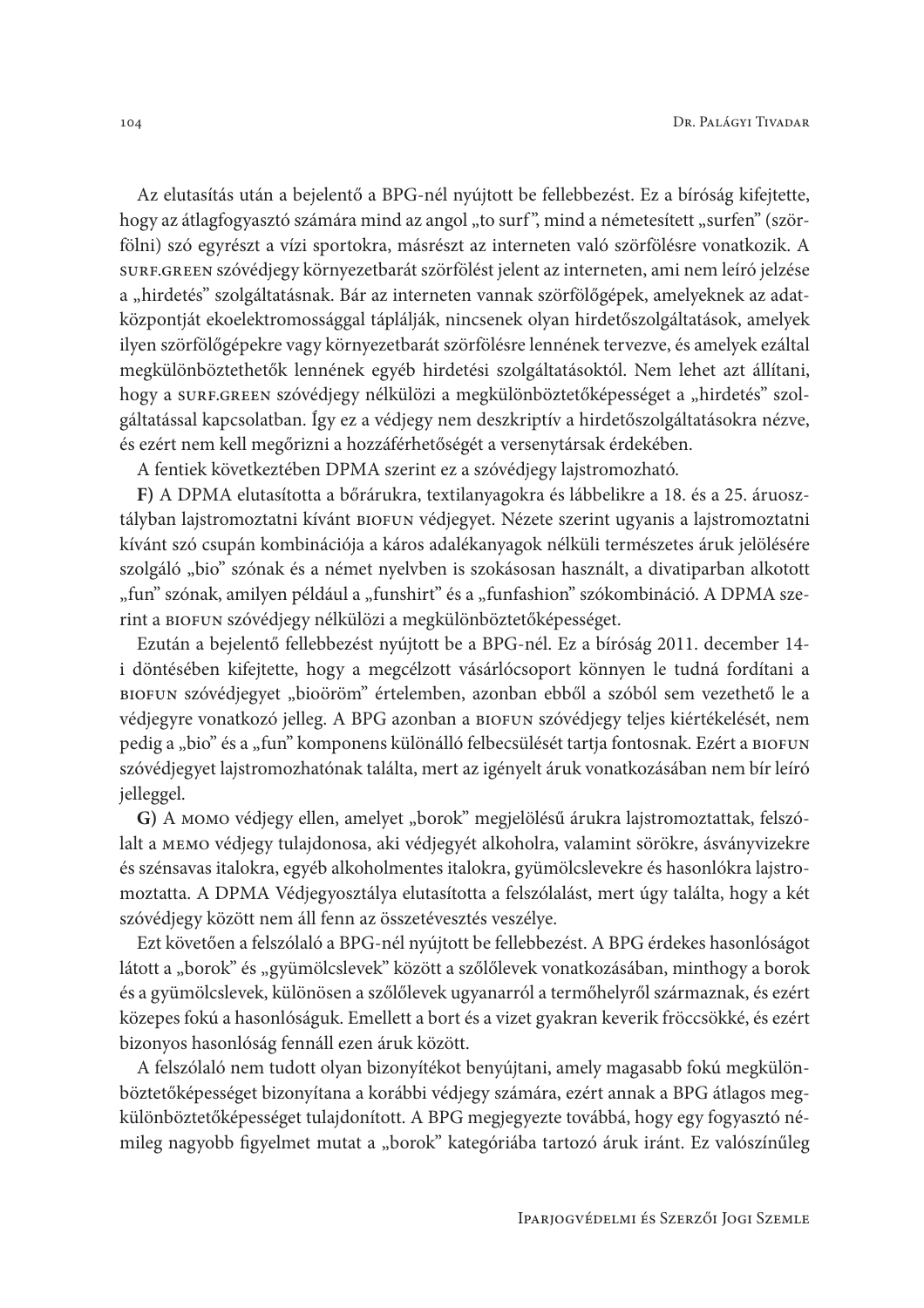Az elutasítás után a bejelentő a BPG-nél nyújtott be fellebbezést. Ez a bíróság kifejtette, hogy az átlagfogyasztó számára mind az angol „to surf”, mind a németesített „surfen” (szörfölni) szó egyrészt a vízi sportokra, másrészt az interneten való szörfölésre vonatkozik. A SURF.GREEN szóvédjegy környezetbarát szörfölést jelent az interneten, ami nem leíró jelzése a „hirdetés” szolgáltatásnak. Bár az interneten vannak szörfölőgépek, amelyeknek az adatközpontját ekoelektromossággal táplálják, nincsenek olyan hirdetőszolgáltatások, amelyek ilyen szörfölőgépekre vagy környezetbarát szörfölésre lennének tervezve, és amelyek ezáltal megkülönböztethetők lennének egyéb hirdetési szolgáltatásoktól. Nem lehet azt állítani, hogy a SURF.GREEN szóvédjegy nélkülözi a megkülönböztetőképességet a „hirdetés” szolgáltatással kapcsolatban. Így ez a védjegy nem deszkriptív a hirdetőszolgáltatásokra nézve, és ezért nem kell megőrizni a hozzáférhetőségét a versenytársak érdekében.

A fentiek következtében DPMA szerint ez a szóvédjegy lajstromozható.

**F)** A DPMA elutasította a bőrárukra, textilanyagokra és lábbelikre a 18. és a 25. áruosztályban lajstromoztatni kívánt BIOFUN védjegyet. Nézete szerint ugyanis a lajstromoztatni kívánt szó csupán kombinációja a káros adalékanyagok nélküli természetes áruk jelölésére szolgáló „bio” szónak és a német nyelvben is szokásosan használt, a divatiparban alkotott „fun” szónak, amilyen például a „funshirt” és a „funfashion” szókombináció. A DPMA szerint a BIOFUN szóvédjegy nélkülözi a megkülönböztetőképességet.

Ezután a bejelentő fellebbezést nyújtott be a BPG-nél. Ez a bíróság 2011. december 14-i döntésében kifejtette, hogy a megcélzott vásárlócsoport könnyen le tudná fordítani a BIOFUN szóvédjegyet „bioöröm” értelemben, azonban ebből a szóból sem vezethető le a védjegyre vonatkozó jelleg. A BPG azonban a BIOFUN szóvédjegy teljes kiértékelését, nem pedig a „bio” és a „fun” komponens különálló felbecsülését tartja fontosnak. Ezért a BIOFUN szóvédjegyet lajstromozhatónak találta, mert az igényelt áruk vonatkozásában nem bír leíró jelleggel.

**G)** A MOMO védjegy ellen, amelyet „borok” megjelölésű árukra lajstromoztattak, felszólalt a MEMO védjegy tulajdonosa, aki védjegyét alkoholra, valamint sörökre, ásványvizekre és szénsavas italokra, egyéb alkoholmentes italokra, gyümölcslevekre és hasonlókra lajstromoztatta. A DPMA Védjegyosztálya elutasította a felszólalást, mert úgy találta, hogy a két szóvédjegy között nem áll fenn az összetévesztés veszélye.

Ezt követően a felszólaló a BPG-nél nyújtott be fellebbezést. A BPG érdekes hasonlóságot látott a „borok” és „gyümölcslevek” között a szőlőlevek vonatkozásában, minthogy a borok és a gyümölcslevek, különösen a szőlőlevek ugyanarról a termőhelyről származnak, és ezért közepes fokú a hasonlóságuk. Emellett a bort és a vizet gyakran keverik fröccsökké, és ezért bizonyos hasonlóság fennáll ezen áruk között.

A felszólaló nem tudott olyan bizonyítékot benyújtani, amely magasabb fokú megkülönböztetőképességet bizonyítana a korábbi védjegy számára, ezért annak a BPG átlagos megkülönböztetőképességet tulajdonított. A BPG megjegyezte továbbá, hogy egy fogyasztó némileg nagyobb figyelmet mutat a „borok” kategóriába tartozó áruk iránt. Ez valószínűleg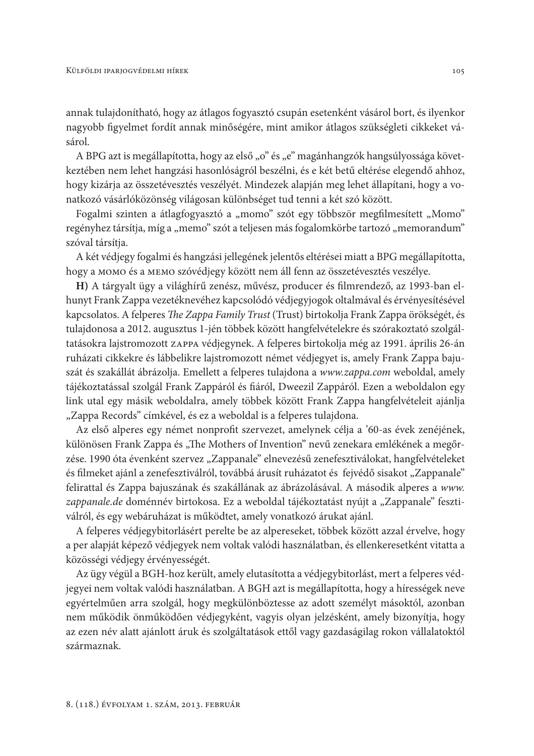annak tulajdonítható, hogy az átlagos fogyasztó csupán esetenként vásárol bort, és ilyenkor nagyobb figyelmet fordít annak minőségére, mint amikor átlagos szükségleti cikkeket vásárol.

A BPG azt is megállapította, hogy az első „o" és „e" magánhangzók hangsúlyossága következtében nem lehet hangzási hasonlóságról beszélni, és e két betű eltérése elegendő ahhoz, hogy kizárja az összetévesztés veszélyét. Mindezek alapján meg lehet állapítani, hogy a vonatkozó vásárlóközönség világosan különbséget tud tenni a két szó között.

Fogalmi szinten a átlagfogyasztó a „momo" szót egy többször megfilmesített „Momo" regényhez társítja, míg a „memo" szót a teljesen más fogalomkörbe tartozó „memorandum" szóval társítja.

A két védjegy fogalmi és hangzási jellegének jelentős eltérései miatt a BPG megállapította, hogy a MOMO és a MEMO szóvédjegy között nem áll fenn az összetévesztés veszélye.

**H)** A tárgyalt ügy a világhírű zenész, művész, producer és filmrendező, az 1993-ban elhunyt Frank Zappa vezetéknevéhez kapcsolódó védjegyjogok oltalmával és érvényesítésével kapcsolatos. A felperes *The Zappa Family Trust* (Trust) birtokolja Frank Zappa örökségét, és tulajdonosa a 2012. augusztus 1-jén többek között hangfelvételekre és szórakoztató szolgáltatásokra lajstromozott ZAPPA védjegynek. A felperes birtokolja még az 1991. április 26-án ruházati cikkekre és lábbelikre lajstromozott német védjegyet is, amely Frank Zappa bajuszát és szakállát ábrázolja. Emellett a felperes tulajdona a *www.zappa.com* weboldal, amely tájékoztatással szolgál Frank Zappáról és fiáról, Dweezil Zappáról. Ezen a weboldalon egy link utal egy másik weboldalra, amely többek között Frank Zappa hangfelvételeit ajánlja „Zappa Records" címkével, és ez a weboldal is a felperes tulajdona.

Az első alperes egy német nonprofit szervezet, amelynek célja a '60-as évek zenéjének, különösen Frank Zappa és „The Mothers of Invention" nevű zenekara emlékének a megőrzése. 1990 óta évenként szervez „Zappanale" elnevezésű zenefesztiválokat, hangfelvételeket és filmeket ajánl a zenefesztiválról, továbbá árusít ruházatot és fejvédő sisakot „Zappanale" felirattal és Zappa bajuszának és szakállának az ábrázolásával. A második alperes a *www.zappanale.de* doménnév birtokosa. Ez a weboldal tájékoztatást nyújt a „Zappanale" fesztiválról, és egy webáruházat is működtet, amely vonatkozó árukat ajánl.

A felperes védjegybitorlásért perelte be az alpereseket, többek között azzal érvelve, hogy a per alapját képező védjegyek nem voltak valódi használatban, és ellenkeresetként vitatta a közösségi védjegy érvényességét.

Az ügy végül a BGH-hoz került, amely elutasította a védjegybitorlást, mert a felperes védjegyei nem voltak valódi használatban. A BGH azt is megállapította, hogy a hírességek neve egyértelműen arra szolgál, hogy megkülönböztesse az adott személyt másoktól, azonban nem működik önműködően védjegyként, vagyis olyan jelzésként, amely bizonyítja, hogy az ezen név alatt ajánlott áruk és szolgáltatások ettől vagy gazdaságilag rokon vállalatoktól származnak.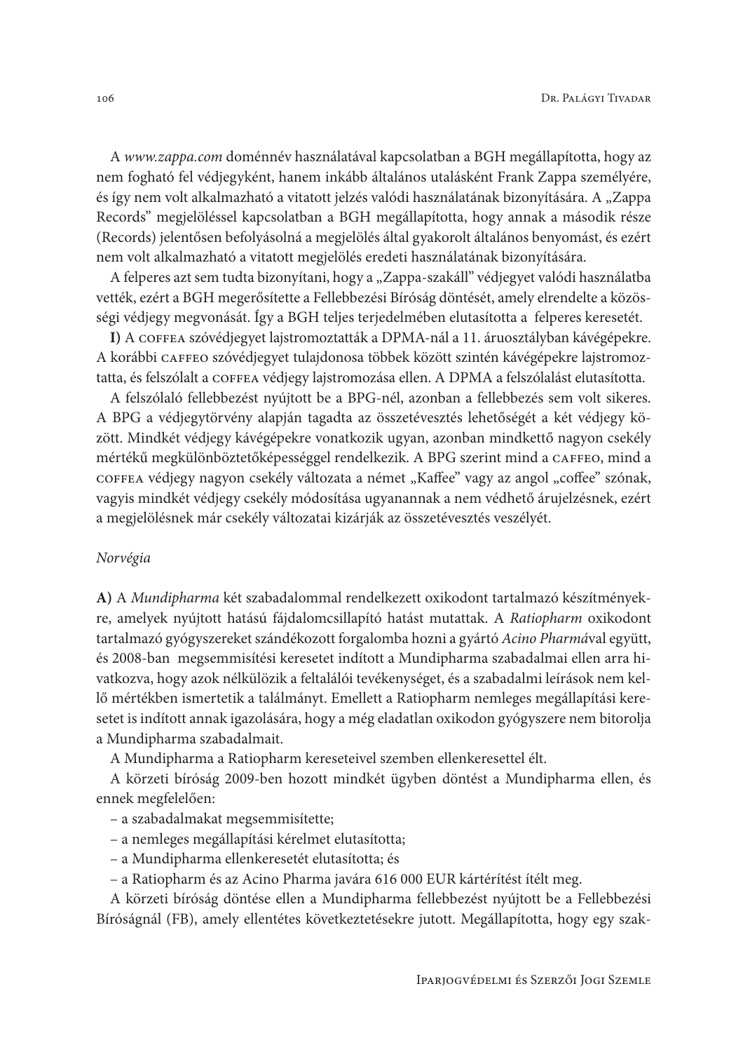A *www.zappa.com* doménnév használatával kapcsolatban a BGH megállapította, hogy az nem fogható fel védjegyként, hanem inkább általános utalásként Frank Zappa személyére, és így nem volt alkalmazható a vitatott jelzés valódi használatának bizonyítására. A „Zappa Records" megjelöléssel kapcsolatban a BGH megállapította, hogy annak a második része (Records) jelentősen befolyásolná a megjelölés által gyakorolt általános benyomást, és ezért nem volt alkalmazható a vitatott megjelölés eredeti használatának bizonyítására.

A felperes azt sem tudta bizonyítani, hogy a „Zappa-szakáll" védjegyet valódi használatba vették, ezért a BGH megerősítette a Fellebbezési Bíróság döntését, amely elrendelte a közösségi védjegy megvonását. Így a BGH teljes terjedelmében elutasította a felperes keresetét.

**I)** A COFFEA szóvédjegyet lajstromoztatták a DPMA-nál a 11. áruosztályban kávégépekre. A korábbi CAFFEO szóvédjegyet tulajdonosa többek között szintén kávégépekre lajstromoztatta, és felszólalt a COFFEA védjegy lajstromozása ellen. A DPMA a felszólalást elutasította.

A felszólaló fellebbezést nyújtott be a BPG-nél, azonban a fellebbezés sem volt sikeres. A BPG a védjegytörvény alapján tagadta az összetévesztés lehetőségét a két védjegy között. Mindkét védjegy kávégépekre vonatkozik ugyan, azonban mindkettő nagyon csekély mértékű megkülönböztetőképességgel rendelkezik. A BPG szerint mind a CAFFEO, mind a COFFEA védjegy nagyon csekély változata a német „Kaffee" vagy az angol „coffee" szónak, vagyis mindkét védjegy csekély módosítása ugyanannak a nem védhető árujelzésnek, ezért a megjelölésnek már csekély változatai kizárják az összetévesztés veszélyét.

*Norvégia*

**A)** A *Mundipharma* két szabadalommal rendelkezett oxikodont tartalmazó készítményekre, amelyek nyújtott hatású fájdalomcsillapító hatást mutattak. A *Ratiopharm* oxikodont tartalmazó gyógyszereket szándékozott forgalomba hozni a gyártó *Acino Pharmá*val együtt, és 2008-ban megsemmisítési keresetet indított a Mundipharma szabadalmai ellen arra hivatkozva, hogy azok nélkülözik a feltalálói tevékenységet, és a szabadalmi leírások nem kellő mértékben ismertetik a találmányt. Emellett a Ratiopharm nemleges megállapítási keresetet is indított annak igazolására, hogy a még eladatlan oxikodon gyógyszere nem bitorolja a Mundipharma szabadalmait.

A Mundipharma a Ratiopharm kereseteivel szemben ellenkeresettel élt.

A körzeti bíróság 2009-ben hozott mindkét ügyben döntést a Mundipharma ellen, és ennek megfelelően:

– a szabadalmakat megsemmisítette;
– a nemleges megállapítási kérelmet elutasította;
– a Mundipharma ellenkeresetét elutasította; és
– a Ratiopharm és az Acino Pharma javára 616 000 EUR kártérítést ítélt meg.

A körzeti bíróság döntése ellen a Mundipharma fellebbezést nyújtott be a Fellebbezési Bíróságnál (FB), amely ellentétes következtetésekre jutott. Megállapította, hogy egy szak-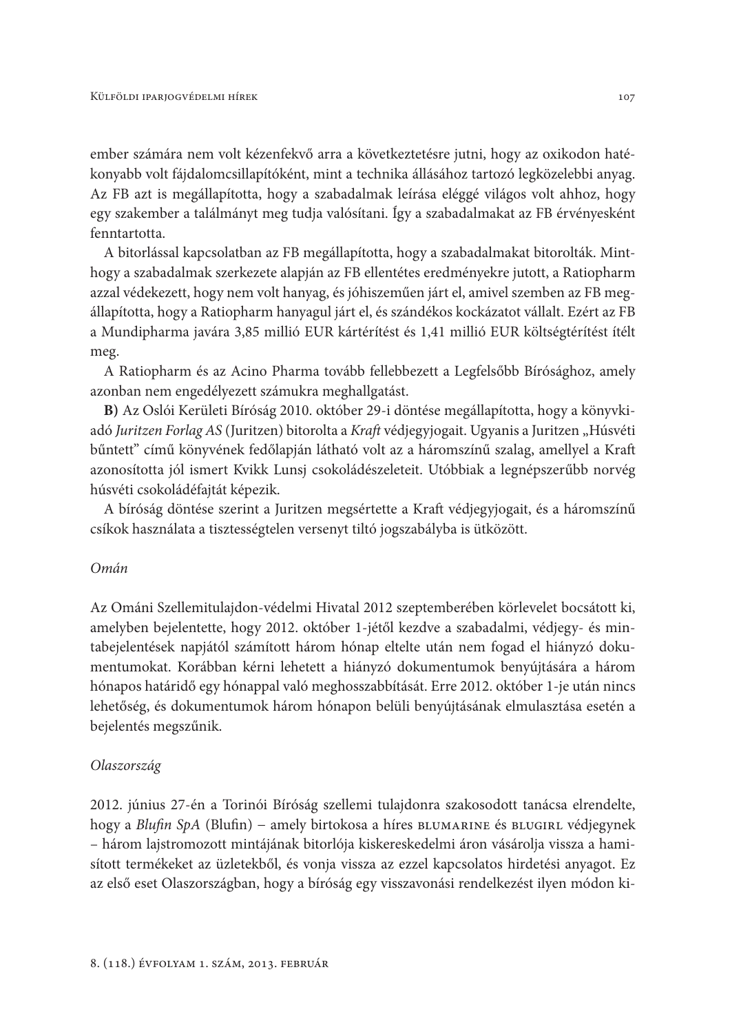ember számára nem volt kézenfekvő arra a következtetésre jutni, hogy az oxikodon hatékonyabb volt fájdalomcsillapítóként, mint a technika állásához tartozó legközelebbi anyag. Az FB azt is megállapította, hogy a szabadalmak leírása eléggé világos volt ahhoz, hogy egy szakember a találmányt meg tudja valósítani. Így a szabadalmakat az FB érvényesként fenntartotta.

A bitorlással kapcsolatban az FB megállapította, hogy a szabadalmakat bitorolták. Minthogy a szabadalmak szerkezete alapján az FB ellentétes eredményekre jutott, a Ratiopharm azzal védekezett, hogy nem volt hanyag, és jóhiszeműen járt el, amivel szemben az FB megállapította, hogy a Ratiopharm hanyagul járt el, és szándékos kockázatot vállalt. Ezért az FB a Mundipharma javára 3,85 millió EUR kártérítést és 1,41 millió EUR költségtérítést ítélt meg.

A Ratiopharm és az Acino Pharma tovább fellebbezett a Legfelsőbb Bírósághoz, amely azonban nem engedélyezett számukra meghallgatást.

**B)** Az Oslói Kerületi Bíróság 2010. október 29-i döntése megállapította, hogy a könyvkiadó *Juritzen Forlag AS* (Juritzen) bitorolta a *Kraft* védjegyjogait. Ugyanis a Juritzen „Húsvéti bűntett" című könyvének fedőlapján látható volt az a háromszínű szalag, amellyel a Kraft azonosította jól ismert Kvikk Lunsj csokoládészeleteit. Utóbbiak a legnépszerűbb norvég húsvéti csokoládéfajtát képezik.

A bíróság döntése szerint a Juritzen megsértette a Kraft védjegyjogait, és a háromszínű csíkok használata a tisztességtelen versenyt tiltó jogszabályba is ütközött.

*Omán*

Az Ománi Szellemitulajdon-védelmi Hivatal 2012 szeptemberében körlevelet bocsátott ki, amelyben bejelentette, hogy 2012. október 1-jétől kezdve a szabadalmi, védjegy- és mintabejelentések napjától számított három hónap eltelte után nem fogad el hiányzó dokumentumokat. Korábban kérni lehetett a hiányzó dokumentumok benyújtására a három hónapos határidő egy hónappal való meghosszabbítását. Erre 2012. október 1-je után nincs lehetőség, és dokumentumok három hónapon belüli benyújtásának elmulasztása esetén a bejelentés megszűnik.

*Olaszország*

2012. június 27-én a Torinói Bíróság szellemi tulajdonra szakosodott tanácsa elrendelte, hogy a *Blufin SpA* (Blufin) – amely birtokosa a híres BLUMARINE és BLUGIRL védjegynek – három lajstromozott mintájának bitorlója kiskereskedelmi áron vásárolja vissza a hamisított termékeket az üzletekből, és vonja vissza az ezzel kapcsolatos hirdetési anyagot. Ez az első eset Olaszországban, hogy a bíróság egy visszavonási rendelkezést ilyen módon ki-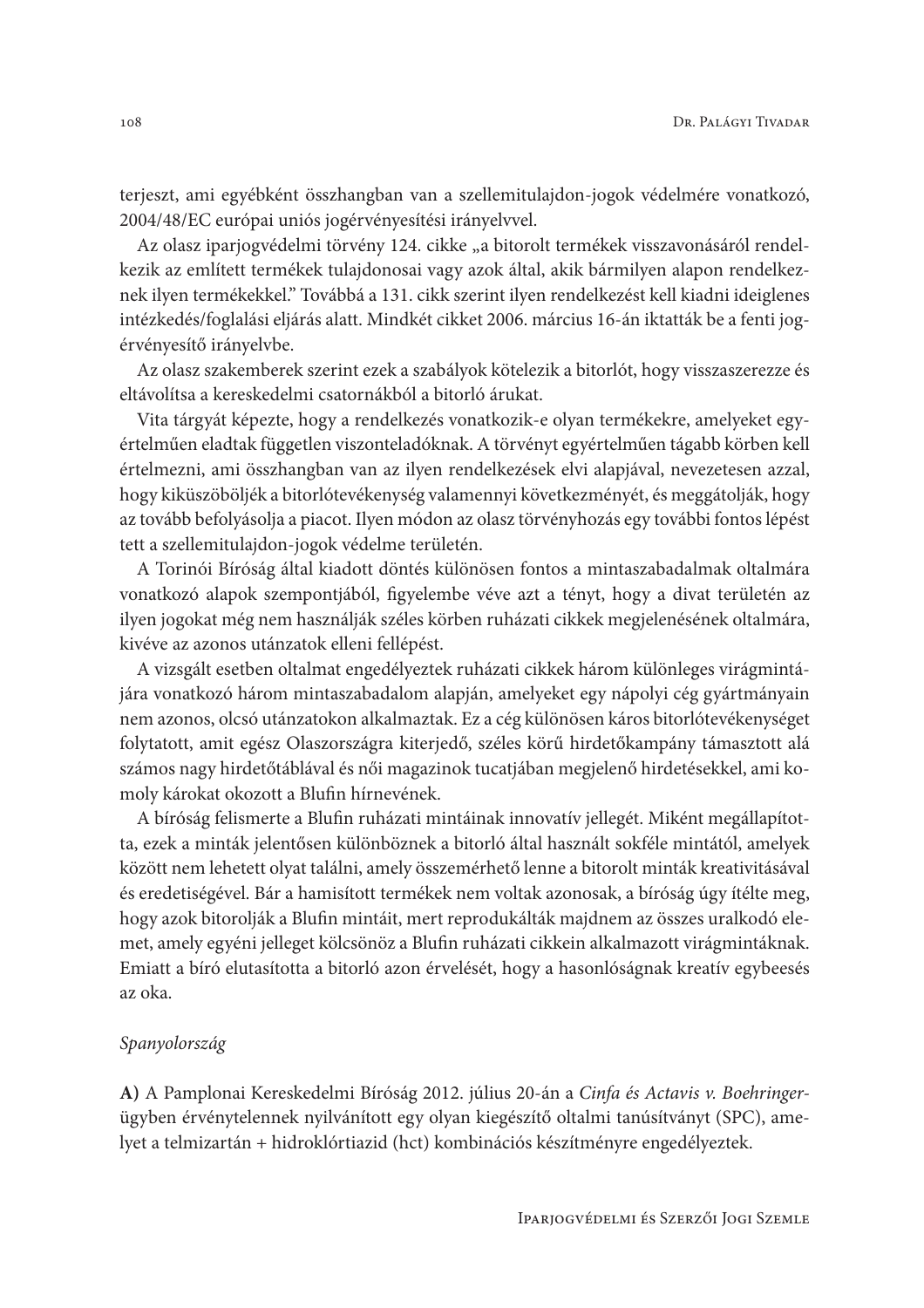terjeszt, ami egyébként összhangban van a szellemitulajdon-jogok védelmére vonatkozó, 2004/48/EC európai uniós jogérvényesítési irányelvvel.

Az olasz iparjogvédelmi törvény 124. cikke „a bitorolt termékek visszavonásáról rendelkezik az említett termékek tulajdonosai vagy azok által, akik bármilyen alapon rendelkeznek ilyen termékekkel." Továbbá a 131. cikk szerint ilyen rendelkezést kell kiadni ideiglenes intézkedés/foglalási eljárás alatt. Mindkét cikket 2006. március 16-án iktatták be a fenti jogérvényesítő irányelvbe.

Az olasz szakemberek szerint ezek a szabályok kötelezik a bitorlót, hogy visszaszerezze és eltávolítsa a kereskedelmi csatornákból a bitorló árukat.

Vita tárgyát képezte, hogy a rendelkezés vonatkozik-e olyan termékekre, amelyeket egyértelműen eladtak független viszonteladóknak. A törvényt egyértelműen tágabb körben kell értelmezni, ami összhangban van az ilyen rendelkezések elvi alapjával, nevezetesen azzal, hogy kiküszöböljék a bitorlótevékenység valamennyi következményét, és meggátolják, hogy az tovább befolyásolja a piacot. Ilyen módon az olasz törvényhozás egy további fontos lépést tett a szellemitulajdon-jogok védelme területén.

A Torinói Bíróság által kiadott döntés különösen fontos a mintaszabadalmak oltalmára vonatkozó alapok szempontjából, figyelembe véve azt a tényt, hogy a divat területén az ilyen jogokat még nem használják széles körben ruházati cikkek megjelenésének oltalmára, kivéve az azonos utánzatok elleni fellépést.

A vizsgált esetben oltalmat engedélyeztek ruházati cikkek három különleges virágmintájára vonatkozó három mintaszabadalom alapján, amelyeket egy nápolyi cég gyártmányain nem azonos, olcsó utánzatokon alkalmaztak. Ez a cég különösen káros bitorlótevékenységet folytatott, amit egész Olaszországra kiterjedő, széles körű hirdetőkampány támasztott alá számos nagy hirdetőtáblával és női magazinok tucatjában megjelenő hirdetésekkel, ami komoly károkat okozott a Blufin hírnevének.

A bíróság felismerte a Blufin ruházati mintáinak innovatív jellegét. Miként megállapította, ezek a minták jelentősen különböznek a bitorló által használt sokféle mintától, amelyek között nem lehetett olyat találni, amely összemérhető lenne a bitorolt minták kreativitásával és eredetiségével. Bár a hamisított termékek nem voltak azonosak, a bíróság úgy ítélte meg, hogy azok bitorolják a Blufin mintáit, mert reprodukálták majdnem az összes uralkodó elemet, amely egyéni jelleget kölcsönöz a Blufin ruházati cikkein alkalmazott virágmintáknak. Emiatt a bíró elutasította a bitorló azon érvelését, hogy a hasonlóságnak kreatív egybeesés az oka.

*Spanyolország*

**A)** A Pamplonai Kereskedelmi Bíróság 2012. július 20-án a *Cinfa és Actavis v. Boehringer*-ügyben érvénytelennek nyilvánított egy olyan kiegészítő oltalmi tanúsítványt (SPC), amelyet a telmizartán + hidroklórtiazid (hct) kombinációs készítményre engedélyeztek.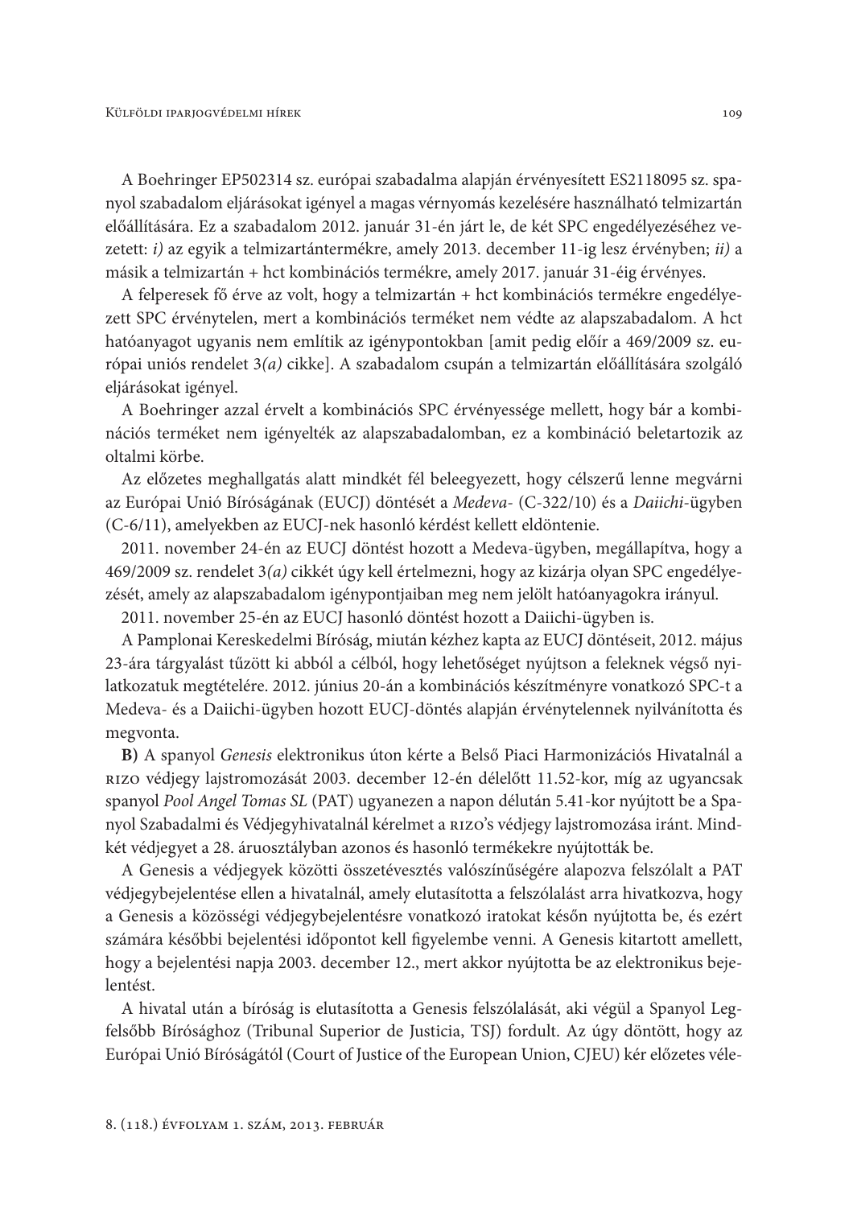A Boehringer EP502314 sz. európai szabadalma alapján érvényesített ES2118095 sz. spanyol szabadalom eljárásokat igényel a magas vérnyomás kezelésére használható telmizartán előállítására. Ez a szabadalom 2012. január 31-én járt le, de két SPC engedélyezéséhez vezetett: *i)* az egyik a telmizartántermékre, amely 2013. december 11-ig lesz érvényben; *ii)* a másik a telmizartán + hct kombinációs termékre, amely 2017. január 31-éig érvényes.

A felperesek fő érve az volt, hogy a telmizartán + hct kombinációs termékre engedélyezett SPC érvénytelen, mert a kombinációs terméket nem védte az alapszabadalom. A hct hatóanyagot ugyanis nem említik az igénypontokban [amit pedig előír a 469/2009 sz. európai uniós rendelet 3*(a)* cikke]. A szabadalom csupán a telmizartán előállítására szolgáló eljárásokat igényel.

A Boehringer azzal érvelt a kombinációs SPC érvényessége mellett, hogy bár a kombinációs terméket nem igényelték az alapszabadalomban, ez a kombináció beletartozik az oltalmi körbe.

Az előzetes meghallgatás alatt mindkét fél beleegyezett, hogy célszerű lenne megvárni az Európai Unió Bíróságának (EUCJ) döntését a *Medeva-* (C-322/10) és a *Daiichi*-ügyben (C-6/11), amelyekben az EUCJ-nek hasonló kérdést kellett eldöntenie.

2011. november 24-én az EUCJ döntést hozott a Medeva-ügyben, megállapítva, hogy a 469/2009 sz. rendelet 3*(a)* cikkét úgy kell értelmezni, hogy az kizárja olyan SPC engedélyezését, amely az alapszabadalom igénypontjaiban meg nem jelölt hatóanyagokra irányul.

2011. november 25-én az EUCJ hasonló döntést hozott a Daiichi-ügyben is.

A Pamplonai Kereskedelmi Bíróság, miután kézhez kapta az EUCJ döntéseit, 2012. május 23-ára tárgyalást tűzött ki abból a célból, hogy lehetőséget nyújtson a feleknek végső nyilatkozatuk megtételére. 2012. június 20-án a kombinációs készítményre vonatkozó SPC-t a Medeva- és a Daiichi-ügyben hozott EUCJ-döntés alapján érvénytelennek nyilvánította és megvonta.

**B)** A spanyol *Genesis* elektronikus úton kérte a Belső Piaci Harmonizációs Hivatalnál a RIZO védjegy lajstromozását 2003. december 12-én délelőtt 11.52-kor, míg az ugyancsak spanyol *Pool Angel Tomas SL* (PAT) ugyanezen a napon délután 5.41-kor nyújtott be a Spanyol Szabadalmi és Védjegyhivatalnál kérelmet a RIZO's védjegy lajstromozása iránt. Mindkét védjegyet a 28. áruosztályban azonos és hasonló termékekre nyújtották be.

A Genesis a védjegyek közötti összetévesztés valószínűségére alapozva felszólalt a PAT védjegybejelentése ellen a hivatalnál, amely elutasította a felszólalást arra hivatkozva, hogy a Genesis a közösségi védjegybejelentésre vonatkozó iratokat későn nyújtotta be, és ezért számára későbbi bejelentési időpontot kell figyelembe venni. A Genesis kitartott amellett, hogy a bejelentési napja 2003. december 12., mert akkor nyújtotta be az elektronikus bejelentést.

A hivatal után a bíróság is elutasította a Genesis felszólalását, aki végül a Spanyol Legfelsőbb Bírósághoz (Tribunal Superior de Justicia, TSJ) fordult. Az úgy döntött, hogy az Európai Unió Bíróságától (Court of Justice of the European Union, CJEU) kér előzetes véle-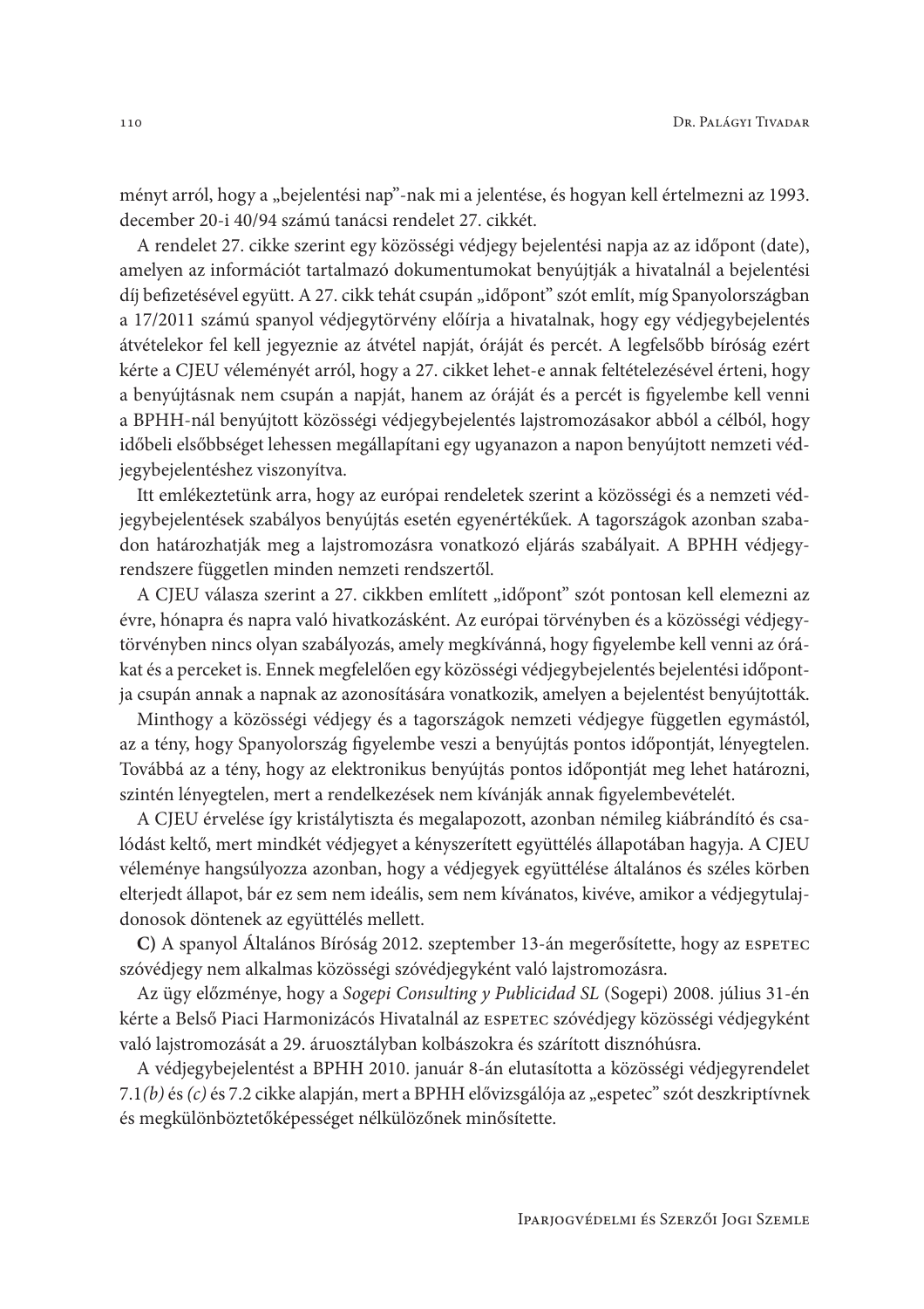ményt arról, hogy a „bejelentési nap”-nak mi a jelentése, és hogyan kell értelmezni az 1993. december 20-i 40/94 számú tanácsi rendelet 27. cikkét.

A rendelet 27. cikke szerint egy közösségi védjegy bejelentési napja az az időpont (date), amelyen az információt tartalmazó dokumentumokat benyújtják a hivatalnál a bejelentési díj befizetésével együtt. A 27. cikk tehát csupán „időpont” szót említ, míg Spanyolországban a 17/2011 számú spanyol védjegytörvény előírja a hivatalnak, hogy egy védjegybejelentés átvételekor fel kell jegyeznie az átvétel napját, óráját és percét. A legfelsőbb bíróság ezért kérte a CJEU véleményét arról, hogy a 27. cikket lehet-e annak feltételezésével érteni, hogy a benyújtásnak nem csupán a napját, hanem az óráját és a percét is figyelembe kell venni a BPHH-nál benyújtott közösségi védjegybejelentés lajstromozásakor abból a célból, hogy időbeli elsőbbséget lehessen megállapítani egy ugyanazon a napon benyújtott nemzeti védjegybejelentéshez viszonyítva.

Itt emlékeztetünk arra, hogy az európai rendeletek szerint a közösségi és a nemzeti védjegybejelentések szabályos benyújtás esetén egyenértékűek. A tagországok azonban szabadon határozhatják meg a lajstromozásra vonatkozó eljárás szabályait. A BPHH védjegyrendszere független minden nemzeti rendszertől.

A CJEU válasza szerint a 27. cikkben említett „időpont” szót pontosan kell elemezni az évre, hónapra és napra való hivatkozásként. Az európai törvényben és a közösségi védjegytörvényben nincs olyan szabályozás, amely megkívánná, hogy figyelembe kell venni az órákat és a perceket is. Ennek megfelelően egy közösségi védjegybejelentés bejelentési időpontja csupán annak a napnak az azonosítására vonatkozik, amelyen a bejelentést benyújtották.

Minthogy a közösségi védjegy és a tagországok nemzeti védjegye független egymástól, az a tény, hogy Spanyolország figyelembe veszi a benyújtás pontos időpontját, lényegtelen. Továbbá az a tény, hogy az elektronikus benyújtás pontos időpontját meg lehet határozni, szintén lényegtelen, mert a rendelkezések nem kívánják annak figyelembevételét.

A CJEU érvelése így kristálytiszta és megalapozott, azonban némileg kiábrándító és csalódást keltő, mert mindkét védjegyet a kényszerített együttélés állapotában hagyja. A CJEU véleménye hangsúlyozza azonban, hogy a védjegyek együttélése általános és széles körben elterjedt állapot, bár ez sem nem ideális, sem nem kívánatos, kivéve, amikor a védjegytulajdonosok döntenek az együttélés mellett.

**C)** A spanyol Általános Bíróság 2012. szeptember 13-án megerősítette, hogy az ESPETEC szóvédjegy nem alkalmas közösségi szóvédjegyként való lajstromozásra.

Az ügy előzménye, hogy a *Sogepi Consulting y Publicidad SL* (Sogepi) 2008. július 31-én kérte a Belső Piaci Harmonizácós Hivatalnál az ESPETEC szóvédjegy közösségi védjegyként való lajstromozását a 29. áruosztályban kolbászokra és szárított disznóhúsra.

A védjegybejelentést a BPHH 2010. január 8-án elutasította a közösségi védjegyrendelet 7.1*(b)* és *(c)* és 7.2 cikke alapján, mert a BPHH elővizsgálója az „espetec” szót deszkriptívnek és megkülönböztetőképességet nélkülözőnek minősítette.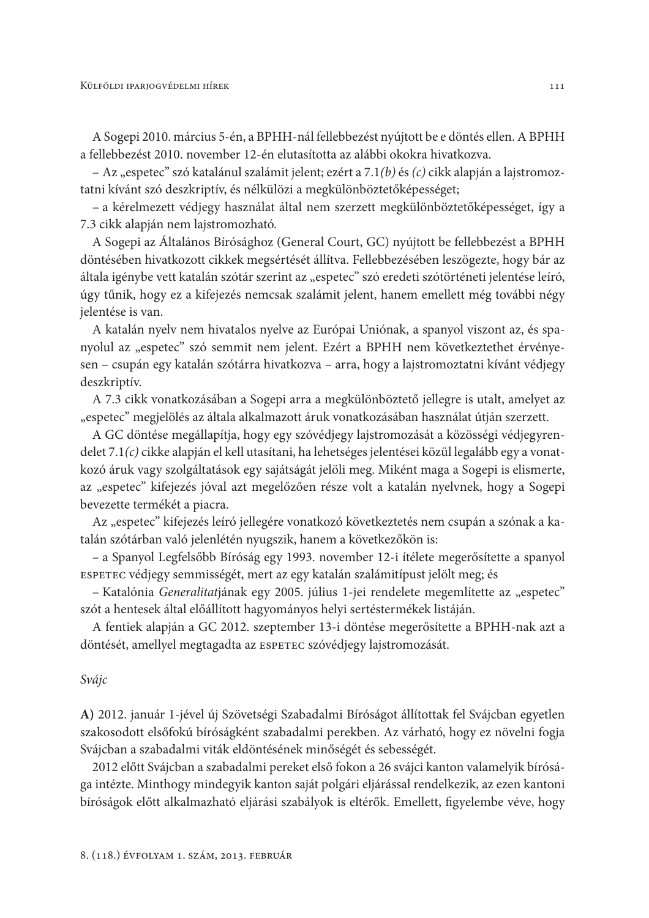A Sogepi 2010. március 5-én, a BPHH-nál fellebbezést nyújtott be e döntés ellen. A BPHH a fellebbezést 2010. november 12-én elutasította az alábbi okokra hivatkozva.

– Az „espetec” szó katalánul szalámit jelent; ezért a 7.1*(b)* és *(c)* cikk alapján a lajstromoztatni kívánt szó deszkriptív, és nélkülözi a megkülönböztetőképességet;

– a kérelmezett védjegy használat által nem szerzett megkülönböztetőképességet, így a 7.3 cikk alapján nem lajstromozható.

A Sogepi az Általános Bírósághoz (General Court, GC) nyújtott be fellebbezést a BPHH döntésében hivatkozott cikkek megsértését állítva. Fellebbezésében leszögezte, hogy bár az általa igénybe vett katalán szótár szerint az „espetec” szó eredeti szótörténeti jelentése leíró, úgy tűnik, hogy ez a kifejezés nemcsak szalámit jelent, hanem emellett még további négy jelentése is van.

A katalán nyelv nem hivatalos nyelve az Európai Uniónak, a spanyol viszont az, és spanyolul az „espetec” szó semmit nem jelent. Ezért a BPHH nem következtethet érvényesen – csupán egy katalán szótárra hivatkozva – arra, hogy a lajstromoztatni kívánt védjegy deszkriptív.

A 7.3 cikk vonatkozásában a Sogepi arra a megkülönböztető jellegre is utalt, amelyet az „espetec” megjelölés az általa alkalmazott áruk vonatkozásában használat útján szerzett.

A GC döntése megállapítja, hogy egy szóvédjegy lajstromozását a közösségi védjegyrendelet 7.1*(c)* cikke alapján el kell utasítani, ha lehetséges jelentései közül legalább egy a vonatkozó áruk vagy szolgáltatások egy sajátságát jelöli meg. Miként maga a Sogepi is elismerte, az „espetec” kifejezés jóval azt megelőzően része volt a katalán nyelvnek, hogy a Sogepi bevezette termékét a piacra.

Az „espetec” kifejezés leíró jellegére vonatkozó következtetés nem csupán a szónak a katalán szótárban való jelenlétén nyugszik, hanem a következőkön is:

– a Spanyol Legfelsőbb Bíróság egy 1993. november 12-i ítélete megerősítette a spanyol ESPETEC védjegy semmisségét, mert az egy katalán szalámitípust jelölt meg; és

– Katalónia *Generalitat*jának egy 2005. július 1-jei rendelete megemlítette az „espetec” szót a hentesek által előállított hagyományos helyi sertéstermékek listáján.

A fentiek alapján a GC 2012. szeptember 13-i döntése megerősítette a BPHH-nak azt a döntését, amellyel megtagadta az ESPETEC szóvédjegy lajstromozását.

*Svájc*

**A)** 2012. január 1-jével új Szövetségi Szabadalmi Bíróságot állítottak fel Svájcban egyetlen szakosodott elsőfokú bíróságként szabadalmi perekben. Az várható, hogy ez növelni fogja Svájcban a szabadalmi viták eldöntésének minőségét és sebességét.

2012 előtt Svájcban a szabadalmi pereket első fokon a 26 svájci kanton valamelyik bírósága intézte. Minthogy mindegyik kanton saját polgári eljárással rendelkezik, az ezen kantoni bíróságok előtt alkalmazható eljárási szabályok is eltérők. Emellett, figyelembe véve, hogy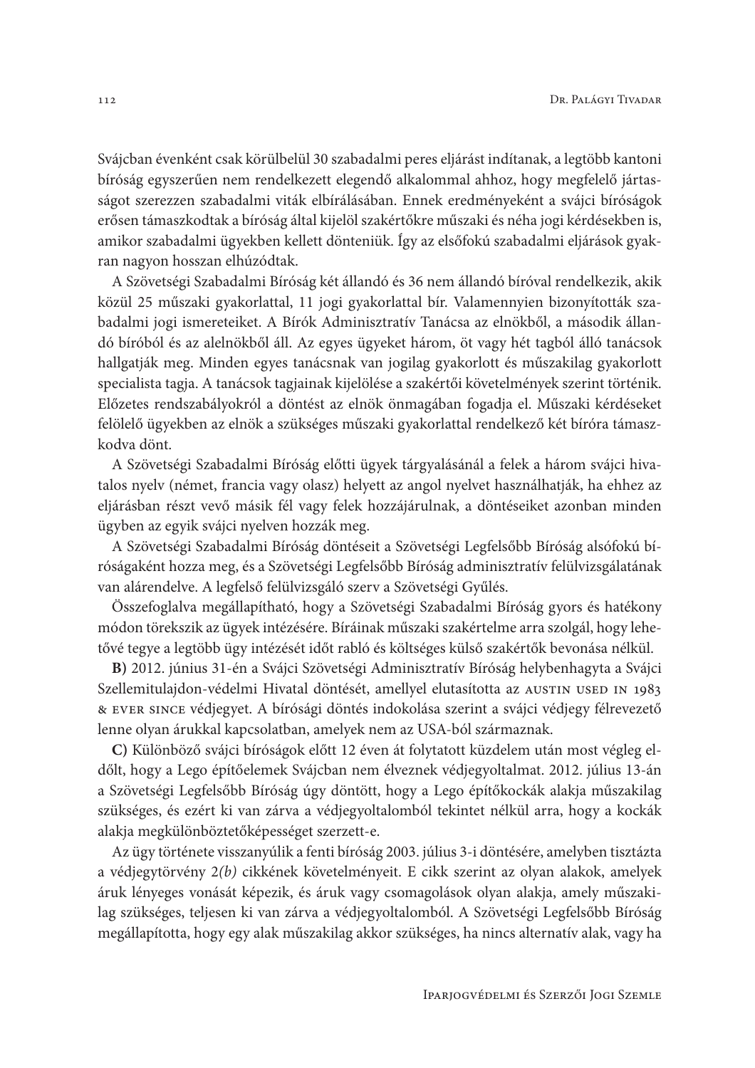Svájcban évenként csak körülbelül 30 szabadalmi peres eljárást indítanak, a legtöbb kantoni bíróság egyszerűen nem rendelkezett elegendő alkalommal ahhoz, hogy megfelelő jártasságot szerezzen szabadalmi viták elbírálásában. Ennek eredményeként a svájci bíróságok erősen támaszkodtak a bíróság által kijelölt szakértőkre műszaki és néha jogi kérdésekben is, amikor szabadalmi ügyekben kellett dönteniük. Így az elsőfokú szabadalmi eljárások gyakran nagyon hosszan elhúzódtak.

A Szövetségi Szabadalmi Bíróság két állandó és 36 nem állandó bíróval rendelkezik, akik közül 25 műszaki gyakorlattal, 11 jogi gyakorlattal bír. Valamennyien bizonyították szabadalmi jogi ismereteiket. A Bírók Adminisztratív Tanácsa az elnökből, a második állandó bíróból és az alelnökből áll. Az egyes ügyeket három, öt vagy hét tagból álló tanácsok hallgatják meg. Minden egyes tanácsnak van jogilag gyakorlott és műszakilag gyakorlott specialista tagja. A tanácsok tagjainak kijelölése a szakértői követelmények szerint történik. Előzetes rendszabályokról a döntést az elnök önmagában fogadja el. Műszaki kérdéseket felölelő ügyekben az elnök a szükséges műszaki gyakorlattal rendelkező két bíróra támaszkodva dönt.

A Szövetségi Szabadalmi Bíróság előtti ügyek tárgyalásánál a felek a három svájci hivatalos nyelv (német, francia vagy olasz) helyett az angol nyelvet használhatják, ha ehhez az eljárásban részt vevő másik fél vagy felek hozzájárulnak, a döntéseiket azonban minden ügyben az egyik svájci nyelven hozzák meg.

A Szövetségi Szabadalmi Bíróság döntéseit a Szövetségi Legfelsőbb Bíróság alsófokú bíróságaként hozza meg, és a Szövetségi Legfelsőbb Bíróság adminisztratív felülvizsgálatának van alárendelve. A legfelső felülvizsgáló szerv a Szövetségi Gyűlés.

Összefoglalva megállapítható, hogy a Szövetségi Szabadalmi Bíróság gyors és hatékony módon törekszik az ügyek intézésére. Bíráinak műszaki szakértelme arra szolgál, hogy lehetővé tegye a legtöbb ügy intézését időt rabló és költséges külső szakértők bevonása nélkül.

**B)** 2012. június 31-én a Svájci Szövetségi Adminisztratív Bíróság helybenhagyta a Svájci Szellemitulajdon-védelmi Hivatal döntését, amellyel elutasította az AUSTIN USED IN 1983 & EVER SINCE védjegyet. A bírósági döntés indokolása szerint a svájci védjegy félrevezető lenne olyan árukkal kapcsolatban, amelyek nem az USA-ból származnak.

**C)** Különböző svájci bíróságok előtt 12 éven át folytatott küzdelem után most végleg eldőlt, hogy a Lego építőelemek Svájcban nem élveznek védjegyoltalmat. 2012. július 13-án a Szövetségi Legfelsőbb Bíróság úgy döntött, hogy a Lego építőkockák alakja műszakilag szükséges, és ezért ki van zárva a védjegyoltalomból tekintet nélkül arra, hogy a kockák alakja megkülönböztetőképességet szerzett-e.

Az ügy története visszanyúlik a fenti bíróság 2003. július 3-i döntésére, amelyben tisztázta a védjegytörvény 2*(b)* cikkének követelményeit. E cikk szerint az olyan alakok, amelyek áruk lényeges vonását képezik, és áruk vagy csomagolások olyan alakja, amely műszakilag szükséges, teljesen ki van zárva a védjegyoltalomból. A Szövetségi Legfelsőbb Bíróság megállapította, hogy egy alak műszakilag akkor szükséges, ha nincs alternatív alak, vagy ha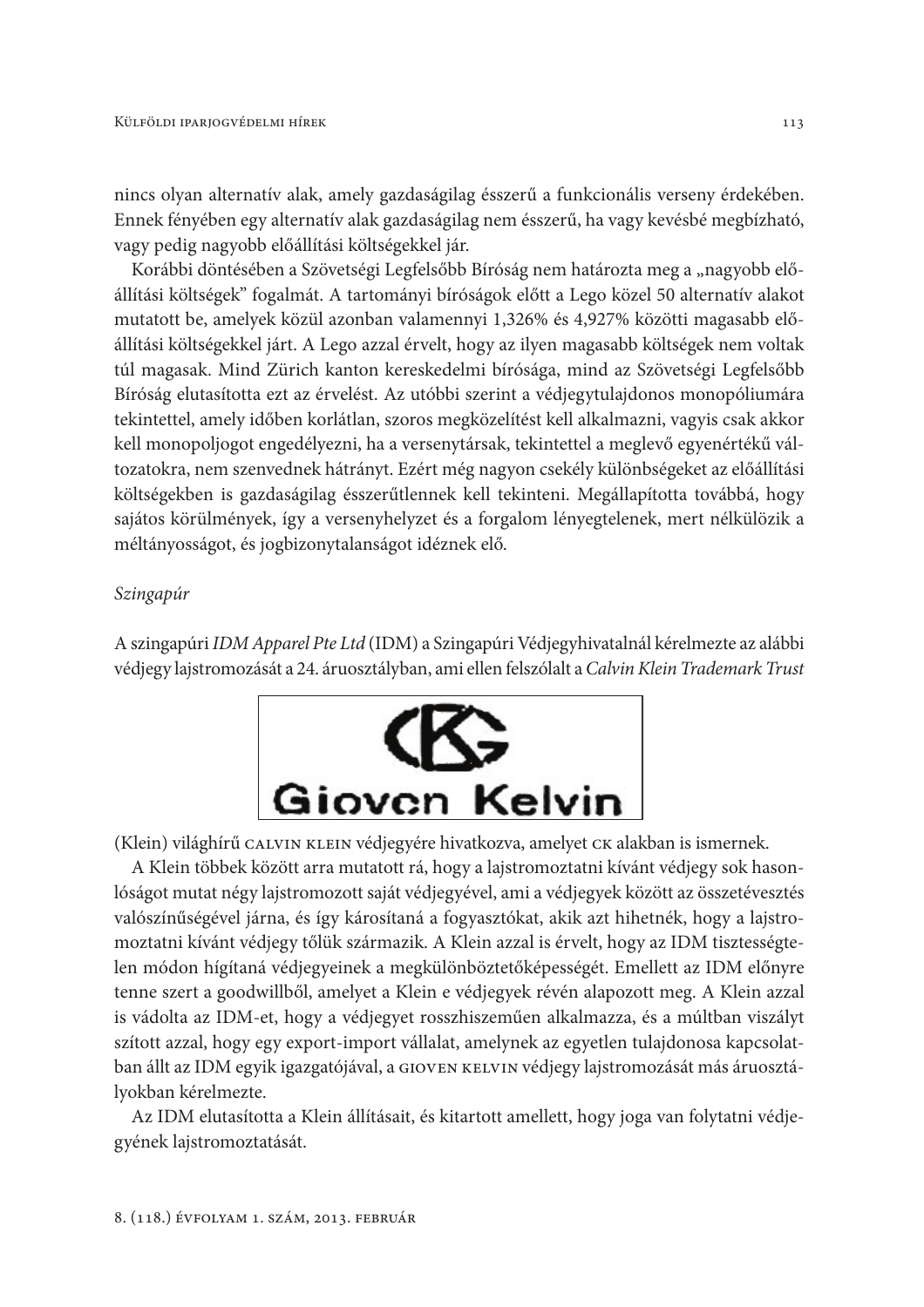nincs olyan alternatív alak, amely gazdaságilag ésszerű a funkcionális verseny érdekében. Ennek fényében egy alternatív alak gazdaságilag nem ésszerű, ha vagy kevésbé megbízható, vagy pedig nagyobb előállítási költségekkel jár.

Korábbi döntésében a Szövetségi Legfelsőbb Bíróság nem határozta meg a „nagyobb előállítási költségek" fogalmát. A tartományi bíróságok előtt a Lego közel 50 alternatív alakot mutatott be, amelyek közül azonban valamennyi 1,326% és 4,927% közötti magasabb előállítási költségekkel járt. A Lego azzal érvelt, hogy az ilyen magasabb költségek nem voltak túl magasak. Mind Zürich kanton kereskedelmi bírósága, mind az Szövetségi Legfelsőbb Bíróság elutasította ezt az érvelést. Az utóbbi szerint a védjegytulajdonos monopóliumára tekintettel, amely időben korlátlan, szoros megközelítést kell alkalmazni, vagyis csak akkor kell monopoljogot engedélyezni, ha a versenytársak, tekintettel a meglevő egyenértékű változatokra, nem szenvednek hátrányt. Ezért még nagyon csekély különbségeket az előállítási költségekben is gazdaságilag ésszerűtlennek kell tekinteni. Megállapította továbbá, hogy sajátos körülmények, így a versenyhelyzet és a forgalom lényegtelenek, mert nélkülözik a méltányosságot, és jogbizonytalanságot idéznek elő.

*Szingapúr*

A szingapúri *IDM Apparel Pte Ltd* (IDM) a Szingapúri Védjegyhivatalnál kérelmezte az alábbi védjegy lajstromozását a 24. áruosztályban, ami ellen felszólalt a *Calvin Klein Trademark Trust*

Gioven Kelvin

(Klein) világhírű CALVIN KLEIN védjegyére hivatkozva, amelyet CK alakban is ismernek.

A Klein többek között arra mutatott rá, hogy a lajstromoztatni kívánt védjegy sok hasonlóságot mutat négy lajstromozott saját védjegyével, ami a védjegyek között az összetévesztés valószínűségével járna, és így károsítaná a fogyasztókat, akik azt hihetnék, hogy a lajstromoztatni kívánt védjegy tőlük származik. A Klein azzal is érvelt, hogy az IDM tisztességtelen módon hígítaná védjegyeinek a megkülönböztetőképességét. Emellett az IDM előnyre tenne szert a goodwillből, amelyet a Klein e védjegyek révén alapozott meg. A Klein azzal is vádolta az IDM-et, hogy a védjegyet rosszhiszeműen alkalmazza, és a múltban viszályt szított azzal, hogy egy export-import vállalat, amelynek az egyetlen tulajdonosa kapcsolatban állt az IDM egyik igazgatójával, a GIOVEN KELVIN védjegy lajstromozását más áruosztályokban kérelmezte.

Az IDM elutasította a Klein állításait, és kitartott amellett, hogy joga van folytatni védjegyének lajstromoztatását.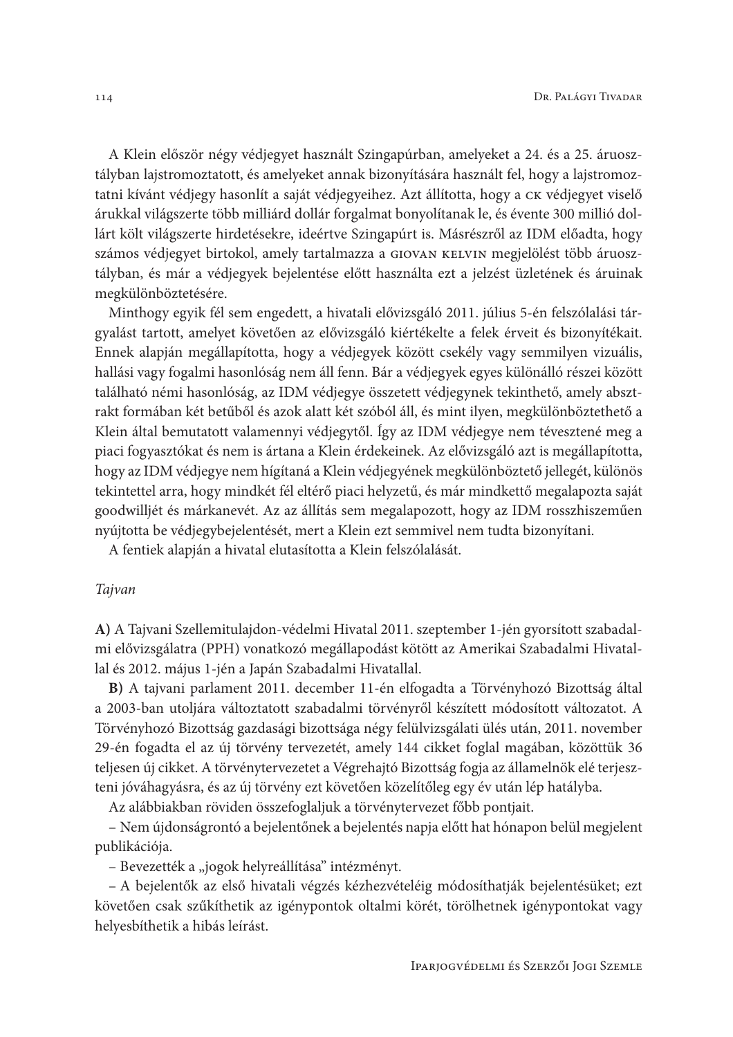A Klein először négy védjegyet használt Szingapúrban, amelyeket a 24. és a 25. áruosztályban lajstromoztatott, és amelyeket annak bizonyítására használt fel, hogy a lajstromoztatni kívánt védjegy hasonlít a saját védjegyeihez. Azt állította, hogy a CK védjegyet viselő árukkal világszerte több milliárd dollár forgalmat bonyolítanak le, és évente 300 millió dollárt költ világszerte hirdetésekre, ideértve Szingapúrt is. Másrészről az IDM előadta, hogy számos védjegyet birtokol, amely tartalmazza a GIOVAN KELVIN megjelölést több áruosztályban, és már a védjegyek bejelentése előtt használta ezt a jelzést üzletének és áruinak megkülönböztetésére.

Minthogy egyik fél sem engedett, a hivatali elővizsgáló 2011. július 5-én felszólalási tárgyalást tartott, amelyet követően az elővizsgáló kiértékelte a felek érveit és bizonyítékait. Ennek alapján megállapította, hogy a védjegyek között csekély vagy semmilyen vizuális, hallási vagy fogalmi hasonlóság nem áll fenn. Bár a védjegyek egyes különálló részei között található némi hasonlóság, az IDM védjegye összetett védjegynek tekinthető, amely absztrakt formában két betűből és azok alatt két szóból áll, és mint ilyen, megkülönböztethető a Klein által bemutatott valamennyi védjegytől. Így az IDM védjegye nem tévesztené meg a piaci fogyasztókat és nem is ártana a Klein érdekeinek. Az elővizsgáló azt is megállapította, hogy az IDM védjegye nem hígítaná a Klein védjegyének megkülönböztető jellegét, különös tekintettel arra, hogy mindkét fél eltérő piaci helyzetű, és már mindkettő megalapozta saját goodwilljét és márkanevét. Az az állítás sem megalapozott, hogy az IDM rosszhiszeműen nyújtotta be védjegybejelentését, mert a Klein ezt semmivel nem tudta bizonyítani.

A fentiek alapján a hivatal elutasította a Klein felszólalását.

*Tajvan*

**A)** A Tajvani Szellemitulajdon-védelmi Hivatal 2011. szeptember 1-jén gyorsított szabadalmi elővizsgálatra (PPH) vonatkozó megállapodást kötött az Amerikai Szabadalmi Hivatallal és 2012. május 1-jén a Japán Szabadalmi Hivatallal.

**B)** A tajvani parlament 2011. december 11-én elfogadta a Törvényhozó Bizottság által a 2003-ban utoljára változtatott szabadalmi törvényről készített módosított változatot. A Törvényhozó Bizottság gazdasági bizottsága négy felülvizsgálati ülés után, 2011. november 29-én fogadta el az új törvény tervezetét, amely 144 cikket foglal magában, közöttük 36 teljesen új cikket. A törvénytervezetet a Végrehajtó Bizottság fogja az államelnök elé terjeszteni jóváhagyásra, és az új törvény ezt követően közelítőleg egy év után lép hatályba.

Az alábbiakban röviden összefoglaljuk a törvénytervezet főbb pontjait.

– Nem újdonságrontó a bejelentőnek a bejelentés napja előtt hat hónapon belül megjelent publikációja.

– Bevezették a „jogok helyreállítása” intézményt.

– A bejelentők az első hivatali végzés kézhezvételéig módosíthatják bejelentésüket; ezt követően csak szűkíthetik az igénypontok oltalmi körét, törölhetnek igénypontokat vagy helyesbíthetik a hibás leírást.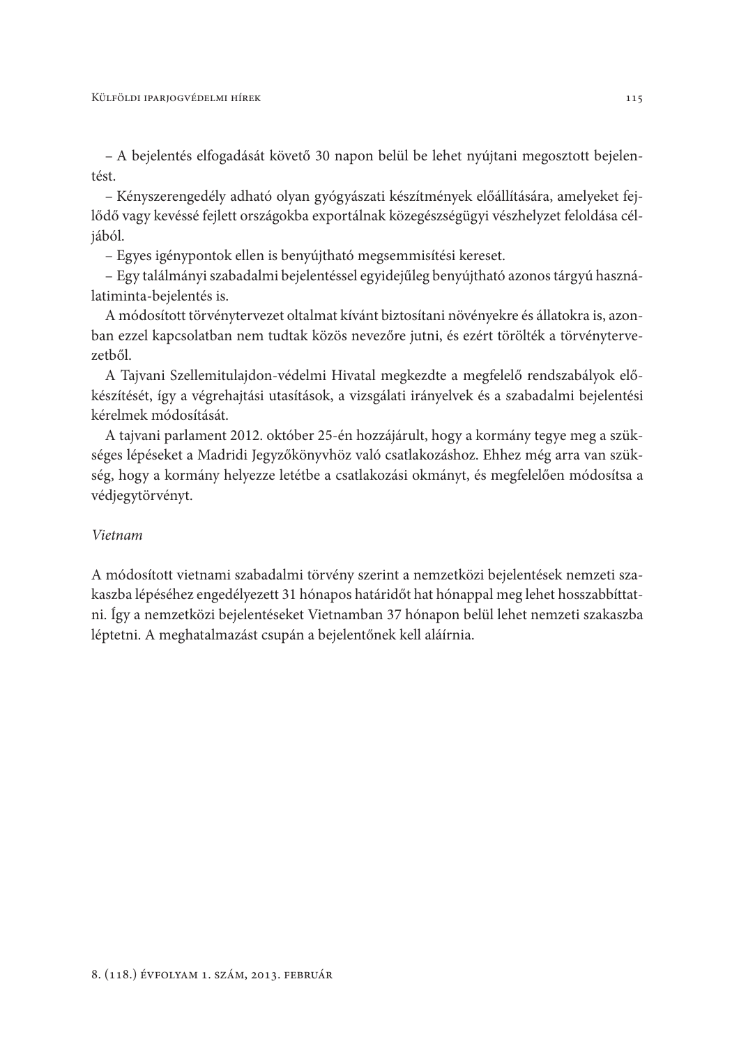– A bejelentés elfogadását követő 30 napon belül be lehet nyújtani megosztott bejelentést.

– Kényszerengedély adható olyan gyógyászati készítmények előállítására, amelyeket fejlődő vagy kevéssé fejlett országokba exportálnak közegészségügyi vészhelyzet feloldása céljából.

– Egyes igénypontok ellen is benyújtható megsemmisítési kereset.

– Egy találmányi szabadalmi bejelentéssel egyidejűleg benyújtható azonos tárgyú használatiminta-bejelentés is.

A módosított törvénytervezet oltalmat kívánt biztosítani növényekre és állatokra is, azonban ezzel kapcsolatban nem tudtak közös nevezőre jutni, és ezért törölték a törvénytervezetből.

A Tajvani Szellemitulajdon-védelmi Hivatal megkezdte a megfelelő rendszabályok előkészítését, így a végrehajtási utasítások, a vizsgálati irányelvek és a szabadalmi bejelentési kérelmek módosítását.

A tajvani parlament 2012. október 25-én hozzájárult, hogy a kormány tegye meg a szükséges lépéseket a Madridi Jegyzőkönyvhöz való csatlakozáshoz. Ehhez még arra van szükség, hogy a kormány helyezze letétbe a csatlakozási okmányt, és megfelelően módosítsa a védjegytörvényt.

*Vietnam*

A módosított vietnami szabadalmi törvény szerint a nemzetközi bejelentések nemzeti szakaszba lépéséhez engedélyezett 31 hónapos határidőt hat hónappal meg lehet hosszabbíttatni. Így a nemzetközi bejelentéseket Vietnamban 37 hónapon belül lehet nemzeti szakaszba léptetni. A meghatalmazást csupán a bejelentőnek kell aláírnia.